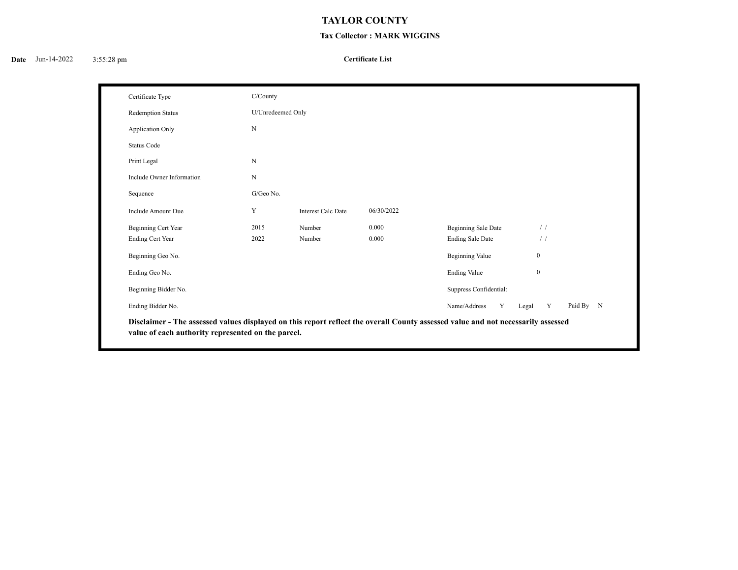# TAYLOR COUNTY

### Tax Collector : MARK WIGGINS

**Date** Jun-14-2022 3:55:28 pm

**Certificate List**

| | | | | | |
|---|---|---|---|---|---|
| Certificate Type | C/County | | | | |
| Redemption Status | U/Unredeemed Only | | | | |
| Application Only | N | | | | |
| Status Code | | | | | |
| Print Legal | N | | | | |
| Include Owner Information | N | | | | |
| Sequence | G/Geo No. | | | | |
| Include Amount Due | Y | Interest Calc Date | 06/30/2022 | | |
| Beginning Cert Year | 2015 | Number | 0.000 | Beginning Sale Date | / / |
| Ending Cert Year | 2022 | Number | 0.000 | Ending Sale Date | / / |
| Beginning Geo No. | | | | Beginning Value | 0 |
| Ending Geo No. | | | | Ending Value | 0 |
| Beginning Bidder No. | | | | Suppress Confidential: | |
| Ending Bidder No. | | | | Name/Address Y Legal Y | Paid By N |

**Disclaimer - The assessed values displayed on this report reflect the overall County assessed value and not necessarily assessed value of each authority represented on the parcel.**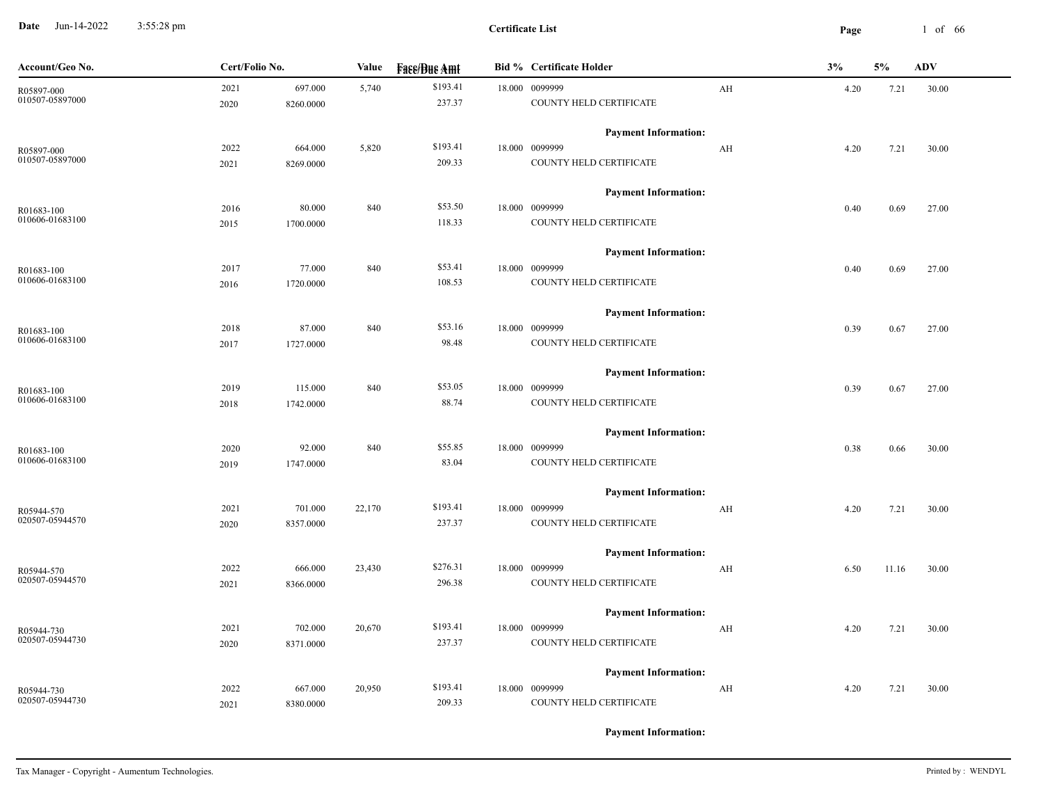**Date** Jun-14-2022 3:55:28 pm

**Certificate List**

| Account/Geo No. | Cert/Folio No. | | Value | Face/Due Amt | Bid % | Certificate Holder | | 3% | 5% | ADV |
|---|---|---|---|---|---|---|---|---|---|---|
| R05897-000 | 2021 | 697.000 | 5,740 | $193.41 | 18.000 | 0099999 | AH | 4.20 | 7.21 | 30.00 |
| 010507-05897000 | 2020 | 8260.0000 | | 237.37 | | COUNTY HELD CERTIFICATE | | | | |
| | | | | | | **Payment Information:** | | | | |
| R05897-000 | 2022 | 664.000 | 5,820 | $193.41 | 18.000 | 0099999 | AH | 4.20 | 7.21 | 30.00 |
| 010507-05897000 | 2021 | 8269.0000 | | 209.33 | | COUNTY HELD CERTIFICATE | | | | |
| | | | | | | **Payment Information:** | | | | |
| R01683-100 | 2016 | 80.000 | 840 | $53.50 | 18.000 | 0099999 | | 0.40 | 0.69 | 27.00 |
| 010606-01683100 | 2015 | 1700.0000 | | 118.33 | | COUNTY HELD CERTIFICATE | | | | |
| | | | | | | **Payment Information:** | | | | |
| R01683-100 | 2017 | 77.000 | 840 | $53.41 | 18.000 | 0099999 | | 0.40 | 0.69 | 27.00 |
| 010606-01683100 | 2016 | 1720.0000 | | 108.53 | | COUNTY HELD CERTIFICATE | | | | |
| | | | | | | **Payment Information:** | | | | |
| R01683-100 | 2018 | 87.000 | 840 | $53.16 | 18.000 | 0099999 | | 0.39 | 0.67 | 27.00 |
| 010606-01683100 | 2017 | 1727.0000 | | 98.48 | | COUNTY HELD CERTIFICATE | | | | |
| | | | | | | **Payment Information:** | | | | |
| R01683-100 | 2019 | 115.000 | 840 | $53.05 | 18.000 | 0099999 | | 0.39 | 0.67 | 27.00 |
| 010606-01683100 | 2018 | 1742.0000 | | 88.74 | | COUNTY HELD CERTIFICATE | | | | |
| | | | | | | **Payment Information:** | | | | |
| R01683-100 | 2020 | 92.000 | 840 | $55.85 | 18.000 | 0099999 | | 0.38 | 0.66 | 30.00 |
| 010606-01683100 | 2019 | 1747.0000 | | 83.04 | | COUNTY HELD CERTIFICATE | | | | |
| | | | | | | **Payment Information:** | | | | |
| R05944-570 | 2021 | 701.000 | 22,170 | $193.41 | 18.000 | 0099999 | AH | 4.20 | 7.21 | 30.00 |
| 020507-05944570 | 2020 | 8357.0000 | | 237.37 | | COUNTY HELD CERTIFICATE | | | | |
| | | | | | | **Payment Information:** | | | | |
| R05944-570 | 2022 | 666.000 | 23,430 | $276.31 | 18.000 | 0099999 | AH | 6.50 | 11.16 | 30.00 |
| 020507-05944570 | 2021 | 8366.0000 | | 296.38 | | COUNTY HELD CERTIFICATE | | | | |
| | | | | | | **Payment Information:** | | | | |
| R05944-730 | 2021 | 702.000 | 20,670 | $193.41 | 18.000 | 0099999 | AH | 4.20 | 7.21 | 30.00 |
| 020507-05944730 | 2020 | 8371.0000 | | 237.37 | | COUNTY HELD CERTIFICATE | | | | |
| | | | | | | **Payment Information:** | | | | |
| R05944-730 | 2022 | 667.000 | 20,950 | $193.41 | 18.000 | 0099999 | AH | 4.20 | 7.21 | 30.00 |
| 020507-05944730 | 2021 | 8380.0000 | | 209.33 | | COUNTY HELD CERTIFICATE | | | | |
| | | | | | | **Payment Information:** | | | | |

Tax Manager - Copyright - Aumentum Technologies. Printed by : WENDYL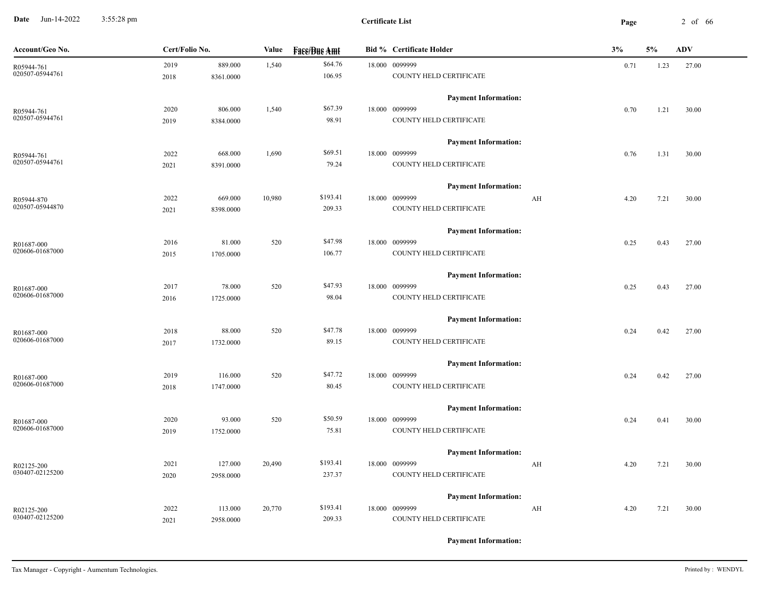**Certificate List**

| Account/Geo No. | Cert/Folio No. | | Value | Face/Due Amt | Bid % | Certificate Holder | | 3% | 5% | ADV |
|---|---|---|---|---|---|---|---|---|---|---|
| R05944-761<br>020507-05944761 | 2019<br>2018 | 889.000<br>8361.0000 | 1,540 | $64.76<br>106.95 | 18.000 | 0099999<br>COUNTY HELD CERTIFICATE | | 0.71 | 1.23 | 27.00 |
| | | | | | | **Payment Information:** | | | | |
| R05944-761<br>020507-05944761 | 2020<br>2019 | 806.000<br>8384.0000 | 1,540 | $67.39<br>98.91 | 18.000 | 0099999<br>COUNTY HELD CERTIFICATE | | 0.70 | 1.21 | 30.00 |
| | | | | | | **Payment Information:** | | | | |
| R05944-761<br>020507-05944761 | 2022<br>2021 | 668.000<br>8391.0000 | 1,690 | $69.51<br>79.24 | 18.000 | 0099999<br>COUNTY HELD CERTIFICATE | | 0.76 | 1.31 | 30.00 |
| | | | | | | **Payment Information:** | | | | |
| R05944-870<br>020507-05944870 | 2022<br>2021 | 669.000<br>8398.0000 | 10,980 | $193.41<br>209.33 | 18.000 | 0099999<br>COUNTY HELD CERTIFICATE | AH | 4.20 | 7.21 | 30.00 |
| | | | | | | **Payment Information:** | | | | |
| R01687-000<br>020606-01687000 | 2016<br>2015 | 81.000<br>1705.0000 | 520 | $47.98<br>106.77 | 18.000 | 0099999<br>COUNTY HELD CERTIFICATE | | 0.25 | 0.43 | 27.00 |
| | | | | | | **Payment Information:** | | | | |
| R01687-000<br>020606-01687000 | 2017<br>2016 | 78.000<br>1725.0000 | 520 | $47.93<br>98.04 | 18.000 | 0099999<br>COUNTY HELD CERTIFICATE | | 0.25 | 0.43 | 27.00 |
| | | | | | | **Payment Information:** | | | | |
| R01687-000<br>020606-01687000 | 2018<br>2017 | 88.000<br>1732.0000 | 520 | $47.78<br>89.15 | 18.000 | 0099999<br>COUNTY HELD CERTIFICATE | | 0.24 | 0.42 | 27.00 |
| | | | | | | **Payment Information:** | | | | |
| R01687-000<br>020606-01687000 | 2019<br>2018 | 116.000<br>1747.0000 | 520 | $47.72<br>80.45 | 18.000 | 0099999<br>COUNTY HELD CERTIFICATE | | 0.24 | 0.42 | 27.00 |
| | | | | | | **Payment Information:** | | | | |
| R01687-000<br>020606-01687000 | 2020<br>2019 | 93.000<br>1752.0000 | 520 | $50.59<br>75.81 | 18.000 | 0099999<br>COUNTY HELD CERTIFICATE | | 0.24 | 0.41 | 30.00 |
| | | | | | | **Payment Information:** | | | | |
| R02125-200<br>030407-02125200 | 2021<br>2020 | 127.000<br>2958.0000 | 20,490 | $193.41<br>237.37 | 18.000 | 0099999<br>COUNTY HELD CERTIFICATE | AH | 4.20 | 7.21 | 30.00 |
| | | | | | | **Payment Information:** | | | | |
| R02125-200<br>030407-02125200 | 2022<br>2021 | 113.000<br>2958.0000 | 20,770 | $193.41<br>209.33 | 18.000 | 0099999<br>COUNTY HELD CERTIFICATE | AH | 4.20 | 7.21 | 30.00 |
| | | | | | | **Payment Information:** | | | | |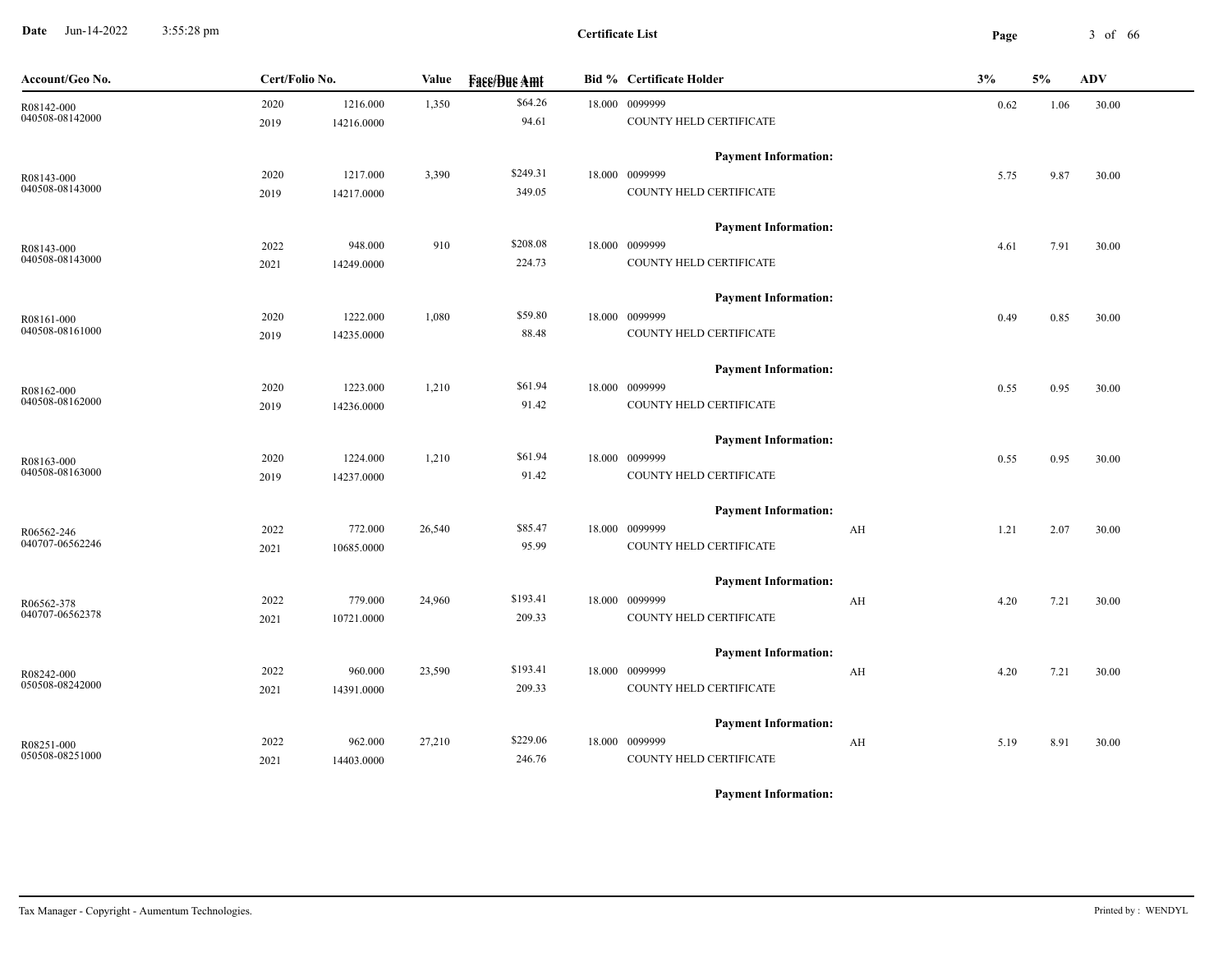**Certificate List**

| Account/Geo No. | Cert/Folio No. | | Value | Face/Due Amt | Bid % | Certificate Holder | | 3% | 5% | ADV |
|---|---|---|---|---|---|---|---|---|---|---|
| R08142-000 | 2020 | 1216.000 | 1,350 | $64.26 | 18.000 | 0099999 | | 0.62 | 1.06 | 30.00 |
| 040508-08142000 | 2019 | 14216.0000 | | 94.61 | | COUNTY HELD CERTIFICATE | | | | |
| | | | | | | **Payment Information:** | | | | |
| R08143-000 | 2020 | 1217.000 | 3,390 | $249.31 | 18.000 | 0099999 | | 5.75 | 9.87 | 30.00 |
| 040508-08143000 | 2019 | 14217.0000 | | 349.05 | | COUNTY HELD CERTIFICATE | | | | |
| | | | | | | **Payment Information:** | | | | |
| R08143-000 | 2022 | 948.000 | 910 | $208.08 | 18.000 | 0099999 | | 4.61 | 7.91 | 30.00 |
| 040508-08143000 | 2021 | 14249.0000 | | 224.73 | | COUNTY HELD CERTIFICATE | | | | |
| | | | | | | **Payment Information:** | | | | |
| R08161-000 | 2020 | 1222.000 | 1,080 | $59.80 | 18.000 | 0099999 | | 0.49 | 0.85 | 30.00 |
| 040508-08161000 | 2019 | 14235.0000 | | 88.48 | | COUNTY HELD CERTIFICATE | | | | |
| | | | | | | **Payment Information:** | | | | |
| R08162-000 | 2020 | 1223.000 | 1,210 | $61.94 | 18.000 | 0099999 | | 0.55 | 0.95 | 30.00 |
| 040508-08162000 | 2019 | 14236.0000 | | 91.42 | | COUNTY HELD CERTIFICATE | | | | |
| | | | | | | **Payment Information:** | | | | |
| R08163-000 | 2020 | 1224.000 | 1,210 | $61.94 | 18.000 | 0099999 | | 0.55 | 0.95 | 30.00 |
| 040508-08163000 | 2019 | 14237.0000 | | 91.42 | | COUNTY HELD CERTIFICATE | | | | |
| | | | | | | **Payment Information:** | | | | |
| R06562-246 | 2022 | 772.000 | 26,540 | $85.47 | 18.000 | 0099999 | AH | 1.21 | 2.07 | 30.00 |
| 040707-06562246 | 2021 | 10685.0000 | | 95.99 | | COUNTY HELD CERTIFICATE | | | | |
| | | | | | | **Payment Information:** | | | | |
| R06562-378 | 2022 | 779.000 | 24,960 | $193.41 | 18.000 | 0099999 | AH | 4.20 | 7.21 | 30.00 |
| 040707-06562378 | 2021 | 10721.0000 | | 209.33 | | COUNTY HELD CERTIFICATE | | | | |
| | | | | | | **Payment Information:** | | | | |
| R08242-000 | 2022 | 960.000 | 23,590 | $193.41 | 18.000 | 0099999 | AH | 4.20 | 7.21 | 30.00 |
| 050508-08242000 | 2021 | 14391.0000 | | 209.33 | | COUNTY HELD CERTIFICATE | | | | |
| | | | | | | **Payment Information:** | | | | |
| R08251-000 | 2022 | 962.000 | 27,210 | $229.06 | 18.000 | 0099999 | AH | 5.19 | 8.91 | 30.00 |
| 050508-08251000 | 2021 | 14403.0000 | | 246.76 | | COUNTY HELD CERTIFICATE | | | | |
| | | | | | | **Payment Information:** | | | | |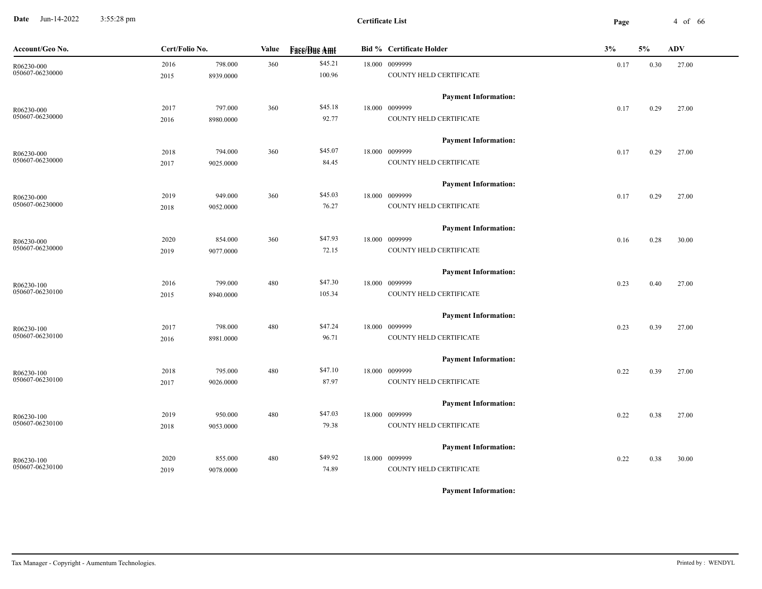# Certificate List

| Account/Geo No. | Cert/Folio No. | | Value | Face/Due Amt | Bid % | Certificate Holder | 3% | 5% | ADV |
|---|---|---|---|---|---|---|---|---|---|
| R06230-000 | 2016 | 798.000 | 360 | $45.21 | 18.000 | 0099999 | 0.17 | 0.30 | 27.00 |
| 050607-06230000 | 2015 | 8939.0000 | | 100.96 | | COUNTY HELD CERTIFICATE | | | |
| | | | | | | **Payment Information:** | | | |
| R06230-000 | 2017 | 797.000 | 360 | $45.18 | 18.000 | 0099999 | 0.17 | 0.29 | 27.00 |
| 050607-06230000 | 2016 | 8980.0000 | | 92.77 | | COUNTY HELD CERTIFICATE | | | |
| | | | | | | **Payment Information:** | | | |
| R06230-000 | 2018 | 794.000 | 360 | $45.07 | 18.000 | 0099999 | 0.17 | 0.29 | 27.00 |
| 050607-06230000 | 2017 | 9025.0000 | | 84.45 | | COUNTY HELD CERTIFICATE | | | |
| | | | | | | **Payment Information:** | | | |
| R06230-000 | 2019 | 949.000 | 360 | $45.03 | 18.000 | 0099999 | 0.17 | 0.29 | 27.00 |
| 050607-06230000 | 2018 | 9052.0000 | | 76.27 | | COUNTY HELD CERTIFICATE | | | |
| | | | | | | **Payment Information:** | | | |
| R06230-000 | 2020 | 854.000 | 360 | $47.93 | 18.000 | 0099999 | 0.16 | 0.28 | 30.00 |
| 050607-06230000 | 2019 | 9077.0000 | | 72.15 | | COUNTY HELD CERTIFICATE | | | |
| | | | | | | **Payment Information:** | | | |
| R06230-100 | 2016 | 799.000 | 480 | $47.30 | 18.000 | 0099999 | 0.23 | 0.40 | 27.00 |
| 050607-06230100 | 2015 | 8940.0000 | | 105.34 | | COUNTY HELD CERTIFICATE | | | |
| | | | | | | **Payment Information:** | | | |
| R06230-100 | 2017 | 798.000 | 480 | $47.24 | 18.000 | 0099999 | 0.23 | 0.39 | 27.00 |
| 050607-06230100 | 2016 | 8981.0000 | | 96.71 | | COUNTY HELD CERTIFICATE | | | |
| | | | | | | **Payment Information:** | | | |
| R06230-100 | 2018 | 795.000 | 480 | $47.10 | 18.000 | 0099999 | 0.22 | 0.39 | 27.00 |
| 050607-06230100 | 2017 | 9026.0000 | | 87.97 | | COUNTY HELD CERTIFICATE | | | |
| | | | | | | **Payment Information:** | | | |
| R06230-100 | 2019 | 950.000 | 480 | $47.03 | 18.000 | 0099999 | 0.22 | 0.38 | 27.00 |
| 050607-06230100 | 2018 | 9053.0000 | | 79.38 | | COUNTY HELD CERTIFICATE | | | |
| | | | | | | **Payment Information:** | | | |
| R06230-100 | 2020 | 855.000 | 480 | $49.92 | 18.000 | 0099999 | 0.22 | 0.38 | 30.00 |
| 050607-06230100 | 2019 | 9078.0000 | | 74.89 | | COUNTY HELD CERTIFICATE | | | |
| | | | | | | **Payment Information:** | | | |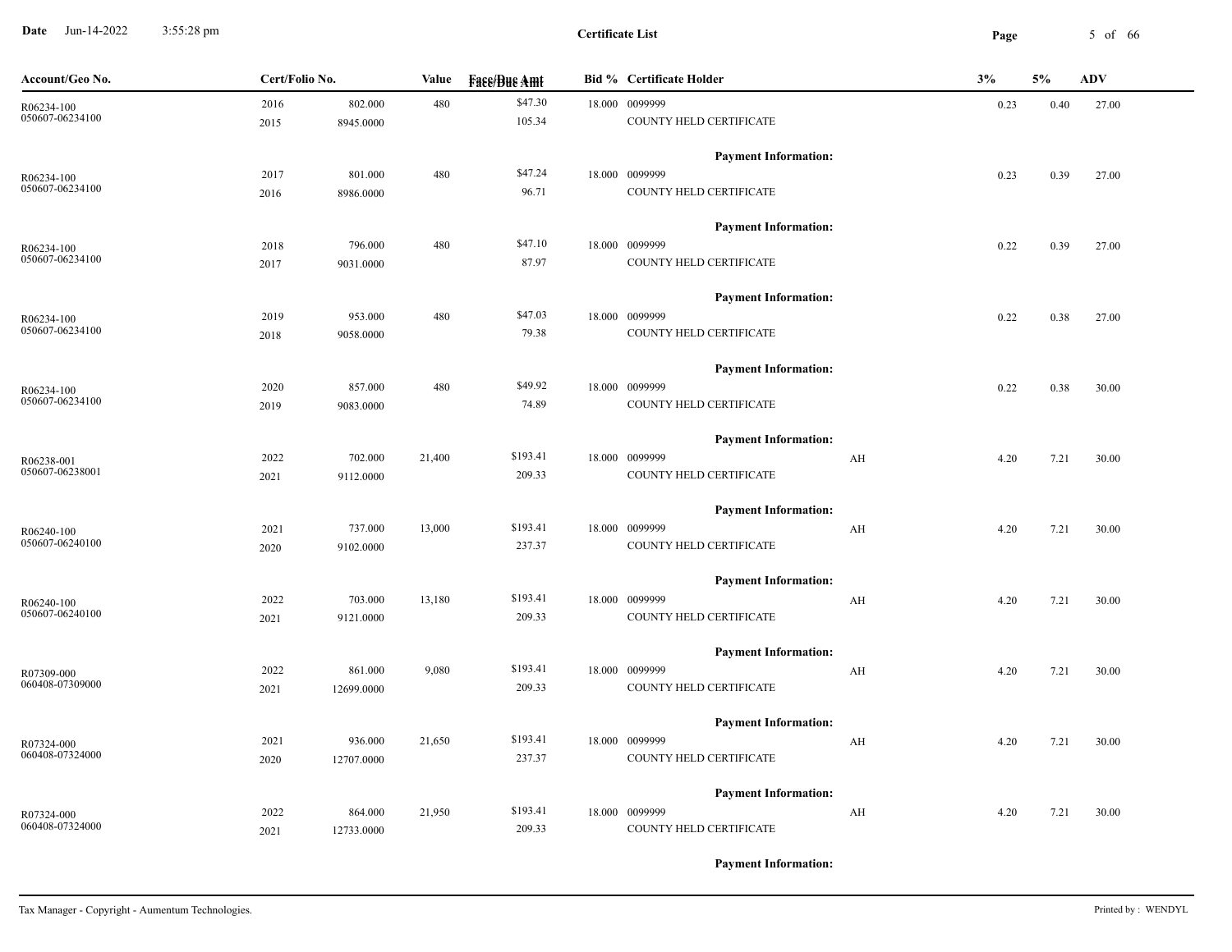**Certificate List**

| Account/Geo No. | Cert/Folio No. | | Value | Face/Due Amt | Bid % | Certificate Holder | | 3% | 5% | ADV |
|---|---|---|---|---|---|---|---|---|---|---|
| R06234-100 | 2016 | 802.000 | 480 | $47.30 | 18.000 | 0099999 | | 0.23 | 0.40 | 27.00 |
| 050607-06234100 | 2015 | 8945.0000 | | 105.34 | | COUNTY HELD CERTIFICATE | | | | |
| | | | | | | **Payment Information:** | | | | |
| R06234-100 | 2017 | 801.000 | 480 | $47.24 | 18.000 | 0099999 | | 0.23 | 0.39 | 27.00 |
| 050607-06234100 | 2016 | 8986.0000 | | 96.71 | | COUNTY HELD CERTIFICATE | | | | |
| | | | | | | **Payment Information:** | | | | |
| R06234-100 | 2018 | 796.000 | 480 | $47.10 | 18.000 | 0099999 | | 0.22 | 0.39 | 27.00 |
| 050607-06234100 | 2017 | 9031.0000 | | 87.97 | | COUNTY HELD CERTIFICATE | | | | |
| | | | | | | **Payment Information:** | | | | |
| R06234-100 | 2019 | 953.000 | 480 | $47.03 | 18.000 | 0099999 | | 0.22 | 0.38 | 27.00 |
| 050607-06234100 | 2018 | 9058.0000 | | 79.38 | | COUNTY HELD CERTIFICATE | | | | |
| | | | | | | **Payment Information:** | | | | |
| R06234-100 | 2020 | 857.000 | 480 | $49.92 | 18.000 | 0099999 | | 0.22 | 0.38 | 30.00 |
| 050607-06234100 | 2019 | 9083.0000 | | 74.89 | | COUNTY HELD CERTIFICATE | | | | |
| | | | | | | **Payment Information:** | | | | |
| R06238-001 | 2022 | 702.000 | 21,400 | $193.41 | 18.000 | 0099999 | AH | 4.20 | 7.21 | 30.00 |
| 050607-06238001 | 2021 | 9112.0000 | | 209.33 | | COUNTY HELD CERTIFICATE | | | | |
| | | | | | | **Payment Information:** | | | | |
| R06240-100 | 2021 | 737.000 | 13,000 | $193.41 | 18.000 | 0099999 | AH | 4.20 | 7.21 | 30.00 |
| 050607-06240100 | 2020 | 9102.0000 | | 237.37 | | COUNTY HELD CERTIFICATE | | | | |
| | | | | | | **Payment Information:** | | | | |
| R06240-100 | 2022 | 703.000 | 13,180 | $193.41 | 18.000 | 0099999 | AH | 4.20 | 7.21 | 30.00 |
| 050607-06240100 | 2021 | 9121.0000 | | 209.33 | | COUNTY HELD CERTIFICATE | | | | |
| | | | | | | **Payment Information:** | | | | |
| R07309-000 | 2022 | 861.000 | 9,080 | $193.41 | 18.000 | 0099999 | AH | 4.20 | 7.21 | 30.00 |
| 060408-07309000 | 2021 | 12699.0000 | | 209.33 | | COUNTY HELD CERTIFICATE | | | | |
| | | | | | | **Payment Information:** | | | | |
| R07324-000 | 2021 | 936.000 | 21,650 | $193.41 | 18.000 | 0099999 | AH | 4.20 | 7.21 | 30.00 |
| 060408-07324000 | 2020 | 12707.0000 | | 237.37 | | COUNTY HELD CERTIFICATE | | | | |
| | | | | | | **Payment Information:** | | | | |
| R07324-000 | 2022 | 864.000 | 21,950 | $193.41 | 18.000 | 0099999 | AH | 4.20 | 7.21 | 30.00 |
| 060408-07324000 | 2021 | 12733.0000 | | 209.33 | | COUNTY HELD CERTIFICATE | | | | |
| | | | | | | **Payment Information:** | | | | |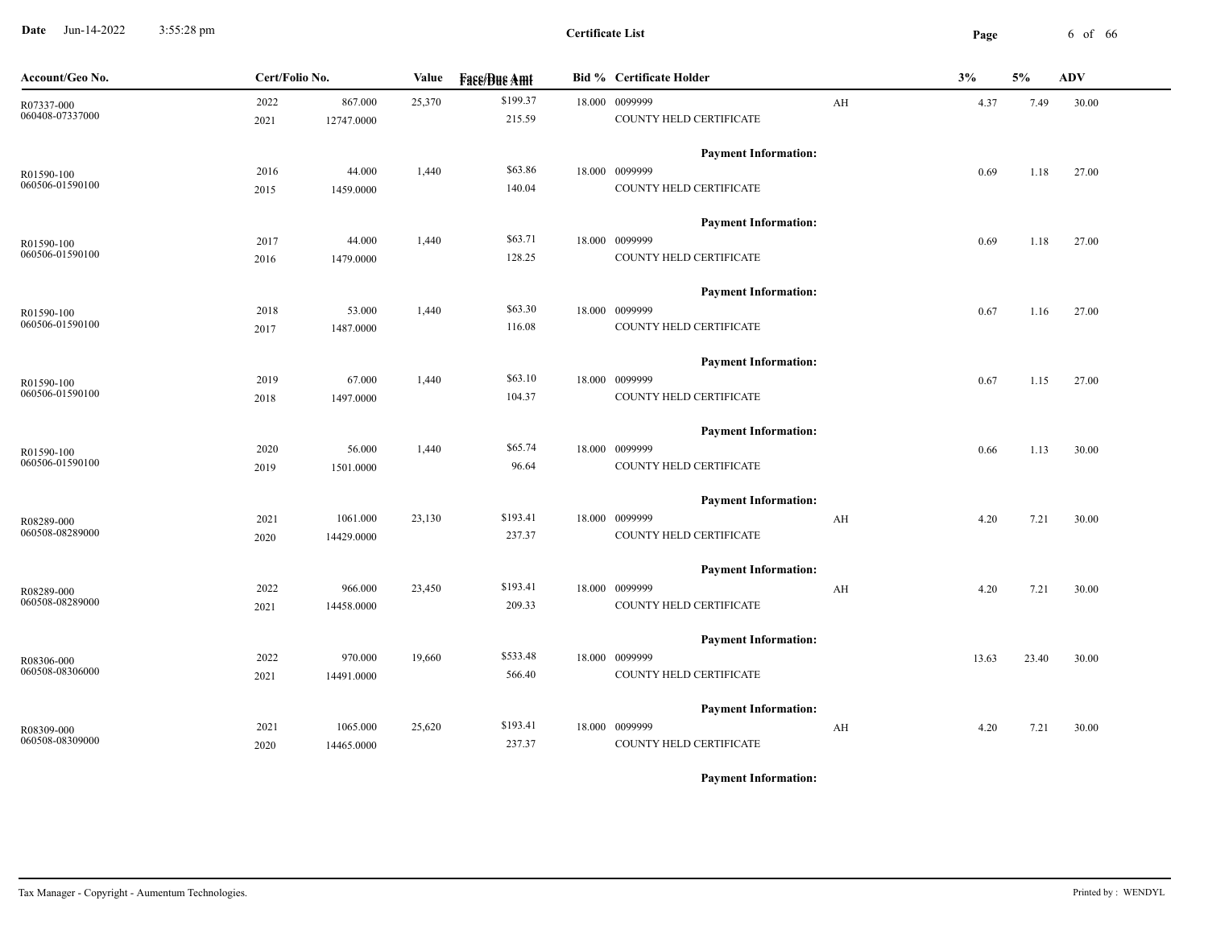**Certificate List**

| Account/Geo No. | Cert/Folio No. | | Value | Face/Due Amt | Bid % | Certificate Holder | | 3% | 5% | ADV |
|---|---|---|---|---|---|---|---|---|---|---|
| R07337-000 | 2022 | 867.000 | 25,370 | $199.37 | 18.000 | 0099999 | AH | 4.37 | 7.49 | 30.00 |
| 060408-07337000 | 2021 | 12747.0000 | | 215.59 | | COUNTY HELD CERTIFICATE | | | | |
| | | | | | | **Payment Information:** | | | | |
| R01590-100 | 2016 | 44.000 | 1,440 | $63.86 | 18.000 | 0099999 | | 0.69 | 1.18 | 27.00 |
| 060506-01590100 | 2015 | 1459.0000 | | 140.04 | | COUNTY HELD CERTIFICATE | | | | |
| | | | | | | **Payment Information:** | | | | |
| R01590-100 | 2017 | 44.000 | 1,440 | $63.71 | 18.000 | 0099999 | | 0.69 | 1.18 | 27.00 |
| 060506-01590100 | 2016 | 1479.0000 | | 128.25 | | COUNTY HELD CERTIFICATE | | | | |
| | | | | | | **Payment Information:** | | | | |
| R01590-100 | 2018 | 53.000 | 1,440 | $63.30 | 18.000 | 0099999 | | 0.67 | 1.16 | 27.00 |
| 060506-01590100 | 2017 | 1487.0000 | | 116.08 | | COUNTY HELD CERTIFICATE | | | | |
| | | | | | | **Payment Information:** | | | | |
| R01590-100 | 2019 | 67.000 | 1,440 | $63.10 | 18.000 | 0099999 | | 0.67 | 1.15 | 27.00 |
| 060506-01590100 | 2018 | 1497.0000 | | 104.37 | | COUNTY HELD CERTIFICATE | | | | |
| | | | | | | **Payment Information:** | | | | |
| R01590-100 | 2020 | 56.000 | 1,440 | $65.74 | 18.000 | 0099999 | | 0.66 | 1.13 | 30.00 |
| 060506-01590100 | 2019 | 1501.0000 | | 96.64 | | COUNTY HELD CERTIFICATE | | | | |
| | | | | | | **Payment Information:** | | | | |
| R08289-000 | 2021 | 1061.000 | 23,130 | $193.41 | 18.000 | 0099999 | AH | 4.20 | 7.21 | 30.00 |
| 060508-08289000 | 2020 | 14429.0000 | | 237.37 | | COUNTY HELD CERTIFICATE | | | | |
| | | | | | | **Payment Information:** | | | | |
| R08289-000 | 2022 | 966.000 | 23,450 | $193.41 | 18.000 | 0099999 | AH | 4.20 | 7.21 | 30.00 |
| 060508-08289000 | 2021 | 14458.0000 | | 209.33 | | COUNTY HELD CERTIFICATE | | | | |
| | | | | | | **Payment Information:** | | | | |
| R08306-000 | 2022 | 970.000 | 19,660 | $533.48 | 18.000 | 0099999 | | 13.63 | 23.40 | 30.00 |
| 060508-08306000 | 2021 | 14491.0000 | | 566.40 | | COUNTY HELD CERTIFICATE | | | | |
| | | | | | | **Payment Information:** | | | | |
| R08309-000 | 2021 | 1065.000 | 25,620 | $193.41 | 18.000 | 0099999 | AH | 4.20 | 7.21 | 30.00 |
| 060508-08309000 | 2020 | 14465.0000 | | 237.37 | | COUNTY HELD CERTIFICATE | | | | |
| | | | | | | **Payment Information:** | | | | |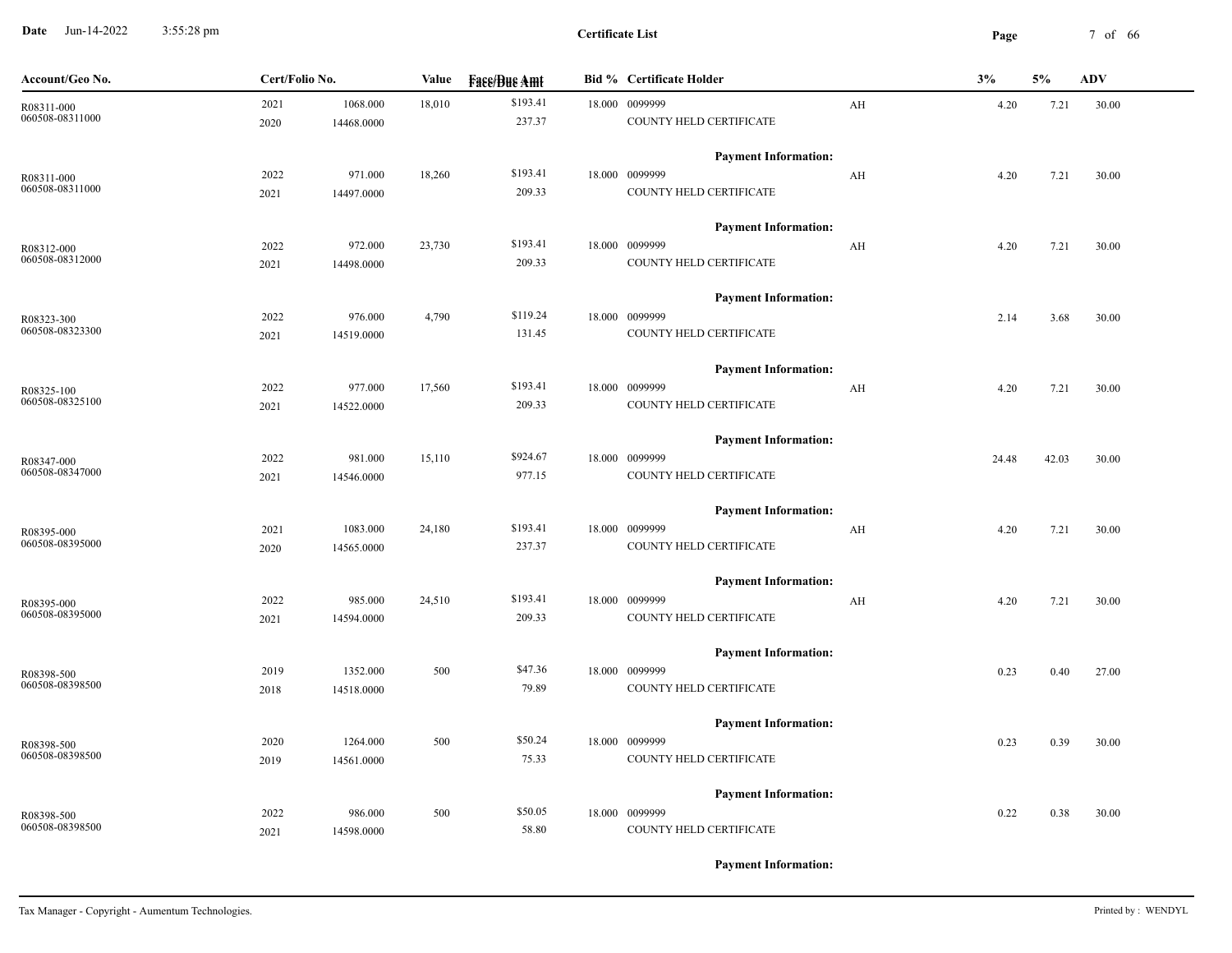**Certificate List**

Date Jun-14-2022 3:55:28 pm

| Account/Geo No. | Cert/Folio No. | | Value | Face/Due Amt | Bid % | Certificate Holder | | 3% | 5% | ADV |
|---|---|---|---|---|---|---|---|---|---|---|
| R08311-000<br>060508-08311000 | 2021<br>2020 | 1068.000<br>14468.0000 | 18,010 | $193.41<br>237.37 | 18.000 | 0099999<br>COUNTY HELD CERTIFICATE<br>**Payment Information:** | AH | 4.20 | 7.21 | 30.00 |
| R08311-000<br>060508-08311000 | 2022<br>2021 | 971.000<br>14497.0000 | 18,260 | $193.41<br>209.33 | 18.000 | 0099999<br>COUNTY HELD CERTIFICATE<br>**Payment Information:** | AH | 4.20 | 7.21 | 30.00 |
| R08312-000<br>060508-08312000 | 2022<br>2021 | 972.000<br>14498.0000 | 23,730 | $193.41<br>209.33 | 18.000 | 0099999<br>COUNTY HELD CERTIFICATE<br>**Payment Information:** | AH | 4.20 | 7.21 | 30.00 |
| R08323-300<br>060508-08323300 | 2022<br>2021 | 976.000<br>14519.0000 | 4,790 | $119.24<br>131.45 | 18.000 | 0099999<br>COUNTY HELD CERTIFICATE<br>**Payment Information:** | | 2.14 | 3.68 | 30.00 |
| R08325-100<br>060508-08325100 | 2022<br>2021 | 977.000<br>14522.0000 | 17,560 | $193.41<br>209.33 | 18.000 | 0099999<br>COUNTY HELD CERTIFICATE<br>**Payment Information:** | AH | 4.20 | 7.21 | 30.00 |
| R08347-000<br>060508-08347000 | 2022<br>2021 | 981.000<br>14546.0000 | 15,110 | $924.67<br>977.15 | 18.000 | 0099999<br>COUNTY HELD CERTIFICATE<br>**Payment Information:** | | 24.48 | 42.03 | 30.00 |
| R08395-000<br>060508-08395000 | 2021<br>2020 | 1083.000<br>14565.0000 | 24,180 | $193.41<br>237.37 | 18.000 | 0099999<br>COUNTY HELD CERTIFICATE<br>**Payment Information:** | AH | 4.20 | 7.21 | 30.00 |
| R08395-000<br>060508-08395000 | 2022<br>2021 | 985.000<br>14594.0000 | 24,510 | $193.41<br>209.33 | 18.000 | 0099999<br>COUNTY HELD CERTIFICATE<br>**Payment Information:** | AH | 4.20 | 7.21 | 30.00 |
| R08398-500<br>060508-08398500 | 2019<br>2018 | 1352.000<br>14518.0000 | 500 | $47.36<br>79.89 | 18.000 | 0099999<br>COUNTY HELD CERTIFICATE<br>**Payment Information:** | | 0.23 | 0.40 | 27.00 |
| R08398-500<br>060508-08398500 | 2020<br>2019 | 1264.000<br>14561.0000 | 500 | $50.24<br>75.33 | 18.000 | 0099999<br>COUNTY HELD CERTIFICATE<br>**Payment Information:** | | 0.23 | 0.39 | 30.00 |
| R08398-500<br>060508-08398500 | 2022<br>2021 | 986.000<br>14598.0000 | 500 | $50.05<br>58.80 | 18.000 | 0099999<br>COUNTY HELD CERTIFICATE<br>**Payment Information:** | | 0.22 | 0.38 | 30.00 |

Tax Manager - Copyright - Aumentum Technologies. Printed by : WENDYL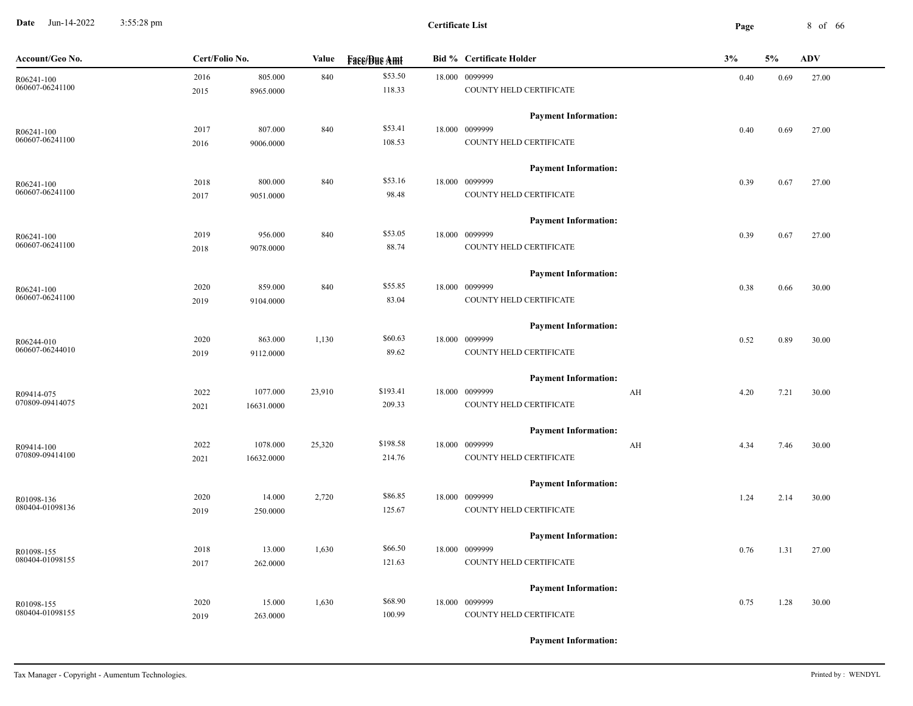**Certificate List**

| Account/Geo No. | Cert/Folio No. | | Value | Face/Due Amt | Bid % | Certificate Holder | | 3% | 5% | ADV |
|---|---|---|---|---|---|---|---|---|---|---|
| R06241-100 | 2016 | 805.000 | 840 | $53.50 | 18.000 | 0099999 | | 0.40 | 0.69 | 27.00 |
| 060607-06241100 | 2015 | 8965.0000 | | 118.33 | | COUNTY HELD CERTIFICATE | | | | |
| | | | | | | **Payment Information:** | | | | |
| R06241-100 | 2017 | 807.000 | 840 | $53.41 | 18.000 | 0099999 | | 0.40 | 0.69 | 27.00 |
| 060607-06241100 | 2016 | 9006.0000 | | 108.53 | | COUNTY HELD CERTIFICATE | | | | |
| | | | | | | **Payment Information:** | | | | |
| R06241-100 | 2018 | 800.000 | 840 | $53.16 | 18.000 | 0099999 | | 0.39 | 0.67 | 27.00 |
| 060607-06241100 | 2017 | 9051.0000 | | 98.48 | | COUNTY HELD CERTIFICATE | | | | |
| | | | | | | **Payment Information:** | | | | |
| R06241-100 | 2019 | 956.000 | 840 | $53.05 | 18.000 | 0099999 | | 0.39 | 0.67 | 27.00 |
| 060607-06241100 | 2018 | 9078.0000 | | 88.74 | | COUNTY HELD CERTIFICATE | | | | |
| | | | | | | **Payment Information:** | | | | |
| R06241-100 | 2020 | 859.000 | 840 | $55.85 | 18.000 | 0099999 | | 0.38 | 0.66 | 30.00 |
| 060607-06241100 | 2019 | 9104.0000 | | 83.04 | | COUNTY HELD CERTIFICATE | | | | |
| | | | | | | **Payment Information:** | | | | |
| R06244-010 | 2020 | 863.000 | 1,130 | $60.63 | 18.000 | 0099999 | | 0.52 | 0.89 | 30.00 |
| 060607-06244010 | 2019 | 9112.0000 | | 89.62 | | COUNTY HELD CERTIFICATE | | | | |
| | | | | | | **Payment Information:** | | | | |
| R09414-075 | 2022 | 1077.000 | 23,910 | $193.41 | 18.000 | 0099999 | AH | 4.20 | 7.21 | 30.00 |
| 070809-09414075 | 2021 | 16631.0000 | | 209.33 | | COUNTY HELD CERTIFICATE | | | | |
| | | | | | | **Payment Information:** | | | | |
| R09414-100 | 2022 | 1078.000 | 25,320 | $198.58 | 18.000 | 0099999 | AH | 4.34 | 7.46 | 30.00 |
| 070809-09414100 | 2021 | 16632.0000 | | 214.76 | | COUNTY HELD CERTIFICATE | | | | |
| | | | | | | **Payment Information:** | | | | |
| R01098-136 | 2020 | 14.000 | 2,720 | $86.85 | 18.000 | 0099999 | | 1.24 | 2.14 | 30.00 |
| 080404-01098136 | 2019 | 250.0000 | | 125.67 | | COUNTY HELD CERTIFICATE | | | | |
| | | | | | | **Payment Information:** | | | | |
| R01098-155 | 2018 | 13.000 | 1,630 | $66.50 | 18.000 | 0099999 | | 0.76 | 1.31 | 27.00 |
| 080404-01098155 | 2017 | 262.0000 | | 121.63 | | COUNTY HELD CERTIFICATE | | | | |
| | | | | | | **Payment Information:** | | | | |
| R01098-155 | 2020 | 15.000 | 1,630 | $68.90 | 18.000 | 0099999 | | 0.75 | 1.28 | 30.00 |
| 080404-01098155 | 2019 | 263.0000 | | 100.99 | | COUNTY HELD CERTIFICATE | | | | |
| | | | | | | **Payment Information:** | | | | |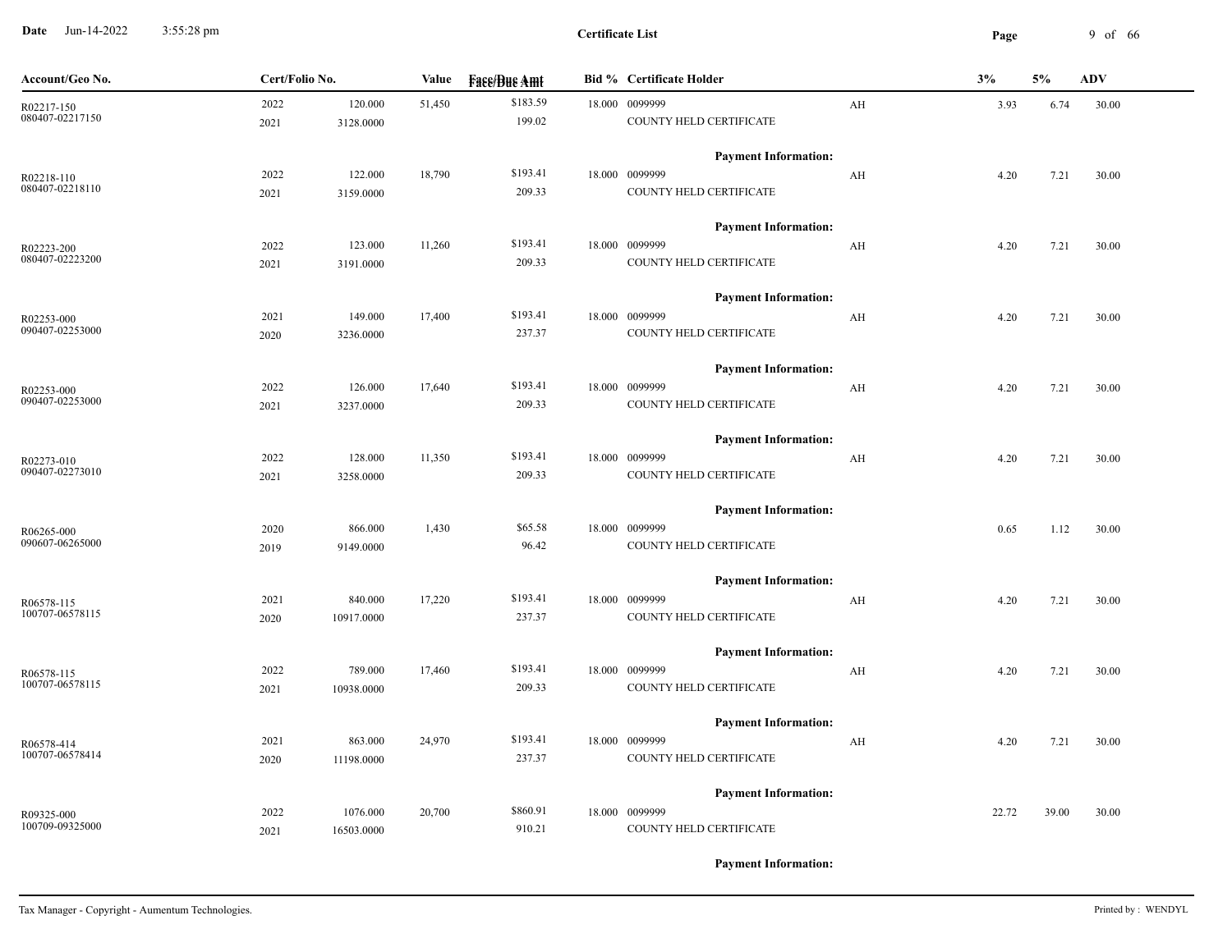**Certificate List**

| Account/Geo No. | Cert/Folio No. | | Value | Face/Due Amt | Bid % | Certificate Holder | | 3% | 5% | ADV |
|---|---|---|---|---|---|---|---|---|---|---|
| R02217-150<br>080407-02217150 | 2022<br>2021 | 120.000<br>3128.0000 | 51,450 | $183.59<br>199.02 | 18.000 | 0099999<br>COUNTY HELD CERTIFICATE<br>**Payment Information:** | AH | 3.93 | 6.74 | 30.00 |
| R02218-110<br>080407-02218110 | 2022<br>2021 | 122.000<br>3159.0000 | 18,790 | $193.41<br>209.33 | 18.000 | 0099999<br>COUNTY HELD CERTIFICATE<br>**Payment Information:** | AH | 4.20 | 7.21 | 30.00 |
| R02223-200<br>080407-02223200 | 2022<br>2021 | 123.000<br>3191.0000 | 11,260 | $193.41<br>209.33 | 18.000 | 0099999<br>COUNTY HELD CERTIFICATE<br>**Payment Information:** | AH | 4.20 | 7.21 | 30.00 |
| R02253-000<br>090407-02253000 | 2021<br>2020 | 149.000<br>3236.0000 | 17,400 | $193.41<br>237.37 | 18.000 | 0099999<br>COUNTY HELD CERTIFICATE<br>**Payment Information:** | AH | 4.20 | 7.21 | 30.00 |
| R02253-000<br>090407-02253000 | 2022<br>2021 | 126.000<br>3237.0000 | 17,640 | $193.41<br>209.33 | 18.000 | 0099999<br>COUNTY HELD CERTIFICATE<br>**Payment Information:** | AH | 4.20 | 7.21 | 30.00 |
| R02273-010<br>090407-02273010 | 2022<br>2021 | 128.000<br>3258.0000 | 11,350 | $193.41<br>209.33 | 18.000 | 0099999<br>COUNTY HELD CERTIFICATE<br>**Payment Information:** | AH | 4.20 | 7.21 | 30.00 |
| R06265-000<br>090607-06265000 | 2020<br>2019 | 866.000<br>9149.0000 | 1,430 | $65.58<br>96.42 | 18.000 | 0099999<br>COUNTY HELD CERTIFICATE<br>**Payment Information:** | | 0.65 | 1.12 | 30.00 |
| R06578-115<br>100707-06578115 | 2021<br>2020 | 840.000<br>10917.0000 | 17,220 | $193.41<br>237.37 | 18.000 | 0099999<br>COUNTY HELD CERTIFICATE<br>**Payment Information:** | AH | 4.20 | 7.21 | 30.00 |
| R06578-115<br>100707-06578115 | 2022<br>2021 | 789.000<br>10938.0000 | 17,460 | $193.41<br>209.33 | 18.000 | 0099999<br>COUNTY HELD CERTIFICATE<br>**Payment Information:** | AH | 4.20 | 7.21 | 30.00 |
| R06578-414<br>100707-06578414 | 2021<br>2020 | 863.000<br>11198.0000 | 24,970 | $193.41<br>237.37 | 18.000 | 0099999<br>COUNTY HELD CERTIFICATE<br>**Payment Information:** | AH | 4.20 | 7.21 | 30.00 |
| R09325-000<br>100709-09325000 | 2022<br>2021 | 1076.000<br>16503.0000 | 20,700 | $860.91<br>910.21 | 18.000 | 0099999<br>COUNTY HELD CERTIFICATE<br>**Payment Information:** | | 22.72 | 39.00 | 30.00 |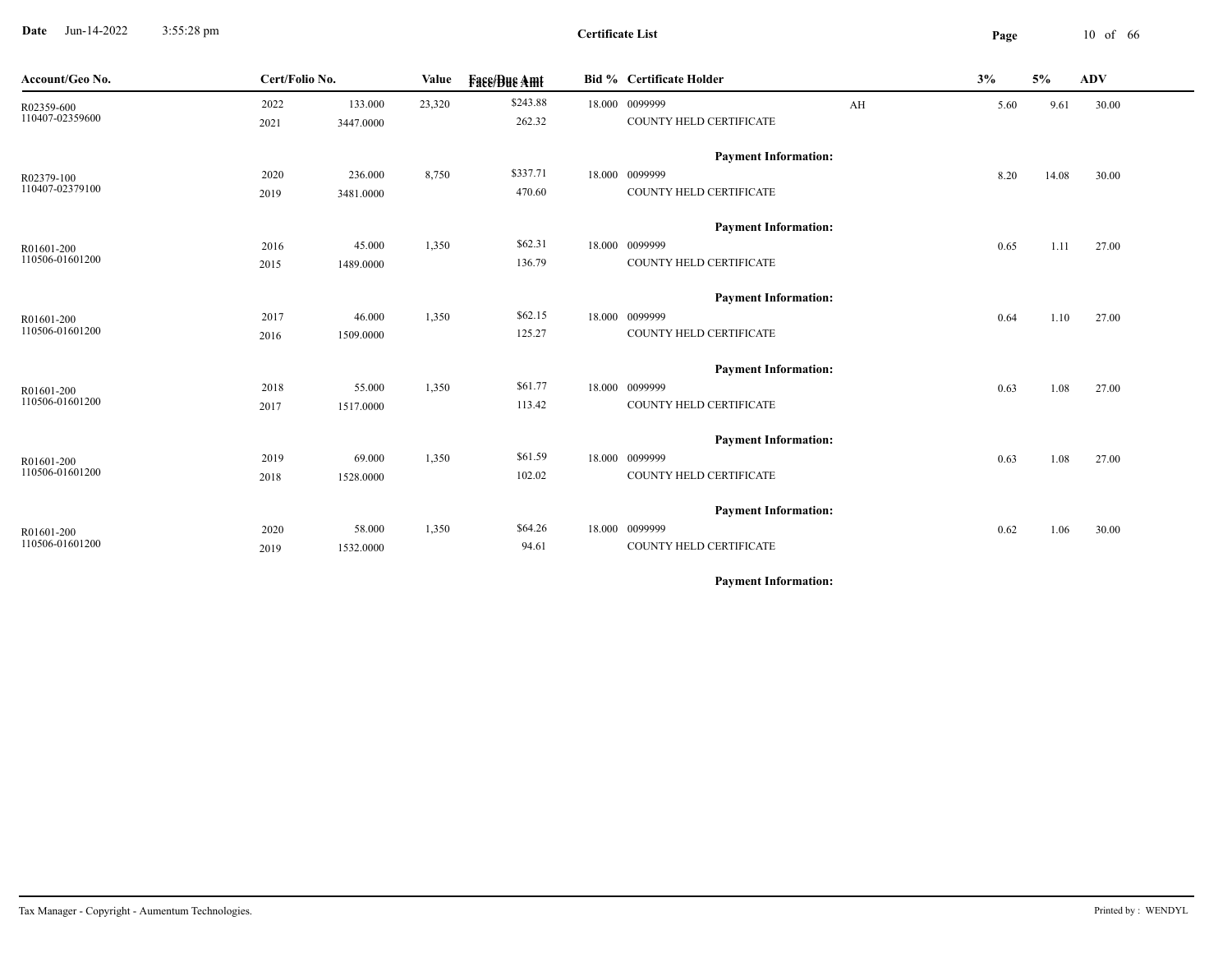# Certificate List

| Account/Geo No. | Cert/Folio No. | | Value | Face/Due Amt | Bid % | Certificate Holder | | 3% | 5% | ADV |
|---|---|---|---|---|---|---|---|---|---|---|
| R02359-600 | 2022 | 133.000 | 23,320 | $243.88 | 18.000 | 0099999 | AH | 5.60 | 9.61 | 30.00 |
| 110407-02359600 | 2021 | 3447.0000 | | 262.32 | | COUNTY HELD CERTIFICATE | | | | |
| | | | | | | **Payment Information:** | | | | |
| R02379-100 | 2020 | 236.000 | 8,750 | $337.71 | 18.000 | 0099999 | | 8.20 | 14.08 | 30.00 |
| 110407-02379100 | 2019 | 3481.0000 | | 470.60 | | COUNTY HELD CERTIFICATE | | | | |
| | | | | | | **Payment Information:** | | | | |
| R01601-200 | 2016 | 45.000 | 1,350 | $62.31 | 18.000 | 0099999 | | 0.65 | 1.11 | 27.00 |
| 110506-01601200 | 2015 | 1489.0000 | | 136.79 | | COUNTY HELD CERTIFICATE | | | | |
| | | | | | | **Payment Information:** | | | | |
| R01601-200 | 2017 | 46.000 | 1,350 | $62.15 | 18.000 | 0099999 | | 0.64 | 1.10 | 27.00 |
| 110506-01601200 | 2016 | 1509.0000 | | 125.27 | | COUNTY HELD CERTIFICATE | | | | |
| | | | | | | **Payment Information:** | | | | |
| R01601-200 | 2018 | 55.000 | 1,350 | $61.77 | 18.000 | 0099999 | | 0.63 | 1.08 | 27.00 |
| 110506-01601200 | 2017 | 1517.0000 | | 113.42 | | COUNTY HELD CERTIFICATE | | | | |
| | | | | | | **Payment Information:** | | | | |
| R01601-200 | 2019 | 69.000 | 1,350 | $61.59 | 18.000 | 0099999 | | 0.63 | 1.08 | 27.00 |
| 110506-01601200 | 2018 | 1528.0000 | | 102.02 | | COUNTY HELD CERTIFICATE | | | | |
| | | | | | | **Payment Information:** | | | | |
| R01601-200 | 2020 | 58.000 | 1,350 | $64.26 | 18.000 | 0099999 | | 0.62 | 1.06 | 30.00 |
| 110506-01601200 | 2019 | 1532.0000 | | 94.61 | | COUNTY HELD CERTIFICATE | | | | |
| | | | | | | **Payment Information:** | | | | |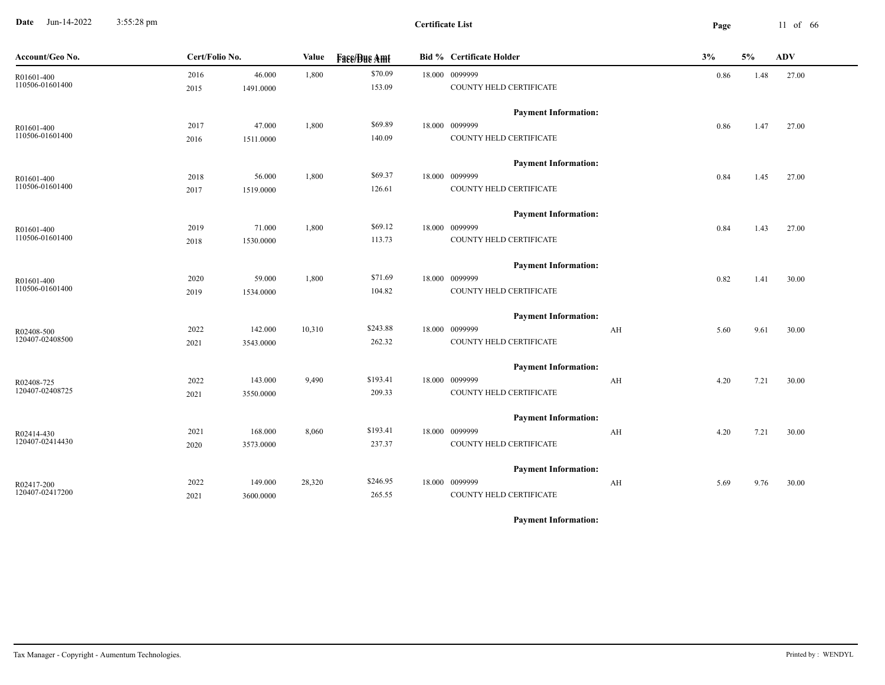**Date** Jun-14-2022 3:55:28 pm

**Certificate List**

| Account/Geo No. | Cert/Folio No. | | Value | Face/Due Amt | Bid % | Certificate Holder | | 3% | 5% | ADV |
|---|---|---|---|---|---|---|---|---|---|---|
| R01601-400<br>110506-01601400 | 2016<br>2015 | 46.000<br>1491.0000 | 1,800 | $70.09<br>153.09 | 18.000 | 0099999<br>COUNTY HELD CERTIFICATE | | 0.86 | 1.48 | 27.00 |
| | | | | | | **Payment Information:** | | | | |
| R01601-400<br>110506-01601400 | 2017<br>2016 | 47.000<br>1511.0000 | 1,800 | $69.89<br>140.09 | 18.000 | 0099999<br>COUNTY HELD CERTIFICATE | | 0.86 | 1.47 | 27.00 |
| | | | | | | **Payment Information:** | | | | |
| R01601-400<br>110506-01601400 | 2018<br>2017 | 56.000<br>1519.0000 | 1,800 | $69.37<br>126.61 | 18.000 | 0099999<br>COUNTY HELD CERTIFICATE | | 0.84 | 1.45 | 27.00 |
| | | | | | | **Payment Information:** | | | | |
| R01601-400<br>110506-01601400 | 2019<br>2018 | 71.000<br>1530.0000 | 1,800 | $69.12<br>113.73 | 18.000 | 0099999<br>COUNTY HELD CERTIFICATE | | 0.84 | 1.43 | 27.00 |
| | | | | | | **Payment Information:** | | | | |
| R01601-400<br>110506-01601400 | 2020<br>2019 | 59.000<br>1534.0000 | 1,800 | $71.69<br>104.82 | 18.000 | 0099999<br>COUNTY HELD CERTIFICATE | | 0.82 | 1.41 | 30.00 |
| | | | | | | **Payment Information:** | | | | |
| R02408-500<br>120407-02408500 | 2022<br>2021 | 142.000<br>3543.0000 | 10,310 | $243.88<br>262.32 | 18.000 | 0099999<br>COUNTY HELD CERTIFICATE | AH | 5.60 | 9.61 | 30.00 |
| | | | | | | **Payment Information:** | | | | |
| R02408-725<br>120407-02408725 | 2022<br>2021 | 143.000<br>3550.0000 | 9,490 | $193.41<br>209.33 | 18.000 | 0099999<br>COUNTY HELD CERTIFICATE | AH | 4.20 | 7.21 | 30.00 |
| | | | | | | **Payment Information:** | | | | |
| R02414-430<br>120407-02414430 | 2021<br>2020 | 168.000<br>3573.0000 | 8,060 | $193.41<br>237.37 | 18.000 | 0099999<br>COUNTY HELD CERTIFICATE | AH | 4.20 | 7.21 | 30.00 |
| | | | | | | **Payment Information:** | | | | |
| R02417-200<br>120407-02417200 | 2022<br>2021 | 149.000<br>3600.0000 | 28,320 | $246.95<br>265.55 | 18.000 | 0099999<br>COUNTY HELD CERTIFICATE | AH | 5.69 | 9.76 | 30.00 |
| | | | | | | **Payment Information:** | | | | |

Tax Manager - Copyright - Aumentum Technologies. Printed by : WENDYL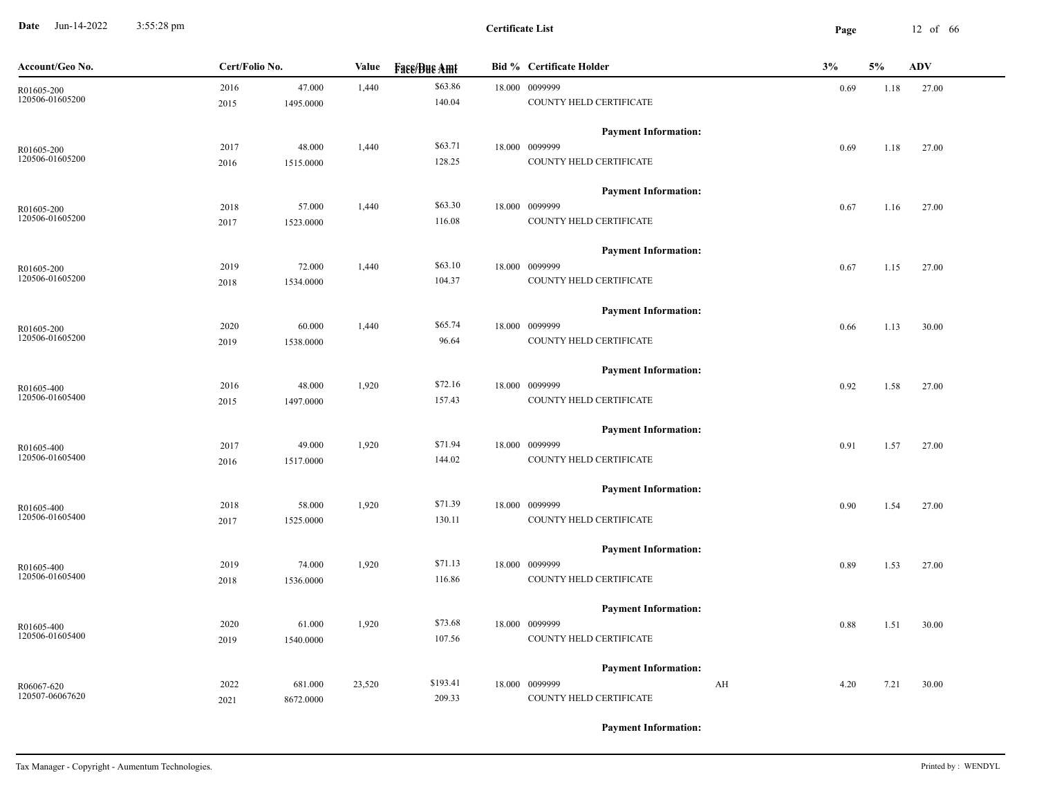**Certificate List**

| Account/Geo No. | Cert/Folio No. | | Value | Face/Due Amt | Bid % | Certificate Holder | | 3% | 5% | ADV |
|---|---|---|---|---|---|---|---|---|---|---|
| R01605-200 | 2016 | 47.000 | 1,440 | $63.86 | 18.000 | 0099999 | | 0.69 | 1.18 | 27.00 |
| 120506-01605200 | 2015 | 1495.0000 | | 140.04 | | COUNTY HELD CERTIFICATE | | | | |
| | | | | | | **Payment Information:** | | | | |
| R01605-200 | 2017 | 48.000 | 1,440 | $63.71 | 18.000 | 0099999 | | 0.69 | 1.18 | 27.00 |
| 120506-01605200 | 2016 | 1515.0000 | | 128.25 | | COUNTY HELD CERTIFICATE | | | | |
| | | | | | | **Payment Information:** | | | | |
| R01605-200 | 2018 | 57.000 | 1,440 | $63.30 | 18.000 | 0099999 | | 0.67 | 1.16 | 27.00 |
| 120506-01605200 | 2017 | 1523.0000 | | 116.08 | | COUNTY HELD CERTIFICATE | | | | |
| | | | | | | **Payment Information:** | | | | |
| R01605-200 | 2019 | 72.000 | 1,440 | $63.10 | 18.000 | 0099999 | | 0.67 | 1.15 | 27.00 |
| 120506-01605200 | 2018 | 1534.0000 | | 104.37 | | COUNTY HELD CERTIFICATE | | | | |
| | | | | | | **Payment Information:** | | | | |
| R01605-200 | 2020 | 60.000 | 1,440 | $65.74 | 18.000 | 0099999 | | 0.66 | 1.13 | 30.00 |
| 120506-01605200 | 2019 | 1538.0000 | | 96.64 | | COUNTY HELD CERTIFICATE | | | | |
| | | | | | | **Payment Information:** | | | | |
| R01605-400 | 2016 | 48.000 | 1,920 | $72.16 | 18.000 | 0099999 | | 0.92 | 1.58 | 27.00 |
| 120506-01605400 | 2015 | 1497.0000 | | 157.43 | | COUNTY HELD CERTIFICATE | | | | |
| | | | | | | **Payment Information:** | | | | |
| R01605-400 | 2017 | 49.000 | 1,920 | $71.94 | 18.000 | 0099999 | | 0.91 | 1.57 | 27.00 |
| 120506-01605400 | 2016 | 1517.0000 | | 144.02 | | COUNTY HELD CERTIFICATE | | | | |
| | | | | | | **Payment Information:** | | | | |
| R01605-400 | 2018 | 58.000 | 1,920 | $71.39 | 18.000 | 0099999 | | 0.90 | 1.54 | 27.00 |
| 120506-01605400 | 2017 | 1525.0000 | | 130.11 | | COUNTY HELD CERTIFICATE | | | | |
| | | | | | | **Payment Information:** | | | | |
| R01605-400 | 2019 | 74.000 | 1,920 | $71.13 | 18.000 | 0099999 | | 0.89 | 1.53 | 27.00 |
| 120506-01605400 | 2018 | 1536.0000 | | 116.86 | | COUNTY HELD CERTIFICATE | | | | |
| | | | | | | **Payment Information:** | | | | |
| R01605-400 | 2020 | 61.000 | 1,920 | $73.68 | 18.000 | 0099999 | | 0.88 | 1.51 | 30.00 |
| 120506-01605400 | 2019 | 1540.0000 | | 107.56 | | COUNTY HELD CERTIFICATE | | | | |
| | | | | | | **Payment Information:** | | | | |
| R06067-620 | 2022 | 681.000 | 23,520 | $193.41 | 18.000 | 0099999 | AH | 4.20 | 7.21 | 30.00 |
| 120507-06067620 | 2021 | 8672.0000 | | 209.33 | | COUNTY HELD CERTIFICATE | | | | |
| | | | | | | **Payment Information:** | | | | |

Tax Manager - Copyright - Aumentum Technologies. Printed by : WENDYL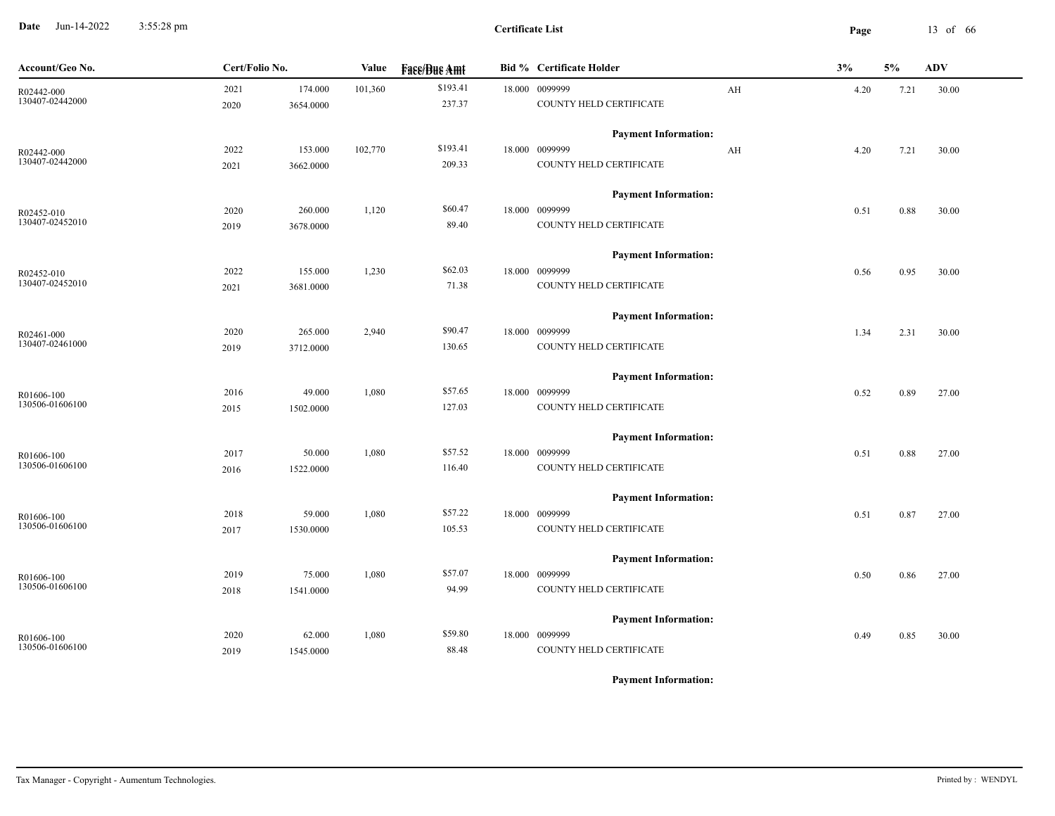**Date** Jun-14-2022 3:55:28 pm

**Certificate List**

| Account/Geo No. | Cert/Folio No. | | Value | Face/Due Amt | Bid % | Certificate Holder | | 3% | 5% | ADV |
|---|---|---|---|---|---|---|---|---|---|---|
| R02442-000<br>130407-02442000 | 2021<br>2020 | 174.000<br>3654.0000 | 101,360 | $193.41<br>237.37 | 18.000 | 0099999<br>COUNTY HELD CERTIFICATE<br>**Payment Information:** | AH | 4.20 | 7.21 | 30.00 |
| R02442-000<br>130407-02442000 | 2022<br>2021 | 153.000<br>3662.0000 | 102,770 | $193.41<br>209.33 | 18.000 | 0099999<br>COUNTY HELD CERTIFICATE<br>**Payment Information:** | AH | 4.20 | 7.21 | 30.00 |
| R02452-010<br>130407-02452010 | 2020<br>2019 | 260.000<br>3678.0000 | 1,120 | $60.47<br>89.40 | 18.000 | 0099999<br>COUNTY HELD CERTIFICATE<br>**Payment Information:** | | 0.51 | 0.88 | 30.00 |
| R02452-010<br>130407-02452010 | 2022<br>2021 | 155.000<br>3681.0000 | 1,230 | $62.03<br>71.38 | 18.000 | 0099999<br>COUNTY HELD CERTIFICATE<br>**Payment Information:** | | 0.56 | 0.95 | 30.00 |
| R02461-000<br>130407-02461000 | 2020<br>2019 | 265.000<br>3712.0000 | 2,940 | $90.47<br>130.65 | 18.000 | 0099999<br>COUNTY HELD CERTIFICATE<br>**Payment Information:** | | 1.34 | 2.31 | 30.00 |
| R01606-100<br>130506-01606100 | 2016<br>2015 | 49.000<br>1502.0000 | 1,080 | $57.65<br>127.03 | 18.000 | 0099999<br>COUNTY HELD CERTIFICATE<br>**Payment Information:** | | 0.52 | 0.89 | 27.00 |
| R01606-100<br>130506-01606100 | 2017<br>2016 | 50.000<br>1522.0000 | 1,080 | $57.52<br>116.40 | 18.000 | 0099999<br>COUNTY HELD CERTIFICATE<br>**Payment Information:** | | 0.51 | 0.88 | 27.00 |
| R01606-100<br>130506-01606100 | 2018<br>2017 | 59.000<br>1530.0000 | 1,080 | $57.22<br>105.53 | 18.000 | 0099999<br>COUNTY HELD CERTIFICATE<br>**Payment Information:** | | 0.51 | 0.87 | 27.00 |
| R01606-100<br>130506-01606100 | 2019<br>2018 | 75.000<br>1541.0000 | 1,080 | $57.07<br>94.99 | 18.000 | 0099999<br>COUNTY HELD CERTIFICATE<br>**Payment Information:** | | 0.50 | 0.86 | 27.00 |
| R01606-100<br>130506-01606100 | 2020<br>2019 | 62.000<br>1545.0000 | 1,080 | $59.80<br>88.48 | 18.000 | 0099999<br>COUNTY HELD CERTIFICATE<br>**Payment Information:** | | 0.49 | 0.85 | 30.00 |

Tax Manager - Copyright - Aumentum Technologies. Printed by : WENDYL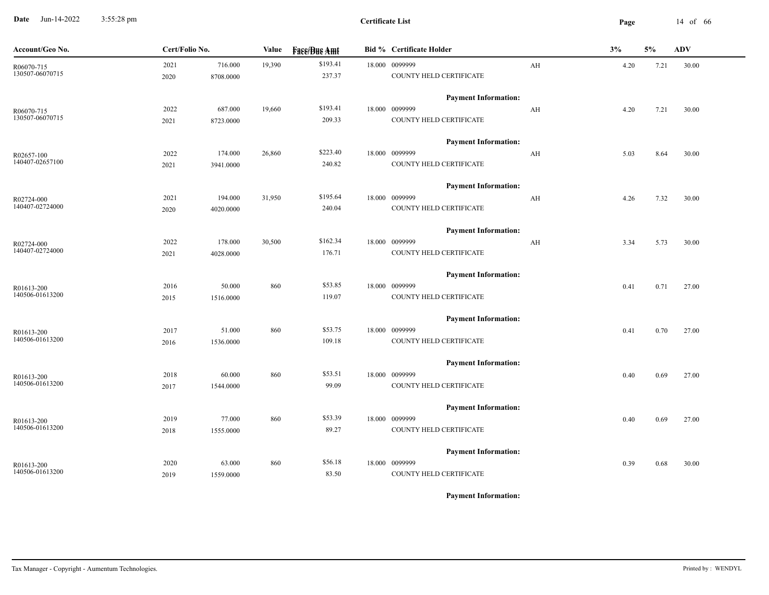**Certificate List**

| Account/Geo No. | Cert/Folio No. | | Value | Face/Due Amt | Bid % | Certificate Holder | | 3% | 5% | ADV |
|---|---|---|---|---|---|---|---|---|---|---|
| R06070-715<br>130507-06070715 | 2021<br>2020 | 716.000<br>8708.0000 | 19,390 | $193.41<br>237.37 | 18.000 | 0099999<br>COUNTY HELD CERTIFICATE | AH | 4.20 | 7.21 | 30.00 |
| | | | | | | **Payment Information:** | | | | |
| R06070-715<br>130507-06070715 | 2022<br>2021 | 687.000<br>8723.0000 | 19,660 | $193.41<br>209.33 | 18.000 | 0099999<br>COUNTY HELD CERTIFICATE | AH | 4.20 | 7.21 | 30.00 |
| | | | | | | **Payment Information:** | | | | |
| R02657-100<br>140407-02657100 | 2022<br>2021 | 174.000<br>3941.0000 | 26,860 | $223.40<br>240.82 | 18.000 | 0099999<br>COUNTY HELD CERTIFICATE | AH | 5.03 | 8.64 | 30.00 |
| | | | | | | **Payment Information:** | | | | |
| R02724-000<br>140407-02724000 | 2021<br>2020 | 194.000<br>4020.0000 | 31,950 | $195.64<br>240.04 | 18.000 | 0099999<br>COUNTY HELD CERTIFICATE | AH | 4.26 | 7.32 | 30.00 |
| | | | | | | **Payment Information:** | | | | |
| R02724-000<br>140407-02724000 | 2022<br>2021 | 178.000<br>4028.0000 | 30,500 | $162.34<br>176.71 | 18.000 | 0099999<br>COUNTY HELD CERTIFICATE | AH | 3.34 | 5.73 | 30.00 |
| | | | | | | **Payment Information:** | | | | |
| R01613-200<br>140506-01613200 | 2016<br>2015 | 50.000<br>1516.0000 | 860 | $53.85<br>119.07 | 18.000 | 0099999<br>COUNTY HELD CERTIFICATE | | 0.41 | 0.71 | 27.00 |
| | | | | | | **Payment Information:** | | | | |
| R01613-200<br>140506-01613200 | 2017<br>2016 | 51.000<br>1536.0000 | 860 | $53.75<br>109.18 | 18.000 | 0099999<br>COUNTY HELD CERTIFICATE | | 0.41 | 0.70 | 27.00 |
| | | | | | | **Payment Information:** | | | | |
| R01613-200<br>140506-01613200 | 2018<br>2017 | 60.000<br>1544.0000 | 860 | $53.51<br>99.09 | 18.000 | 0099999<br>COUNTY HELD CERTIFICATE | | 0.40 | 0.69 | 27.00 |
| | | | | | | **Payment Information:** | | | | |
| R01613-200<br>140506-01613200 | 2019<br>2018 | 77.000<br>1555.0000 | 860 | $53.39<br>89.27 | 18.000 | 0099999<br>COUNTY HELD CERTIFICATE | | 0.40 | 0.69 | 27.00 |
| | | | | | | **Payment Information:** | | | | |
| R01613-200<br>140506-01613200 | 2020<br>2019 | 63.000<br>1559.0000 | 860 | $56.18<br>83.50 | 18.000 | 0099999<br>COUNTY HELD CERTIFICATE | | 0.39 | 0.68 | 30.00 |
| | | | | | | **Payment Information:** | | | | |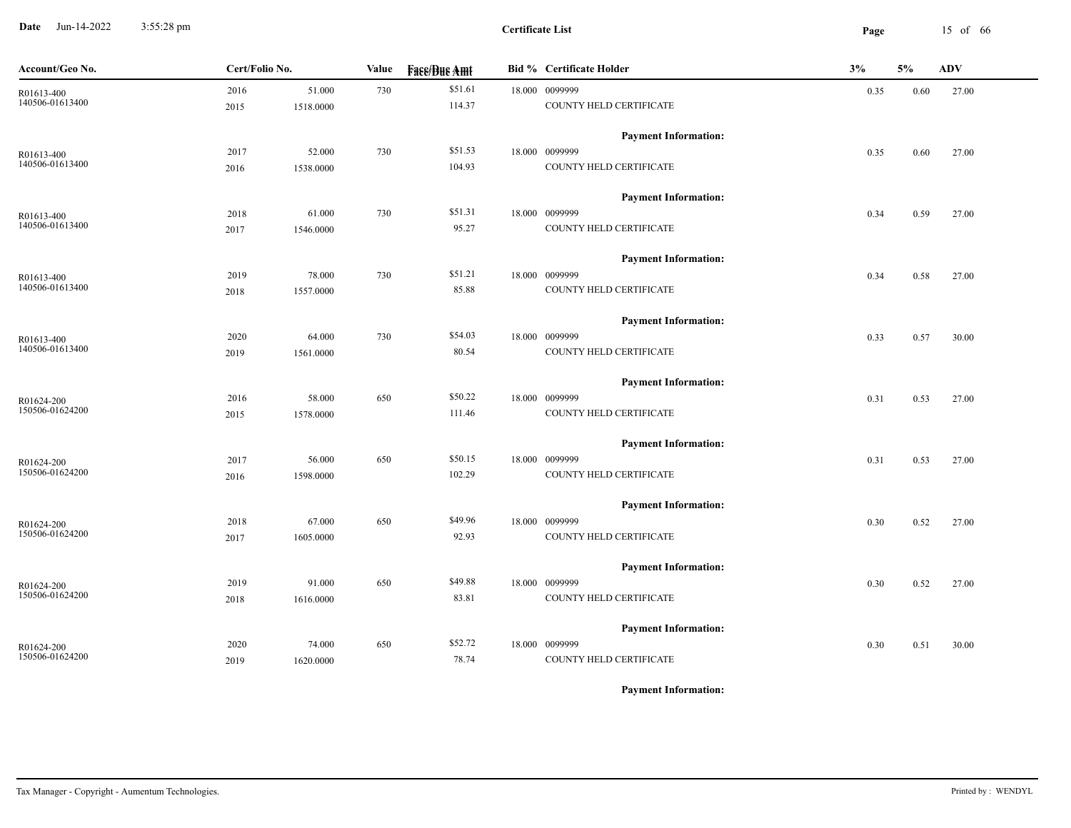**Certificate List**

| Account/Geo No. | Cert/Folio No. | | Value | Face/Due Amt | Bid % | Certificate Holder | 3% | 5% | ADV |
|---|---|---|---|---|---|---|---|---|---|
| R01613-400<br>140506-01613400 | 2016<br>2015 | 51.000<br>1518.0000 | 730 | $51.61<br>114.37 | 18.000 | 0099999<br>COUNTY HELD CERTIFICATE | 0.35 | 0.60 | 27.00 |
| | | | | | | **Payment Information:** | | | |
| R01613-400<br>140506-01613400 | 2017<br>2016 | 52.000<br>1538.0000 | 730 | $51.53<br>104.93 | 18.000 | 0099999<br>COUNTY HELD CERTIFICATE | 0.35 | 0.60 | 27.00 |
| | | | | | | **Payment Information:** | | | |
| R01613-400<br>140506-01613400 | 2018<br>2017 | 61.000<br>1546.0000 | 730 | $51.31<br>95.27 | 18.000 | 0099999<br>COUNTY HELD CERTIFICATE | 0.34 | 0.59 | 27.00 |
| | | | | | | **Payment Information:** | | | |
| R01613-400<br>140506-01613400 | 2019<br>2018 | 78.000<br>1557.0000 | 730 | $51.21<br>85.88 | 18.000 | 0099999<br>COUNTY HELD CERTIFICATE | 0.34 | 0.58 | 27.00 |
| | | | | | | **Payment Information:** | | | |
| R01613-400<br>140506-01613400 | 2020<br>2019 | 64.000<br>1561.0000 | 730 | $54.03<br>80.54 | 18.000 | 0099999<br>COUNTY HELD CERTIFICATE | 0.33 | 0.57 | 30.00 |
| | | | | | | **Payment Information:** | | | |
| R01624-200<br>150506-01624200 | 2016<br>2015 | 58.000<br>1578.0000 | 650 | $50.22<br>111.46 | 18.000 | 0099999<br>COUNTY HELD CERTIFICATE | 0.31 | 0.53 | 27.00 |
| | | | | | | **Payment Information:** | | | |
| R01624-200<br>150506-01624200 | 2017<br>2016 | 56.000<br>1598.0000 | 650 | $50.15<br>102.29 | 18.000 | 0099999<br>COUNTY HELD CERTIFICATE | 0.31 | 0.53 | 27.00 |
| | | | | | | **Payment Information:** | | | |
| R01624-200<br>150506-01624200 | 2018<br>2017 | 67.000<br>1605.0000 | 650 | $49.96<br>92.93 | 18.000 | 0099999<br>COUNTY HELD CERTIFICATE | 0.30 | 0.52 | 27.00 |
| | | | | | | **Payment Information:** | | | |
| R01624-200<br>150506-01624200 | 2019<br>2018 | 91.000<br>1616.0000 | 650 | $49.88<br>83.81 | 18.000 | 0099999<br>COUNTY HELD CERTIFICATE | 0.30 | 0.52 | 27.00 |
| | | | | | | **Payment Information:** | | | |
| R01624-200<br>150506-01624200 | 2020<br>2019 | 74.000<br>1620.0000 | 650 | $52.72<br>78.74 | 18.000 | 0099999<br>COUNTY HELD CERTIFICATE | 0.30 | 0.51 | 30.00 |
| | | | | | | **Payment Information:** | | | |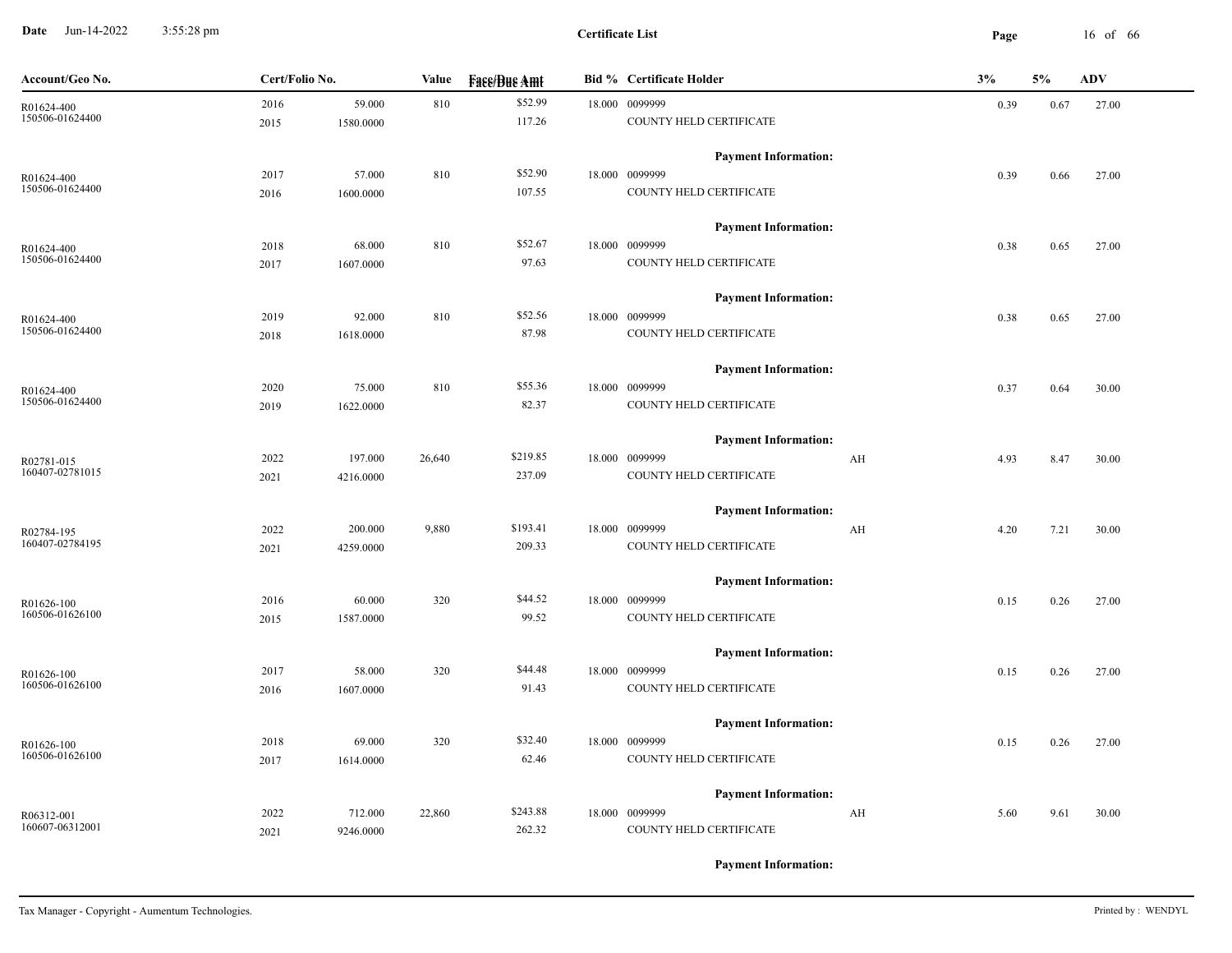# Certificate List

| Account/Geo No. | Cert/Folio No. | | Value | Face/Due Amt | Bid % | Certificate Holder | | 3% | 5% | ADV |
|---|---|---|---|---|---|---|---|---|---|---|
| R01624-400 | 2016 | 59.000 | 810 | $52.99 | 18.000 | 0099999 | | 0.39 | 0.67 | 27.00 |
| 150506-01624400 | 2015 | 1580.0000 | | 117.26 | | COUNTY HELD CERTIFICATE | | | | |
| | | | | | | **Payment Information:** | | | | |
| R01624-400 | 2017 | 57.000 | 810 | $52.90 | 18.000 | 0099999 | | 0.39 | 0.66 | 27.00 |
| 150506-01624400 | 2016 | 1600.0000 | | 107.55 | | COUNTY HELD CERTIFICATE | | | | |
| | | | | | | **Payment Information:** | | | | |
| R01624-400 | 2018 | 68.000 | 810 | $52.67 | 18.000 | 0099999 | | 0.38 | 0.65 | 27.00 |
| 150506-01624400 | 2017 | 1607.0000 | | 97.63 | | COUNTY HELD CERTIFICATE | | | | |
| | | | | | | **Payment Information:** | | | | |
| R01624-400 | 2019 | 92.000 | 810 | $52.56 | 18.000 | 0099999 | | 0.38 | 0.65 | 27.00 |
| 150506-01624400 | 2018 | 1618.0000 | | 87.98 | | COUNTY HELD CERTIFICATE | | | | |
| | | | | | | **Payment Information:** | | | | |
| R01624-400 | 2020 | 75.000 | 810 | $55.36 | 18.000 | 0099999 | | 0.37 | 0.64 | 30.00 |
| 150506-01624400 | 2019 | 1622.0000 | | 82.37 | | COUNTY HELD CERTIFICATE | | | | |
| | | | | | | **Payment Information:** | | | | |
| R02781-015 | 2022 | 197.000 | 26,640 | $219.85 | 18.000 | 0099999 | AH | 4.93 | 8.47 | 30.00 |
| 160407-02781015 | 2021 | 4216.0000 | | 237.09 | | COUNTY HELD CERTIFICATE | | | | |
| | | | | | | **Payment Information:** | | | | |
| R02784-195 | 2022 | 200.000 | 9,880 | $193.41 | 18.000 | 0099999 | AH | 4.20 | 7.21 | 30.00 |
| 160407-02784195 | 2021 | 4259.0000 | | 209.33 | | COUNTY HELD CERTIFICATE | | | | |
| | | | | | | **Payment Information:** | | | | |
| R01626-100 | 2016 | 60.000 | 320 | $44.52 | 18.000 | 0099999 | | 0.15 | 0.26 | 27.00 |
| 160506-01626100 | 2015 | 1587.0000 | | 99.52 | | COUNTY HELD CERTIFICATE | | | | |
| | | | | | | **Payment Information:** | | | | |
| R01626-100 | 2017 | 58.000 | 320 | $44.48 | 18.000 | 0099999 | | 0.15 | 0.26 | 27.00 |
| 160506-01626100 | 2016 | 1607.0000 | | 91.43 | | COUNTY HELD CERTIFICATE | | | | |
| | | | | | | **Payment Information:** | | | | |
| R01626-100 | 2018 | 69.000 | 320 | $32.40 | 18.000 | 0099999 | | 0.15 | 0.26 | 27.00 |
| 160506-01626100 | 2017 | 1614.0000 | | 62.46 | | COUNTY HELD CERTIFICATE | | | | |
| | | | | | | **Payment Information:** | | | | |
| R06312-001 | 2022 | 712.000 | 22,860 | $243.88 | 18.000 | 0099999 | AH | 5.60 | 9.61 | 30.00 |
| 160607-06312001 | 2021 | 9246.0000 | | 262.32 | | COUNTY HELD CERTIFICATE | | | | |
| | | | | | | **Payment Information:** | | | | |

Tax Manager - Copyright - Aumentum Technologies.

Printed by : WENDYL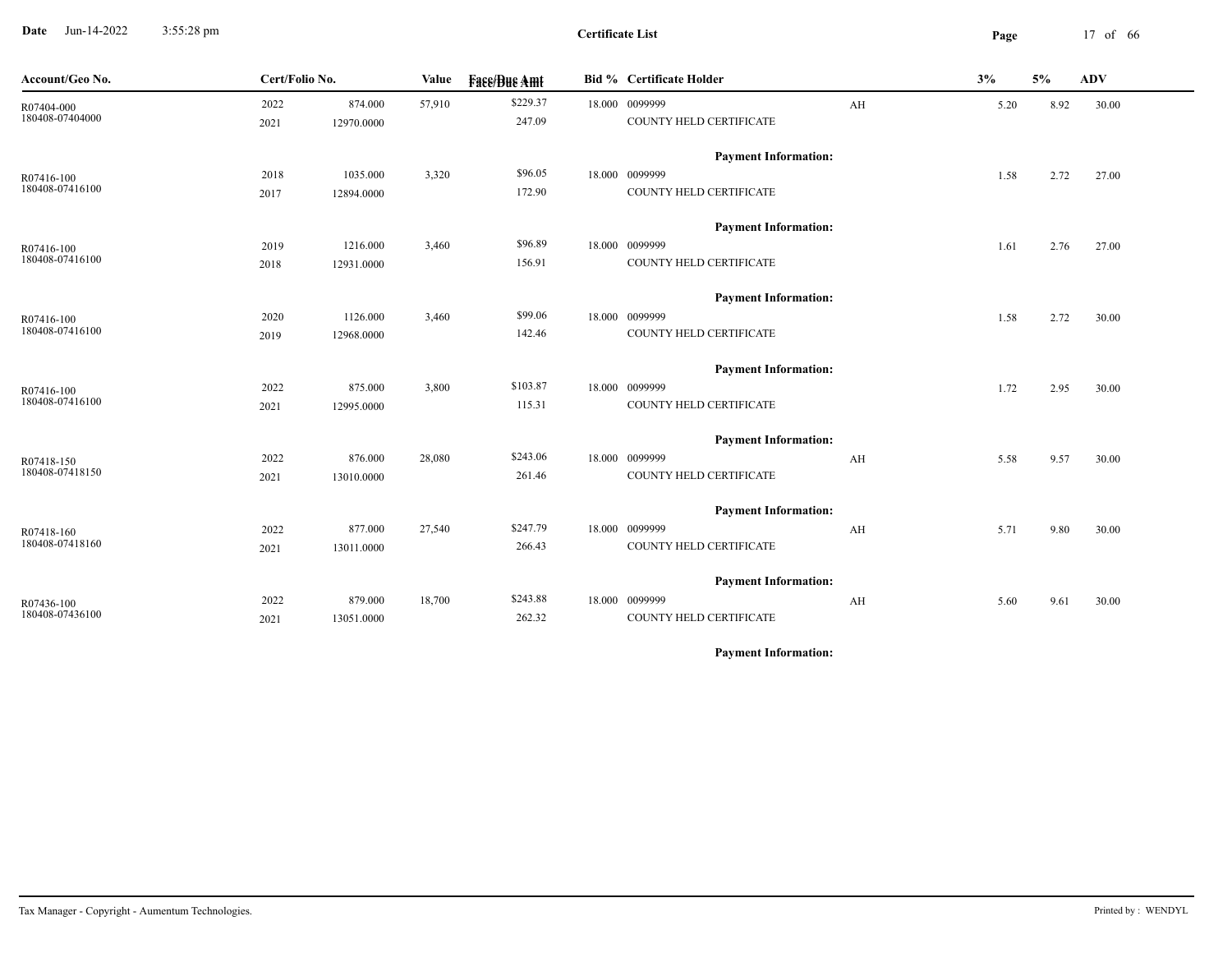**Certificate List**

**Date** Jun-14-2022 3:55:28 pm

| Account/Geo No. | Cert/Folio No. | | Value | Face/Due Amt | Bid % | Certificate Holder | | 3% | 5% | ADV |
|---|---|---|---|---|---|---|---|---|---|---|
| R07404-000<br>180408-07404000 | 2022<br>2021 | 874.000<br>12970.0000 | 57,910 | $229.37<br>247.09 | 18.000 | 0099999<br>COUNTY HELD CERTIFICATE | AH | 5.20 | 8.92 | 30.00 |
| | | | | | | **Payment Information:** | | | | |
| R07416-100<br>180408-07416100 | 2018<br>2017 | 1035.000<br>12894.0000 | 3,320 | $96.05<br>172.90 | 18.000 | 0099999<br>COUNTY HELD CERTIFICATE | | 1.58 | 2.72 | 27.00 |
| | | | | | | **Payment Information:** | | | | |
| R07416-100<br>180408-07416100 | 2019<br>2018 | 1216.000<br>12931.0000 | 3,460 | $96.89<br>156.91 | 18.000 | 0099999<br>COUNTY HELD CERTIFICATE | | 1.61 | 2.76 | 27.00 |
| | | | | | | **Payment Information:** | | | | |
| R07416-100<br>180408-07416100 | 2020<br>2019 | 1126.000<br>12968.0000 | 3,460 | $99.06<br>142.46 | 18.000 | 0099999<br>COUNTY HELD CERTIFICATE | | 1.58 | 2.72 | 30.00 |
| | | | | | | **Payment Information:** | | | | |
| R07416-100<br>180408-07416100 | 2022<br>2021 | 875.000<br>12995.0000 | 3,800 | $103.87<br>115.31 | 18.000 | 0099999<br>COUNTY HELD CERTIFICATE | | 1.72 | 2.95 | 30.00 |
| | | | | | | **Payment Information:** | | | | |
| R07418-150<br>180408-07418150 | 2022<br>2021 | 876.000<br>13010.0000 | 28,080 | $243.06<br>261.46 | 18.000 | 0099999<br>COUNTY HELD CERTIFICATE | AH | 5.58 | 9.57 | 30.00 |
| | | | | | | **Payment Information:** | | | | |
| R07418-160<br>180408-07418160 | 2022<br>2021 | 877.000<br>13011.0000 | 27,540 | $247.79<br>266.43 | 18.000 | 0099999<br>COUNTY HELD CERTIFICATE | AH | 5.71 | 9.80 | 30.00 |
| | | | | | | **Payment Information:** | | | | |
| R07436-100<br>180408-07436100 | 2022<br>2021 | 879.000<br>13051.0000 | 18,700 | $243.88<br>262.32 | 18.000 | 0099999<br>COUNTY HELD CERTIFICATE | AH | 5.60 | 9.61 | 30.00 |
| | | | | | | **Payment Information:** | | | | |

Tax Manager - Copyright - Aumentum Technologies.

Printed by : WENDYL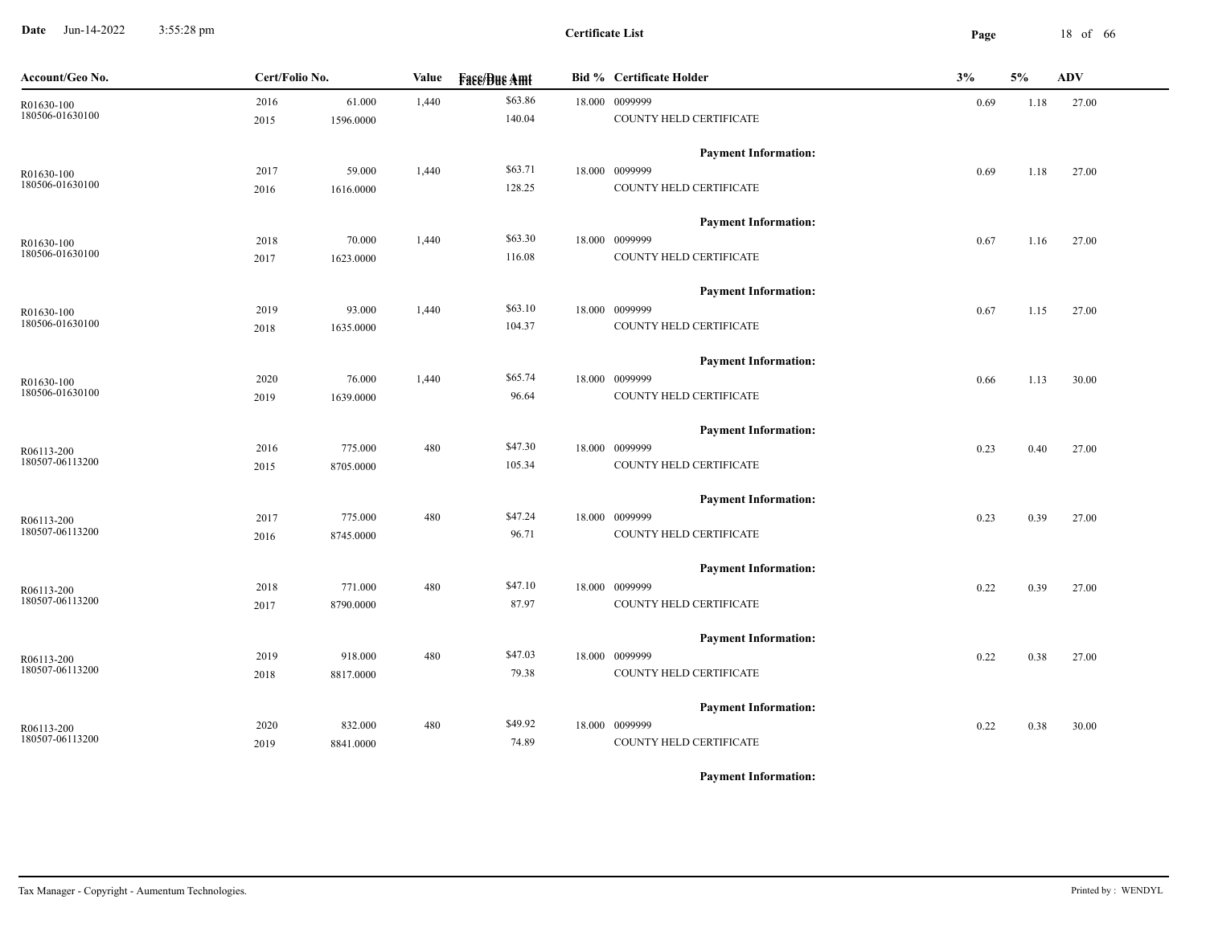# Certificate List

Date Jun-14-2022 3:55:28 pm

| Account/Geo No. | Cert/Folio No. | | Value | Face/Due Amt | Bid % | Certificate Holder | 3% | 5% | ADV |
|---|---|---|---|---|---|---|---|---|---|
| R01630-100 | 2016 | 61.000 | 1,440 | $63.86 | 18.000 | 0099999 | 0.69 | 1.18 | 27.00 |
| 180506-01630100 | 2015 | 1596.0000 | | 140.04 | | COUNTY HELD CERTIFICATE | | | |
| | | | | | | **Payment Information:** | | | |
| R01630-100 | 2017 | 59.000 | 1,440 | $63.71 | 18.000 | 0099999 | 0.69 | 1.18 | 27.00 |
| 180506-01630100 | 2016 | 1616.0000 | | 128.25 | | COUNTY HELD CERTIFICATE | | | |
| | | | | | | **Payment Information:** | | | |
| R01630-100 | 2018 | 70.000 | 1,440 | $63.30 | 18.000 | 0099999 | 0.67 | 1.16 | 27.00 |
| 180506-01630100 | 2017 | 1623.0000 | | 116.08 | | COUNTY HELD CERTIFICATE | | | |
| | | | | | | **Payment Information:** | | | |
| R01630-100 | 2019 | 93.000 | 1,440 | $63.10 | 18.000 | 0099999 | 0.67 | 1.15 | 27.00 |
| 180506-01630100 | 2018 | 1635.0000 | | 104.37 | | COUNTY HELD CERTIFICATE | | | |
| | | | | | | **Payment Information:** | | | |
| R01630-100 | 2020 | 76.000 | 1,440 | $65.74 | 18.000 | 0099999 | 0.66 | 1.13 | 30.00 |
| 180506-01630100 | 2019 | 1639.0000 | | 96.64 | | COUNTY HELD CERTIFICATE | | | |
| | | | | | | **Payment Information:** | | | |
| R06113-200 | 2016 | 775.000 | 480 | $47.30 | 18.000 | 0099999 | 0.23 | 0.40 | 27.00 |
| 180507-06113200 | 2015 | 8705.0000 | | 105.34 | | COUNTY HELD CERTIFICATE | | | |
| | | | | | | **Payment Information:** | | | |
| R06113-200 | 2017 | 775.000 | 480 | $47.24 | 18.000 | 0099999 | 0.23 | 0.39 | 27.00 |
| 180507-06113200 | 2016 | 8745.0000 | | 96.71 | | COUNTY HELD CERTIFICATE | | | |
| | | | | | | **Payment Information:** | | | |
| R06113-200 | 2018 | 771.000 | 480 | $47.10 | 18.000 | 0099999 | 0.22 | 0.39 | 27.00 |
| 180507-06113200 | 2017 | 8790.0000 | | 87.97 | | COUNTY HELD CERTIFICATE | | | |
| | | | | | | **Payment Information:** | | | |
| R06113-200 | 2019 | 918.000 | 480 | $47.03 | 18.000 | 0099999 | 0.22 | 0.38 | 27.00 |
| 180507-06113200 | 2018 | 8817.0000 | | 79.38 | | COUNTY HELD CERTIFICATE | | | |
| | | | | | | **Payment Information:** | | | |
| R06113-200 | 2020 | 832.000 | 480 | $49.92 | 18.000 | 0099999 | 0.22 | 0.38 | 30.00 |
| 180507-06113200 | 2019 | 8841.0000 | | 74.89 | | COUNTY HELD CERTIFICATE | | | |
| | | | | | | **Payment Information:** | | | |

Tax Manager - Copyright - Aumentum Technologies. Printed by : WENDYL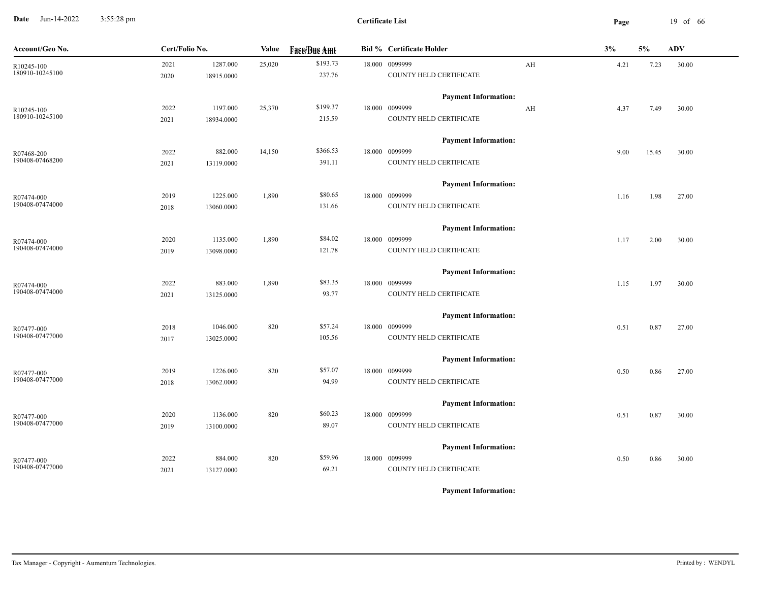**Certificate List**

| Account/Geo No. | Cert/Folio No. | | Value | Face/Due Amt | Bid % | Certificate Holder | | 3% | 5% | ADV |
|---|---|---|---|---|---|---|---|---|---|---|
| R10245-100 | 2021 | 1287.000 | 25,020 | $193.73 | 18.000 | 0099999 | AH | 4.21 | 7.23 | 30.00 |
| 180910-10245100 | 2020 | 18915.0000 | | 237.76 | | COUNTY HELD CERTIFICATE | | | | |
| | | | | | | **Payment Information:** | | | | |
| R10245-100 | 2022 | 1197.000 | 25,370 | $199.37 | 18.000 | 0099999 | AH | 4.37 | 7.49 | 30.00 |
| 180910-10245100 | 2021 | 18934.0000 | | 215.59 | | COUNTY HELD CERTIFICATE | | | | |
| | | | | | | **Payment Information:** | | | | |
| R07468-200 | 2022 | 882.000 | 14,150 | $366.53 | 18.000 | 0099999 | | 9.00 | 15.45 | 30.00 |
| 190408-07468200 | 2021 | 13119.0000 | | 391.11 | | COUNTY HELD CERTIFICATE | | | | |
| | | | | | | **Payment Information:** | | | | |
| R07474-000 | 2019 | 1225.000 | 1,890 | $80.65 | 18.000 | 0099999 | | 1.16 | 1.98 | 27.00 |
| 190408-07474000 | 2018 | 13060.0000 | | 131.66 | | COUNTY HELD CERTIFICATE | | | | |
| | | | | | | **Payment Information:** | | | | |
| R07474-000 | 2020 | 1135.000 | 1,890 | $84.02 | 18.000 | 0099999 | | 1.17 | 2.00 | 30.00 |
| 190408-07474000 | 2019 | 13098.0000 | | 121.78 | | COUNTY HELD CERTIFICATE | | | | |
| | | | | | | **Payment Information:** | | | | |
| R07474-000 | 2022 | 883.000 | 1,890 | $83.35 | 18.000 | 0099999 | | 1.15 | 1.97 | 30.00 |
| 190408-07474000 | 2021 | 13125.0000 | | 93.77 | | COUNTY HELD CERTIFICATE | | | | |
| | | | | | | **Payment Information:** | | | | |
| R07477-000 | 2018 | 1046.000 | 820 | $57.24 | 18.000 | 0099999 | | 0.51 | 0.87 | 27.00 |
| 190408-07477000 | 2017 | 13025.0000 | | 105.56 | | COUNTY HELD CERTIFICATE | | | | |
| | | | | | | **Payment Information:** | | | | |
| R07477-000 | 2019 | 1226.000 | 820 | $57.07 | 18.000 | 0099999 | | 0.50 | 0.86 | 27.00 |
| 190408-07477000 | 2018 | 13062.0000 | | 94.99 | | COUNTY HELD CERTIFICATE | | | | |
| | | | | | | **Payment Information:** | | | | |
| R07477-000 | 2020 | 1136.000 | 820 | $60.23 | 18.000 | 0099999 | | 0.51 | 0.87 | 30.00 |
| 190408-07477000 | 2019 | 13100.0000 | | 89.07 | | COUNTY HELD CERTIFICATE | | | | |
| | | | | | | **Payment Information:** | | | | |
| R07477-000 | 2022 | 884.000 | 820 | $59.96 | 18.000 | 0099999 | | 0.50 | 0.86 | 30.00 |
| 190408-07477000 | 2021 | 13127.0000 | | 69.21 | | COUNTY HELD CERTIFICATE | | | | |
| | | | | | | **Payment Information:** | | | | |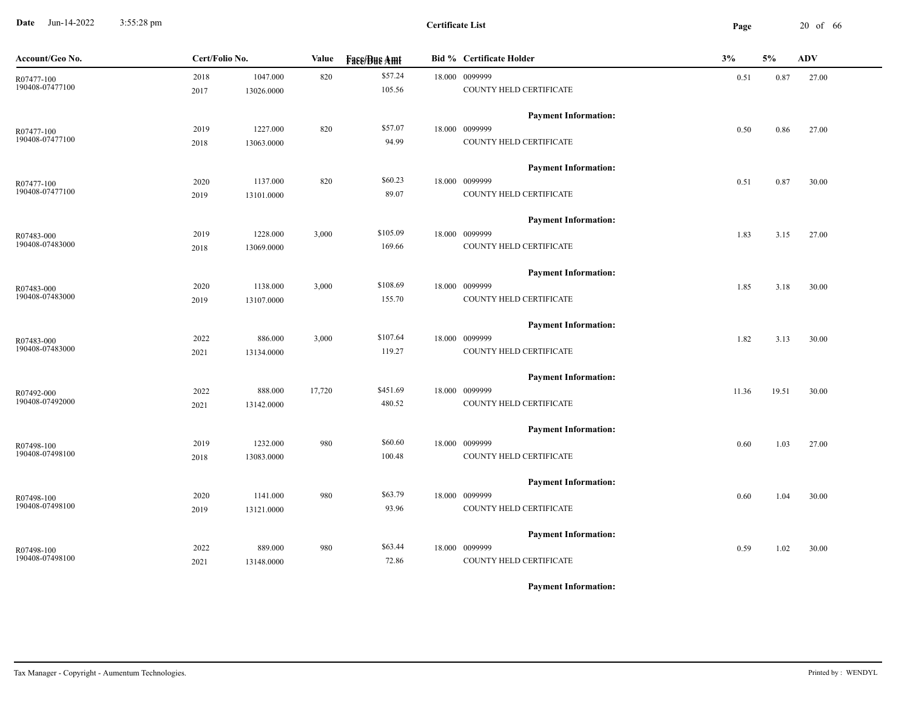**Certificate List**

Date Jun-14-2022 3:55:28 pm

| Account/Geo No. | Cert/Folio No. | | Value | Face/Due Amt | Bid % | Certificate Holder | 3% | 5% | ADV |
|---|---|---|---|---|---|---|---|---|---|
| R07477-100<br>190408-07477100 | 2018<br>2017 | 1047.000<br>13026.0000 | 820 | $57.24<br>105.56 | 18.000 | 0099999<br>COUNTY HELD CERTIFICATE | 0.51 | 0.87 | 27.00 |
| | | | | | | **Payment Information:** | | | |
| R07477-100<br>190408-07477100 | 2019<br>2018 | 1227.000<br>13063.0000 | 820 | $57.07<br>94.99 | 18.000 | 0099999<br>COUNTY HELD CERTIFICATE | 0.50 | 0.86 | 27.00 |
| | | | | | | **Payment Information:** | | | |
| R07477-100<br>190408-07477100 | 2020<br>2019 | 1137.000<br>13101.0000 | 820 | $60.23<br>89.07 | 18.000 | 0099999<br>COUNTY HELD CERTIFICATE | 0.51 | 0.87 | 30.00 |
| | | | | | | **Payment Information:** | | | |
| R07483-000<br>190408-07483000 | 2019<br>2018 | 1228.000<br>13069.0000 | 3,000 | $105.09<br>169.66 | 18.000 | 0099999<br>COUNTY HELD CERTIFICATE | 1.83 | 3.15 | 27.00 |
| | | | | | | **Payment Information:** | | | |
| R07483-000<br>190408-07483000 | 2020<br>2019 | 1138.000<br>13107.0000 | 3,000 | $108.69<br>155.70 | 18.000 | 0099999<br>COUNTY HELD CERTIFICATE | 1.85 | 3.18 | 30.00 |
| | | | | | | **Payment Information:** | | | |
| R07483-000<br>190408-07483000 | 2022<br>2021 | 886.000<br>13134.0000 | 3,000 | $107.64<br>119.27 | 18.000 | 0099999<br>COUNTY HELD CERTIFICATE | 1.82 | 3.13 | 30.00 |
| | | | | | | **Payment Information:** | | | |
| R07492-000<br>190408-07492000 | 2022<br>2021 | 888.000<br>13142.0000 | 17,720 | $451.69<br>480.52 | 18.000 | 0099999<br>COUNTY HELD CERTIFICATE | 11.36 | 19.51 | 30.00 |
| | | | | | | **Payment Information:** | | | |
| R07498-100<br>190408-07498100 | 2019<br>2018 | 1232.000<br>13083.0000 | 980 | $60.60<br>100.48 | 18.000 | 0099999<br>COUNTY HELD CERTIFICATE | 0.60 | 1.03 | 27.00 |
| | | | | | | **Payment Information:** | | | |
| R07498-100<br>190408-07498100 | 2020<br>2019 | 1141.000<br>13121.0000 | 980 | $63.79<br>93.96 | 18.000 | 0099999<br>COUNTY HELD CERTIFICATE | 0.60 | 1.04 | 30.00 |
| | | | | | | **Payment Information:** | | | |
| R07498-100<br>190408-07498100 | 2022<br>2021 | 889.000<br>13148.0000 | 980 | $63.44<br>72.86 | 18.000 | 0099999<br>COUNTY HELD CERTIFICATE | 0.59 | 1.02 | 30.00 |
| | | | | | | **Payment Information:** | | | |

Tax Manager - Copyright - Aumentum Technologies.

Printed by : WENDYL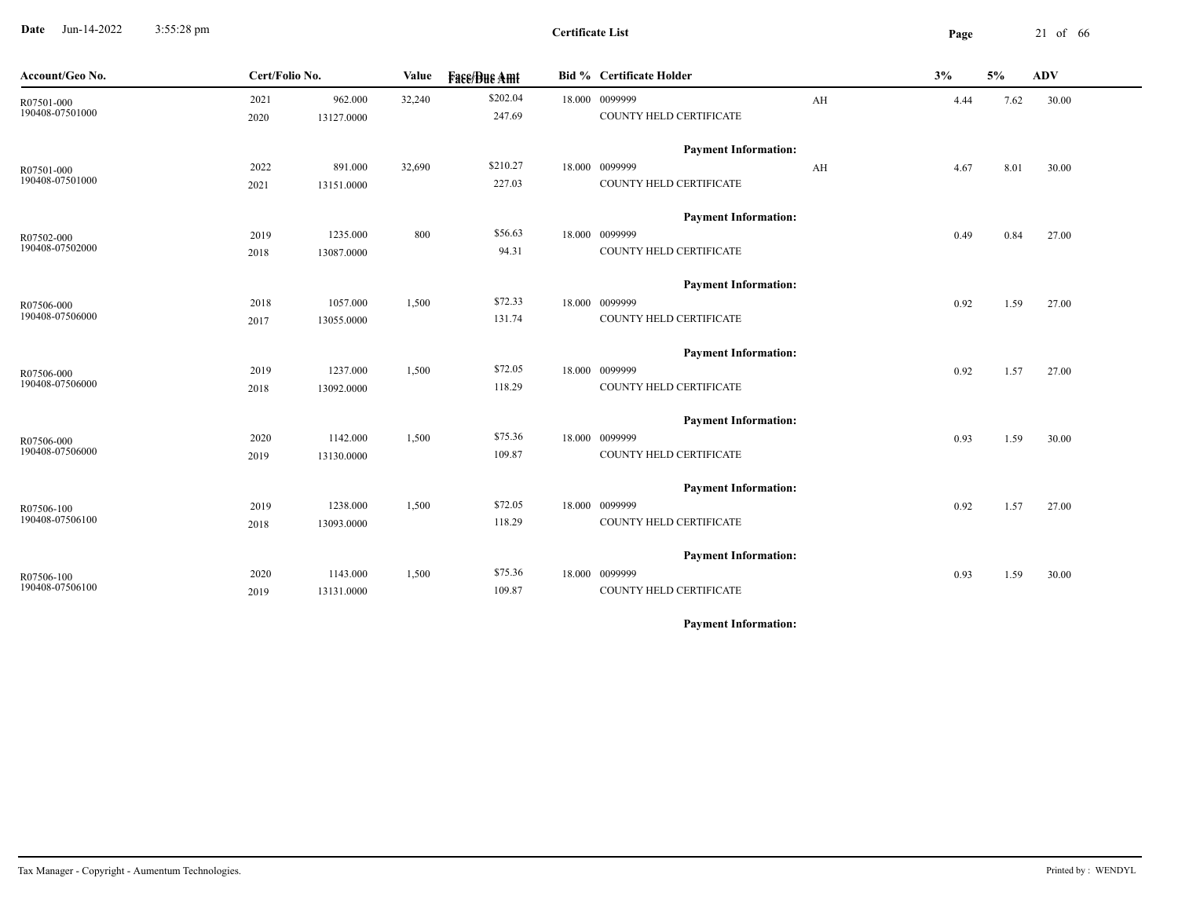**Certificate List**

| Account/Geo No. | Cert/Folio No. | | Value | Face/Due Amt | Bid % | Certificate Holder | | 3% | 5% | ADV |
|---|---|---|---|---|---|---|---|---|---|---|
| R07501-000 | 2021 | 962.000 | 32,240 | $202.04 | 18.000 | 0099999 | AH | 4.44 | 7.62 | 30.00 |
| 190408-07501000 | 2020 | 13127.0000 | | 247.69 | | COUNTY HELD CERTIFICATE | | | | |
| | | | | | | **Payment Information:** | | | | |
| R07501-000 | 2022 | 891.000 | 32,690 | $210.27 | 18.000 | 0099999 | AH | 4.67 | 8.01 | 30.00 |
| 190408-07501000 | 2021 | 13151.0000 | | 227.03 | | COUNTY HELD CERTIFICATE | | | | |
| | | | | | | **Payment Information:** | | | | |
| R07502-000 | 2019 | 1235.000 | 800 | $56.63 | 18.000 | 0099999 | | 0.49 | 0.84 | 27.00 |
| 190408-07502000 | 2018 | 13087.0000 | | 94.31 | | COUNTY HELD CERTIFICATE | | | | |
| | | | | | | **Payment Information:** | | | | |
| R07506-000 | 2018 | 1057.000 | 1,500 | $72.33 | 18.000 | 0099999 | | 0.92 | 1.59 | 27.00 |
| 190408-07506000 | 2017 | 13055.0000 | | 131.74 | | COUNTY HELD CERTIFICATE | | | | |
| | | | | | | **Payment Information:** | | | | |
| R07506-000 | 2019 | 1237.000 | 1,500 | $72.05 | 18.000 | 0099999 | | 0.92 | 1.57 | 27.00 |
| 190408-07506000 | 2018 | 13092.0000 | | 118.29 | | COUNTY HELD CERTIFICATE | | | | |
| | | | | | | **Payment Information:** | | | | |
| R07506-000 | 2020 | 1142.000 | 1,500 | $75.36 | 18.000 | 0099999 | | 0.93 | 1.59 | 30.00 |
| 190408-07506000 | 2019 | 13130.0000 | | 109.87 | | COUNTY HELD CERTIFICATE | | | | |
| | | | | | | **Payment Information:** | | | | |
| R07506-100 | 2019 | 1238.000 | 1,500 | $72.05 | 18.000 | 0099999 | | 0.92 | 1.57 | 27.00 |
| 190408-07506100 | 2018 | 13093.0000 | | 118.29 | | COUNTY HELD CERTIFICATE | | | | |
| | | | | | | **Payment Information:** | | | | |
| R07506-100 | 2020 | 1143.000 | 1,500 | $75.36 | 18.000 | 0099999 | | 0.93 | 1.59 | 30.00 |
| 190408-07506100 | 2019 | 13131.0000 | | 109.87 | | COUNTY HELD CERTIFICATE | | | | |
| | | | | | | **Payment Information:** | | | | |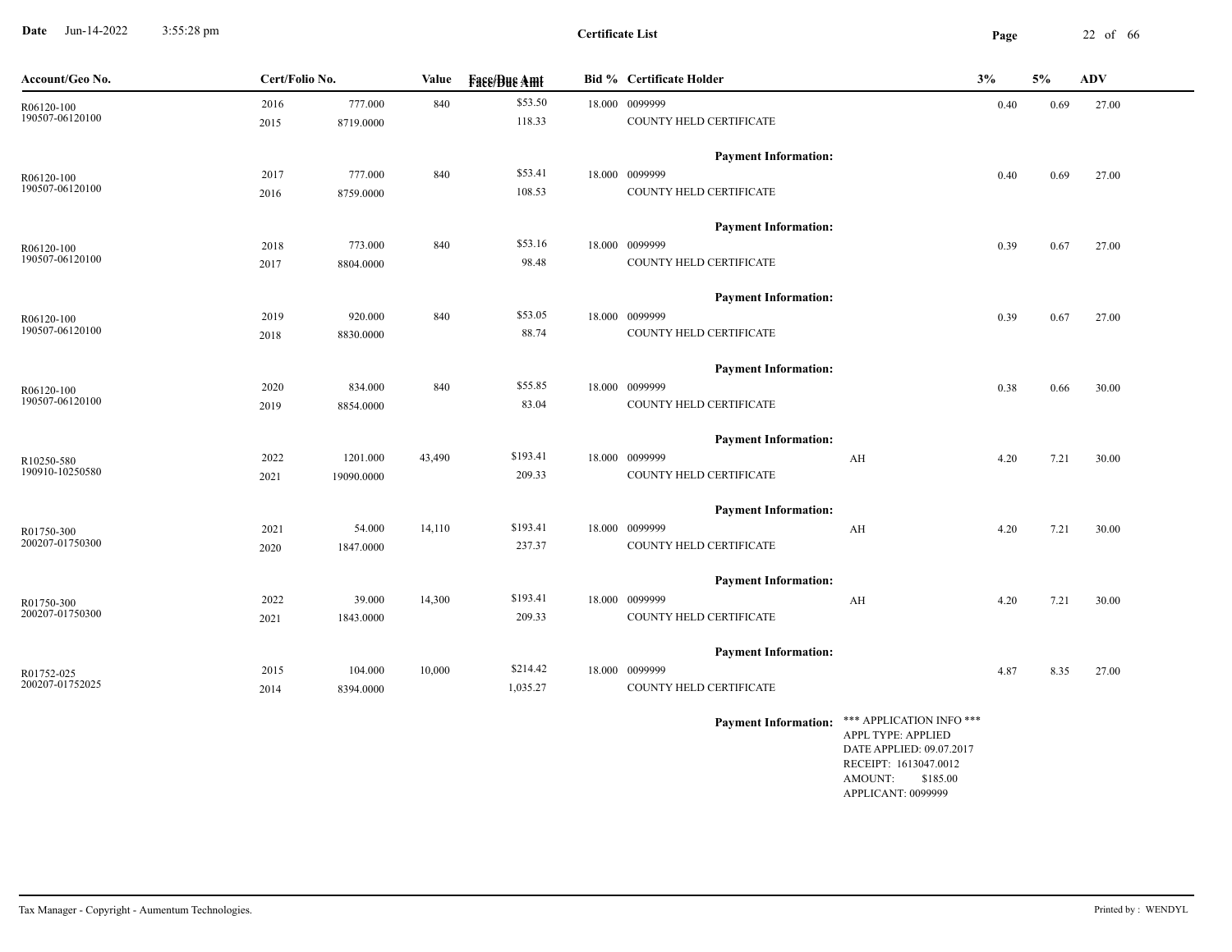**Date** Jun-14-2022 3:55:28 pm

**Certificate List**

| Account/Geo No. | Cert/Folio No. | | Value | Face/Due Amt | Bid % | Certificate Holder | | 3% | 5% | ADV |
|---|---|---|---|---|---|---|---|---|---|---|
| R06120-100<br>190507-06120100 | 2016<br>2015 | 777.000<br>8719.0000 | 840 | $53.50<br>118.33 | 18.000 | 0099999<br>COUNTY HELD CERTIFICATE | | 0.40 | 0.69 | 27.00 |
| | | | | | | **Payment Information:** | | | | |
| R06120-100<br>190507-06120100 | 2017<br>2016 | 777.000<br>8759.0000 | 840 | $53.41<br>108.53 | 18.000 | 0099999<br>COUNTY HELD CERTIFICATE | | 0.40 | 0.69 | 27.00 |
| | | | | | | **Payment Information:** | | | | |
| R06120-100<br>190507-06120100 | 2018<br>2017 | 773.000<br>8804.0000 | 840 | $53.16<br>98.48 | 18.000 | 0099999<br>COUNTY HELD CERTIFICATE | | 0.39 | 0.67 | 27.00 |
| | | | | | | **Payment Information:** | | | | |
| R06120-100<br>190507-06120100 | 2019<br>2018 | 920.000<br>8830.0000 | 840 | $53.05<br>88.74 | 18.000 | 0099999<br>COUNTY HELD CERTIFICATE | | 0.39 | 0.67 | 27.00 |
| | | | | | | **Payment Information:** | | | | |
| R06120-100<br>190507-06120100 | 2020<br>2019 | 834.000<br>8854.0000 | 840 | $55.85<br>83.04 | 18.000 | 0099999<br>COUNTY HELD CERTIFICATE | | 0.38 | 0.66 | 30.00 |
| | | | | | | **Payment Information:** | | | | |
| R10250-580<br>190910-10250580 | 2022<br>2021 | 1201.000<br>19090.0000 | 43,490 | $193.41<br>209.33 | 18.000 | 0099999<br>COUNTY HELD CERTIFICATE | AH | 4.20 | 7.21 | 30.00 |
| | | | | | | **Payment Information:** | | | | |
| R01750-300<br>200207-01750300 | 2021<br>2020 | 54.000<br>1847.0000 | 14,110 | $193.41<br>237.37 | 18.000 | 0099999<br>COUNTY HELD CERTIFICATE | AH | 4.20 | 7.21 | 30.00 |
| | | | | | | **Payment Information:** | | | | |
| R01750-300<br>200207-01750300 | 2022<br>2021 | 39.000<br>1843.0000 | 14,300 | $193.41<br>209.33 | 18.000 | 0099999<br>COUNTY HELD CERTIFICATE | AH | 4.20 | 7.21 | 30.00 |
| | | | | | | **Payment Information:** | | | | |
| R01752-025<br>200207-01752025 | 2015<br>2014 | 104.000<br>8394.0000 | 10,000 | $214.42<br>1,035.27 | 18.000 | 0099999<br>COUNTY HELD CERTIFICATE | | 4.87 | 8.35 | 27.00 |
| | | | | | | **Payment Information:** | *** APPLICATION INFO ***<br>APPL TYPE: APPLIED<br>DATE APPLIED: 09.07.2017<br>RECEIPT: 1613047.0012<br>AMOUNT: $185.00<br>APPLICANT: 0099999 | | | |

Tax Manager - Copyright - Aumentum Technologies. Printed by : WENDYL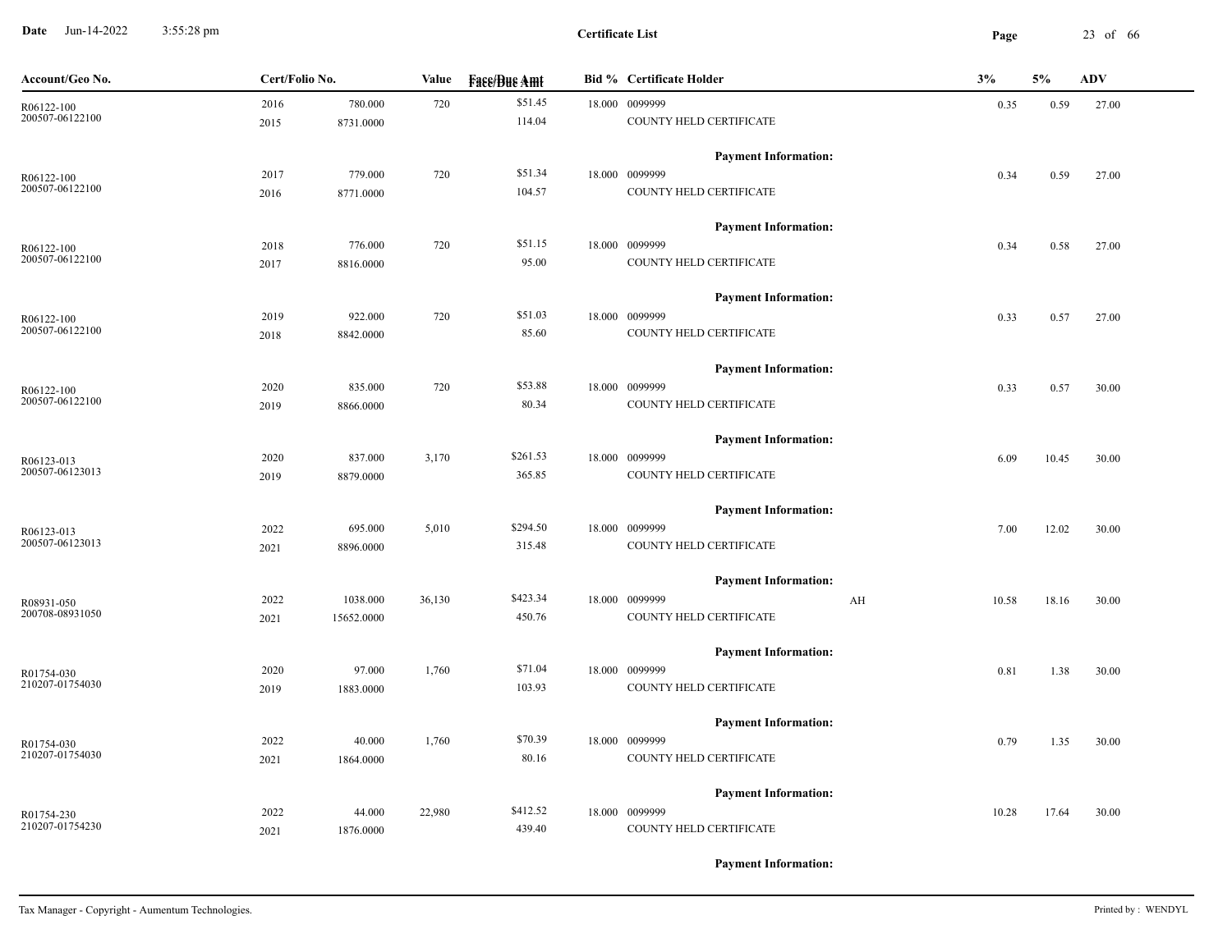**Certificate List**

| Account/Geo No. | Cert/Folio No. | | Value | Face/Due Amt | Bid % | Certificate Holder | | 3% | 5% | ADV |
|---|---|---|---|---|---|---|---|---|---|---|
| R06122-100<br>200507-06122100 | 2016<br>2015 | 780.000<br>8731.0000 | 720 | $51.45<br>114.04 | 18.000 | 0099999<br>COUNTY HELD CERTIFICATE | | 0.35 | 0.59 | 27.00 |
| | | | | | | Payment Information: | | | | |
| R06122-100<br>200507-06122100 | 2017<br>2016 | 779.000<br>8771.0000 | 720 | $51.34<br>104.57 | 18.000 | 0099999<br>COUNTY HELD CERTIFICATE | | 0.34 | 0.59 | 27.00 |
| | | | | | | Payment Information: | | | | |
| R06122-100<br>200507-06122100 | 2018<br>2017 | 776.000<br>8816.0000 | 720 | $51.15<br>95.00 | 18.000 | 0099999<br>COUNTY HELD CERTIFICATE | | 0.34 | 0.58 | 27.00 |
| | | | | | | Payment Information: | | | | |
| R06122-100<br>200507-06122100 | 2019<br>2018 | 922.000<br>8842.0000 | 720 | $51.03<br>85.60 | 18.000 | 0099999<br>COUNTY HELD CERTIFICATE | | 0.33 | 0.57 | 27.00 |
| | | | | | | Payment Information: | | | | |
| R06122-100<br>200507-06122100 | 2020<br>2019 | 835.000<br>8866.0000 | 720 | $53.88<br>80.34 | 18.000 | 0099999<br>COUNTY HELD CERTIFICATE | | 0.33 | 0.57 | 30.00 |
| | | | | | | Payment Information: | | | | |
| R06123-013<br>200507-06123013 | 2020<br>2019 | 837.000<br>8879.0000 | 3,170 | $261.53<br>365.85 | 18.000 | 0099999<br>COUNTY HELD CERTIFICATE | | 6.09 | 10.45 | 30.00 |
| | | | | | | Payment Information: | | | | |
| R06123-013<br>200507-06123013 | 2022<br>2021 | 695.000<br>8896.0000 | 5,010 | $294.50<br>315.48 | 18.000 | 0099999<br>COUNTY HELD CERTIFICATE | | 7.00 | 12.02 | 30.00 |
| | | | | | | Payment Information: | | | | |
| R08931-050<br>200708-08931050 | 2022<br>2021 | 1038.000<br>15652.0000 | 36,130 | $423.34<br>450.76 | 18.000 | 0099999<br>COUNTY HELD CERTIFICATE | AH | 10.58 | 18.16 | 30.00 |
| | | | | | | Payment Information: | | | | |
| R01754-030<br>210207-01754030 | 2020<br>2019 | 97.000<br>1883.0000 | 1,760 | $71.04<br>103.93 | 18.000 | 0099999<br>COUNTY HELD CERTIFICATE | | 0.81 | 1.38 | 30.00 |
| | | | | | | Payment Information: | | | | |
| R01754-030<br>210207-01754030 | 2022<br>2021 | 40.000<br>1864.0000 | 1,760 | $70.39<br>80.16 | 18.000 | 0099999<br>COUNTY HELD CERTIFICATE | | 0.79 | 1.35 | 30.00 |
| | | | | | | Payment Information: | | | | |
| R01754-230<br>210207-01754230 | 2022<br>2021 | 44.000<br>1876.0000 | 22,980 | $412.52<br>439.40 | 18.000 | 0099999<br>COUNTY HELD CERTIFICATE | | 10.28 | 17.64 | 30.00 |
| | | | | | | Payment Information: | | | | |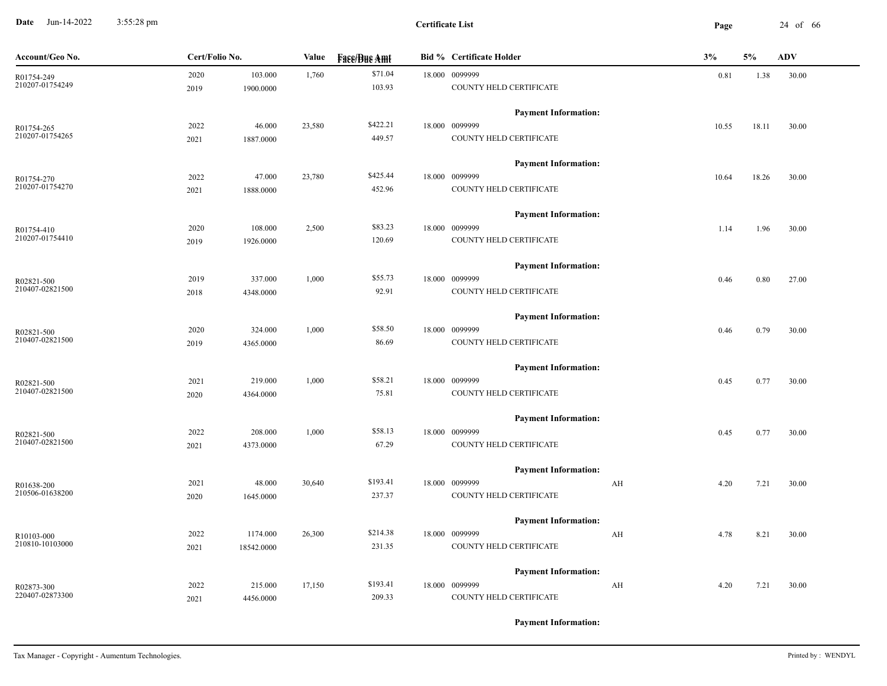**Certificate List**

**Date** Jun-14-2022 3:55:28 pm

| Account/Geo No. | Cert/Folio No. | | Value | Face/Due Amt | Bid % | Certificate Holder | | 3% | 5% | ADV |
|---|---|---|---|---|---|---|---|---|---|---|
| R01754-249<br>210207-01754249 | 2020<br>2019 | 103.000<br>1900.0000 | 1,760 | $71.04<br>103.93 | 18.000 | 0099999<br>COUNTY HELD CERTIFICATE | | 0.81 | 1.38 | 30.00 |
| | | | | | | **Payment Information:** | | | | |
| R01754-265<br>210207-01754265 | 2022<br>2021 | 46.000<br>1887.0000 | 23,580 | $422.21<br>449.57 | 18.000 | 0099999<br>COUNTY HELD CERTIFICATE | | 10.55 | 18.11 | 30.00 |
| | | | | | | **Payment Information:** | | | | |
| R01754-270<br>210207-01754270 | 2022<br>2021 | 47.000<br>1888.0000 | 23,780 | $425.44<br>452.96 | 18.000 | 0099999<br>COUNTY HELD CERTIFICATE | | 10.64 | 18.26 | 30.00 |
| | | | | | | **Payment Information:** | | | | |
| R01754-410<br>210207-01754410 | 2020<br>2019 | 108.000<br>1926.0000 | 2,500 | $83.23<br>120.69 | 18.000 | 0099999<br>COUNTY HELD CERTIFICATE | | 1.14 | 1.96 | 30.00 |
| | | | | | | **Payment Information:** | | | | |
| R02821-500<br>210407-02821500 | 2019<br>2018 | 337.000<br>4348.0000 | 1,000 | $55.73<br>92.91 | 18.000 | 0099999<br>COUNTY HELD CERTIFICATE | | 0.46 | 0.80 | 27.00 |
| | | | | | | **Payment Information:** | | | | |
| R02821-500<br>210407-02821500 | 2020<br>2019 | 324.000<br>4365.0000 | 1,000 | $58.50<br>86.69 | 18.000 | 0099999<br>COUNTY HELD CERTIFICATE | | 0.46 | 0.79 | 30.00 |
| | | | | | | **Payment Information:** | | | | |
| R02821-500<br>210407-02821500 | 2021<br>2020 | 219.000<br>4364.0000 | 1,000 | $58.21<br>75.81 | 18.000 | 0099999<br>COUNTY HELD CERTIFICATE | | 0.45 | 0.77 | 30.00 |
| | | | | | | **Payment Information:** | | | | |
| R02821-500<br>210407-02821500 | 2022<br>2021 | 208.000<br>4373.0000 | 1,000 | $58.13<br>67.29 | 18.000 | 0099999<br>COUNTY HELD CERTIFICATE | | 0.45 | 0.77 | 30.00 |
| | | | | | | **Payment Information:** | | | | |
| R01638-200<br>210506-01638200 | 2021<br>2020 | 48.000<br>1645.0000 | 30,640 | $193.41<br>237.37 | 18.000 | 0099999<br>COUNTY HELD CERTIFICATE | AH | 4.20 | 7.21 | 30.00 |
| | | | | | | **Payment Information:** | | | | |
| R10103-000<br>210810-10103000 | 2022<br>2021 | 1174.000<br>18542.0000 | 26,300 | $214.38<br>231.35 | 18.000 | 0099999<br>COUNTY HELD CERTIFICATE | AH | 4.78 | 8.21 | 30.00 |
| | | | | | | **Payment Information:** | | | | |
| R02873-300<br>220407-02873300 | 2022<br>2021 | 215.000<br>4456.0000 | 17,150 | $193.41<br>209.33 | 18.000 | 0099999<br>COUNTY HELD CERTIFICATE | AH | 4.20 | 7.21 | 30.00 |
| | | | | | | **Payment Information:** | | | | |

Tax Manager - Copyright - Aumentum Technologies.

Printed by : WENDYL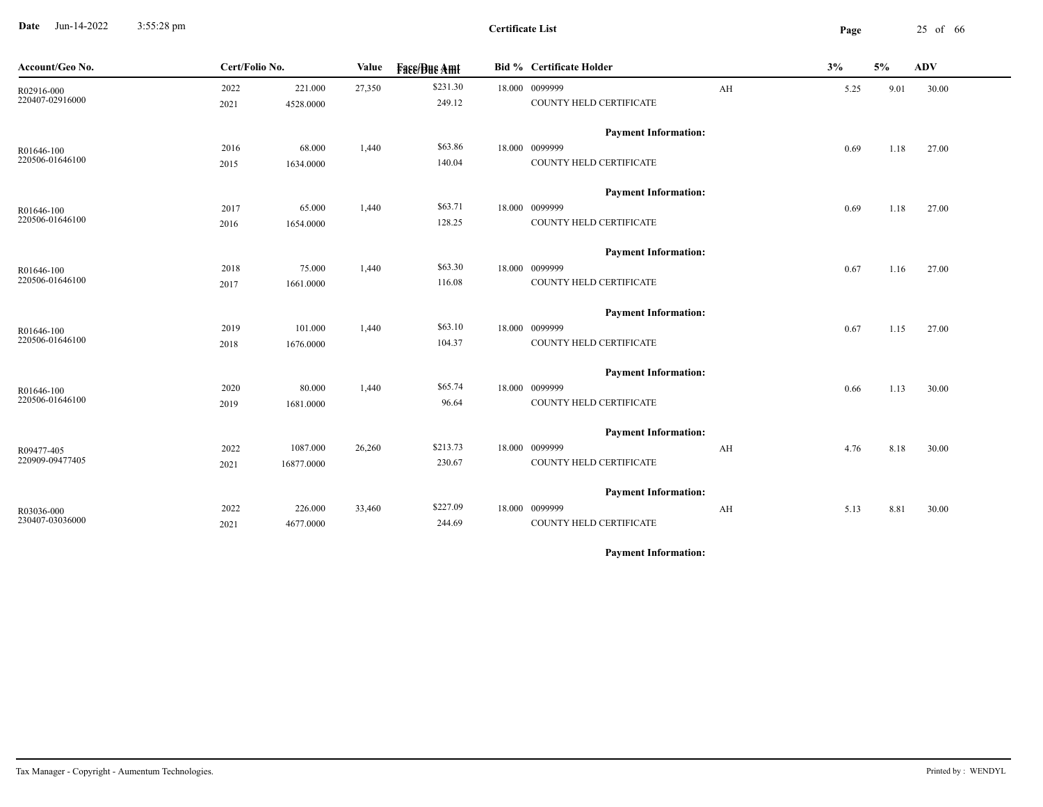**Certificate List**

Date Jun-14-2022 3:55:28 pm

| Account/Geo No. | Cert/Folio No. | | Value | Face/Due Amt | Bid % | Certificate Holder | | 3% | 5% | ADV |
|---|---|---|---|---|---|---|---|---|---|---|
| R02916-000 | 2022 | 221.000 | 27,350 | $231.30 | 18.000 | 0099999 | AH | 5.25 | 9.01 | 30.00 |
| 220407-02916000 | 2021 | 4528.0000 | | 249.12 | | COUNTY HELD CERTIFICATE | | | | |
| | | | | | | **Payment Information:** | | | | |
| R01646-100 | 2016 | 68.000 | 1,440 | $63.86 | 18.000 | 0099999 | | 0.69 | 1.18 | 27.00 |
| 220506-01646100 | 2015 | 1634.0000 | | 140.04 | | COUNTY HELD CERTIFICATE | | | | |
| | | | | | | **Payment Information:** | | | | |
| R01646-100 | 2017 | 65.000 | 1,440 | $63.71 | 18.000 | 0099999 | | 0.69 | 1.18 | 27.00 |
| 220506-01646100 | 2016 | 1654.0000 | | 128.25 | | COUNTY HELD CERTIFICATE | | | | |
| | | | | | | **Payment Information:** | | | | |
| R01646-100 | 2018 | 75.000 | 1,440 | $63.30 | 18.000 | 0099999 | | 0.67 | 1.16 | 27.00 |
| 220506-01646100 | 2017 | 1661.0000 | | 116.08 | | COUNTY HELD CERTIFICATE | | | | |
| | | | | | | **Payment Information:** | | | | |
| R01646-100 | 2019 | 101.000 | 1,440 | $63.10 | 18.000 | 0099999 | | 0.67 | 1.15 | 27.00 |
| 220506-01646100 | 2018 | 1676.0000 | | 104.37 | | COUNTY HELD CERTIFICATE | | | | |
| | | | | | | **Payment Information:** | | | | |
| R01646-100 | 2020 | 80.000 | 1,440 | $65.74 | 18.000 | 0099999 | | 0.66 | 1.13 | 30.00 |
| 220506-01646100 | 2019 | 1681.0000 | | 96.64 | | COUNTY HELD CERTIFICATE | | | | |
| | | | | | | **Payment Information:** | | | | |
| R09477-405 | 2022 | 1087.000 | 26,260 | $213.73 | 18.000 | 0099999 | AH | 4.76 | 8.18 | 30.00 |
| 220909-09477405 | 2021 | 16877.0000 | | 230.67 | | COUNTY HELD CERTIFICATE | | | | |
| | | | | | | **Payment Information:** | | | | |
| R03036-000 | 2022 | 226.000 | 33,460 | $227.09 | 18.000 | 0099999 | AH | 5.13 | 8.81 | 30.00 |
| 230407-03036000 | 2021 | 4677.0000 | | 244.69 | | COUNTY HELD CERTIFICATE | | | | |
| | | | | | | **Payment Information:** | | | | |

Tax Manager - Copyright - Aumentum Technologies.

Printed by : WENDYL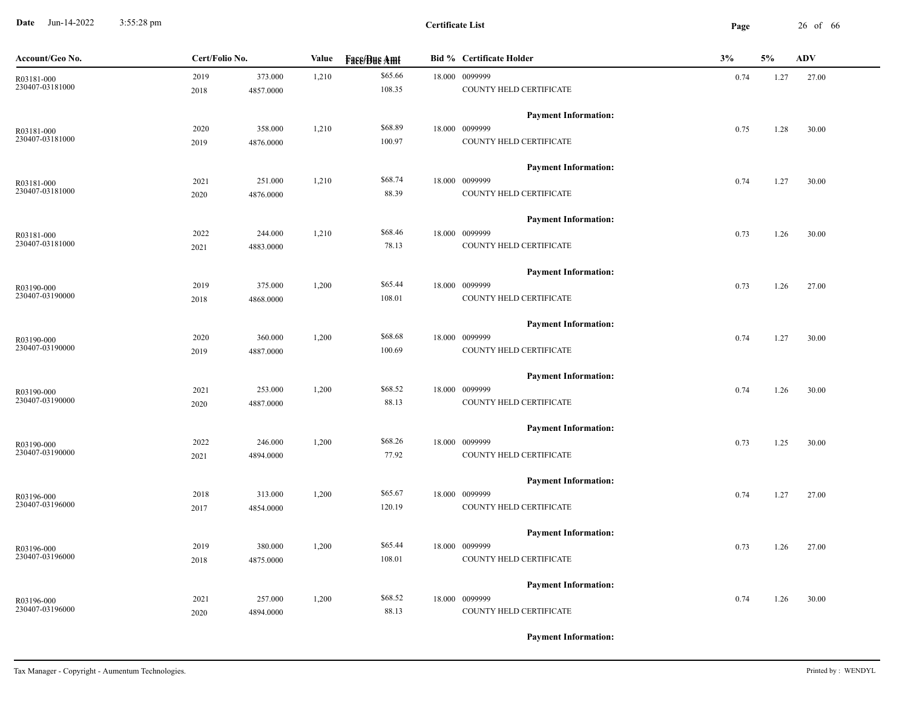**Certificate List**

| Account/Geo No. | Cert/Folio No. | | Value | Face/Due Amt | Bid % | Certificate Holder | 3% | 5% | ADV |
|---|---|---|---|---|---|---|---|---|---|
| R03181-000 | 2019 | 373.000 | 1,210 | $65.66 | 18.000 | 0099999 | 0.74 | 1.27 | 27.00 |
| 230407-03181000 | 2018 | 4857.0000 | | 108.35 | | COUNTY HELD CERTIFICATE | | | |
| | | | | | | **Payment Information:** | | | |
| R03181-000 | 2020 | 358.000 | 1,210 | $68.89 | 18.000 | 0099999 | 0.75 | 1.28 | 30.00 |
| 230407-03181000 | 2019 | 4876.0000 | | 100.97 | | COUNTY HELD CERTIFICATE | | | |
| | | | | | | **Payment Information:** | | | |
| R03181-000 | 2021 | 251.000 | 1,210 | $68.74 | 18.000 | 0099999 | 0.74 | 1.27 | 30.00 |
| 230407-03181000 | 2020 | 4876.0000 | | 88.39 | | COUNTY HELD CERTIFICATE | | | |
| | | | | | | **Payment Information:** | | | |
| R03181-000 | 2022 | 244.000 | 1,210 | $68.46 | 18.000 | 0099999 | 0.73 | 1.26 | 30.00 |
| 230407-03181000 | 2021 | 4883.0000 | | 78.13 | | COUNTY HELD CERTIFICATE | | | |
| | | | | | | **Payment Information:** | | | |
| R03190-000 | 2019 | 375.000 | 1,200 | $65.44 | 18.000 | 0099999 | 0.73 | 1.26 | 27.00 |
| 230407-03190000 | 2018 | 4868.0000 | | 108.01 | | COUNTY HELD CERTIFICATE | | | |
| | | | | | | **Payment Information:** | | | |
| R03190-000 | 2020 | 360.000 | 1,200 | $68.68 | 18.000 | 0099999 | 0.74 | 1.27 | 30.00 |
| 230407-03190000 | 2019 | 4887.0000 | | 100.69 | | COUNTY HELD CERTIFICATE | | | |
| | | | | | | **Payment Information:** | | | |
| R03190-000 | 2021 | 253.000 | 1,200 | $68.52 | 18.000 | 0099999 | 0.74 | 1.26 | 30.00 |
| 230407-03190000 | 2020 | 4887.0000 | | 88.13 | | COUNTY HELD CERTIFICATE | | | |
| | | | | | | **Payment Information:** | | | |
| R03190-000 | 2022 | 246.000 | 1,200 | $68.26 | 18.000 | 0099999 | 0.73 | 1.25 | 30.00 |
| 230407-03190000 | 2021 | 4894.0000 | | 77.92 | | COUNTY HELD CERTIFICATE | | | |
| | | | | | | **Payment Information:** | | | |
| R03196-000 | 2018 | 313.000 | 1,200 | $65.67 | 18.000 | 0099999 | 0.74 | 1.27 | 27.00 |
| 230407-03196000 | 2017 | 4854.0000 | | 120.19 | | COUNTY HELD CERTIFICATE | | | |
| | | | | | | **Payment Information:** | | | |
| R03196-000 | 2019 | 380.000 | 1,200 | $65.44 | 18.000 | 0099999 | 0.73 | 1.26 | 27.00 |
| 230407-03196000 | 2018 | 4875.0000 | | 108.01 | | COUNTY HELD CERTIFICATE | | | |
| | | | | | | **Payment Information:** | | | |
| R03196-000 | 2021 | 257.000 | 1,200 | $68.52 | 18.000 | 0099999 | 0.74 | 1.26 | 30.00 |
| 230407-03196000 | 2020 | 4894.0000 | | 88.13 | | COUNTY HELD CERTIFICATE | | | |
| | | | | | | **Payment Information:** | | | |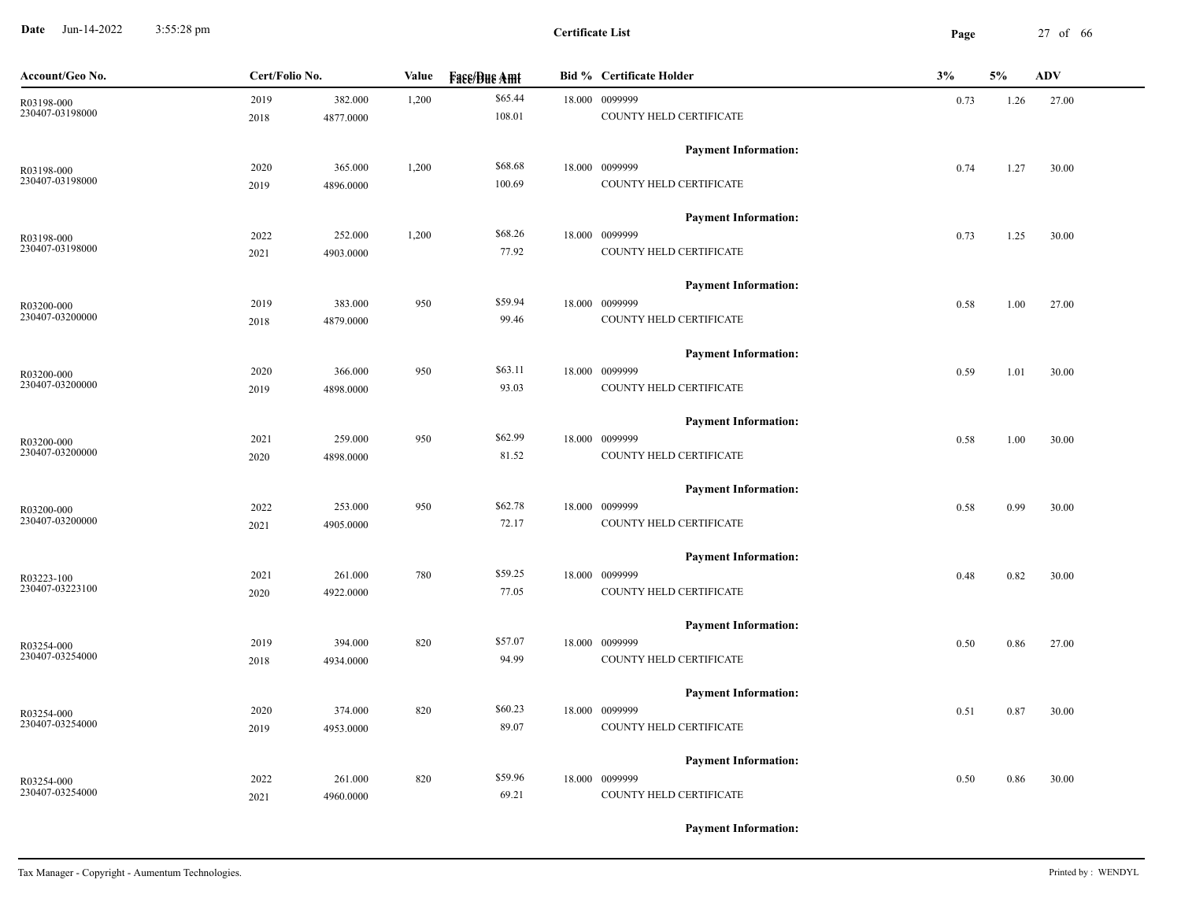# Certificate List

| Account/Geo No. | Cert/Folio No. | | Value | Face/Due Amt | Bid % | Certificate Holder | 3% | 5% | ADV |
|---|---|---|---|---|---|---|---|---|---|
| R03198-000 | 2019 | 382.000 | 1,200 | $65.44 | 18.000 | 0099999 | 0.73 | 1.26 | 27.00 |
| 230407-03198000 | 2018 | 4877.0000 | | 108.01 | | COUNTY HELD CERTIFICATE | | | |
| | | | | | | **Payment Information:** | | | |
| R03198-000 | 2020 | 365.000 | 1,200 | $68.68 | 18.000 | 0099999 | 0.74 | 1.27 | 30.00 |
| 230407-03198000 | 2019 | 4896.0000 | | 100.69 | | COUNTY HELD CERTIFICATE | | | |
| | | | | | | **Payment Information:** | | | |
| R03198-000 | 2022 | 252.000 | 1,200 | $68.26 | 18.000 | 0099999 | 0.73 | 1.25 | 30.00 |
| 230407-03198000 | 2021 | 4903.0000 | | 77.92 | | COUNTY HELD CERTIFICATE | | | |
| | | | | | | **Payment Information:** | | | |
| R03200-000 | 2019 | 383.000 | 950 | $59.94 | 18.000 | 0099999 | 0.58 | 1.00 | 27.00 |
| 230407-03200000 | 2018 | 4879.0000 | | 99.46 | | COUNTY HELD CERTIFICATE | | | |
| | | | | | | **Payment Information:** | | | |
| R03200-000 | 2020 | 366.000 | 950 | $63.11 | 18.000 | 0099999 | 0.59 | 1.01 | 30.00 |
| 230407-03200000 | 2019 | 4898.0000 | | 93.03 | | COUNTY HELD CERTIFICATE | | | |
| | | | | | | **Payment Information:** | | | |
| R03200-000 | 2021 | 259.000 | 950 | $62.99 | 18.000 | 0099999 | 0.58 | 1.00 | 30.00 |
| 230407-03200000 | 2020 | 4898.0000 | | 81.52 | | COUNTY HELD CERTIFICATE | | | |
| | | | | | | **Payment Information:** | | | |
| R03200-000 | 2022 | 253.000 | 950 | $62.78 | 18.000 | 0099999 | 0.58 | 0.99 | 30.00 |
| 230407-03200000 | 2021 | 4905.0000 | | 72.17 | | COUNTY HELD CERTIFICATE | | | |
| | | | | | | **Payment Information:** | | | |
| R03223-100 | 2021 | 261.000 | 780 | $59.25 | 18.000 | 0099999 | 0.48 | 0.82 | 30.00 |
| 230407-03223100 | 2020 | 4922.0000 | | 77.05 | | COUNTY HELD CERTIFICATE | | | |
| | | | | | | **Payment Information:** | | | |
| R03254-000 | 2019 | 394.000 | 820 | $57.07 | 18.000 | 0099999 | 0.50 | 0.86 | 27.00 |
| 230407-03254000 | 2018 | 4934.0000 | | 94.99 | | COUNTY HELD CERTIFICATE | | | |
| | | | | | | **Payment Information:** | | | |
| R03254-000 | 2020 | 374.000 | 820 | $60.23 | 18.000 | 0099999 | 0.51 | 0.87 | 30.00 |
| 230407-03254000 | 2019 | 4953.0000 | | 89.07 | | COUNTY HELD CERTIFICATE | | | |
| | | | | | | **Payment Information:** | | | |
| R03254-000 | 2022 | 261.000 | 820 | $59.96 | 18.000 | 0099999 | 0.50 | 0.86 | 30.00 |
| 230407-03254000 | 2021 | 4960.0000 | | 69.21 | | COUNTY HELD CERTIFICATE | | | |
| | | | | | | **Payment Information:** | | | |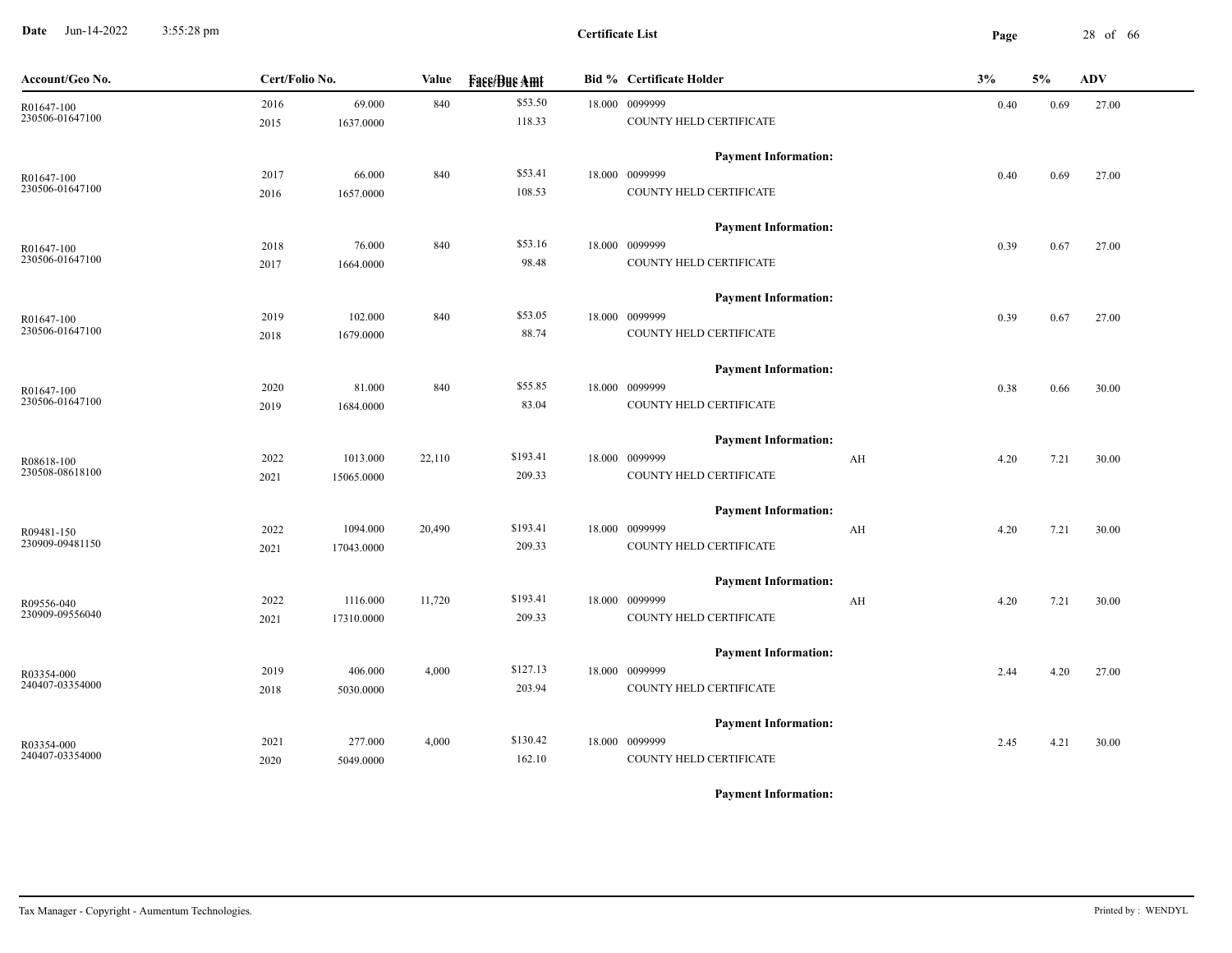**Certificate List**

Date Jun-14-2022 3:55:28 pm

| Account/Geo No. | Cert/Folio No. | | Value | Face/Due Amt | Bid % | Certificate Holder | | 3% | 5% | ADV |
|---|---|---|---|---|---|---|---|---|---|---|
| R01647-100 | 2016 | 69.000 | 840 | $53.50 | 18.000 | 0099999 | | 0.40 | 0.69 | 27.00 |
| 230506-01647100 | 2015 | 1637.0000 | | 118.33 | | COUNTY HELD CERTIFICATE | | | | |
| | | | | | | **Payment Information:** | | | | |
| R01647-100 | 2017 | 66.000 | 840 | $53.41 | 18.000 | 0099999 | | 0.40 | 0.69 | 27.00 |
| 230506-01647100 | 2016 | 1657.0000 | | 108.53 | | COUNTY HELD CERTIFICATE | | | | |
| | | | | | | **Payment Information:** | | | | |
| R01647-100 | 2018 | 76.000 | 840 | $53.16 | 18.000 | 0099999 | | 0.39 | 0.67 | 27.00 |
| 230506-01647100 | 2017 | 1664.0000 | | 98.48 | | COUNTY HELD CERTIFICATE | | | | |
| | | | | | | **Payment Information:** | | | | |
| R01647-100 | 2019 | 102.000 | 840 | $53.05 | 18.000 | 0099999 | | 0.39 | 0.67 | 27.00 |
| 230506-01647100 | 2018 | 1679.0000 | | 88.74 | | COUNTY HELD CERTIFICATE | | | | |
| | | | | | | **Payment Information:** | | | | |
| R01647-100 | 2020 | 81.000 | 840 | $55.85 | 18.000 | 0099999 | | 0.38 | 0.66 | 30.00 |
| 230506-01647100 | 2019 | 1684.0000 | | 83.04 | | COUNTY HELD CERTIFICATE | | | | |
| | | | | | | **Payment Information:** | | | | |
| R08618-100 | 2022 | 1013.000 | 22,110 | $193.41 | 18.000 | 0099999 | AH | 4.20 | 7.21 | 30.00 |
| 230508-08618100 | 2021 | 15065.0000 | | 209.33 | | COUNTY HELD CERTIFICATE | | | | |
| | | | | | | **Payment Information:** | | | | |
| R09481-150 | 2022 | 1094.000 | 20,490 | $193.41 | 18.000 | 0099999 | AH | 4.20 | 7.21 | 30.00 |
| 230909-09481150 | 2021 | 17043.0000 | | 209.33 | | COUNTY HELD CERTIFICATE | | | | |
| | | | | | | **Payment Information:** | | | | |
| R09556-040 | 2022 | 1116.000 | 11,720 | $193.41 | 18.000 | 0099999 | AH | 4.20 | 7.21 | 30.00 |
| 230909-09556040 | 2021 | 17310.0000 | | 209.33 | | COUNTY HELD CERTIFICATE | | | | |
| | | | | | | **Payment Information:** | | | | |
| R03354-000 | 2019 | 406.000 | 4,000 | $127.13 | 18.000 | 0099999 | | 2.44 | 4.20 | 27.00 |
| 240407-03354000 | 2018 | 5030.0000 | | 203.94 | | COUNTY HELD CERTIFICATE | | | | |
| | | | | | | **Payment Information:** | | | | |
| R03354-000 | 2021 | 277.000 | 4,000 | $130.42 | 18.000 | 0099999 | | 2.45 | 4.21 | 30.00 |
| 240407-03354000 | 2020 | 5049.0000 | | 162.10 | | COUNTY HELD CERTIFICATE | | | | |
| | | | | | | **Payment Information:** | | | | |

Tax Manager - Copyright - Aumentum Technologies. Printed by : WENDYL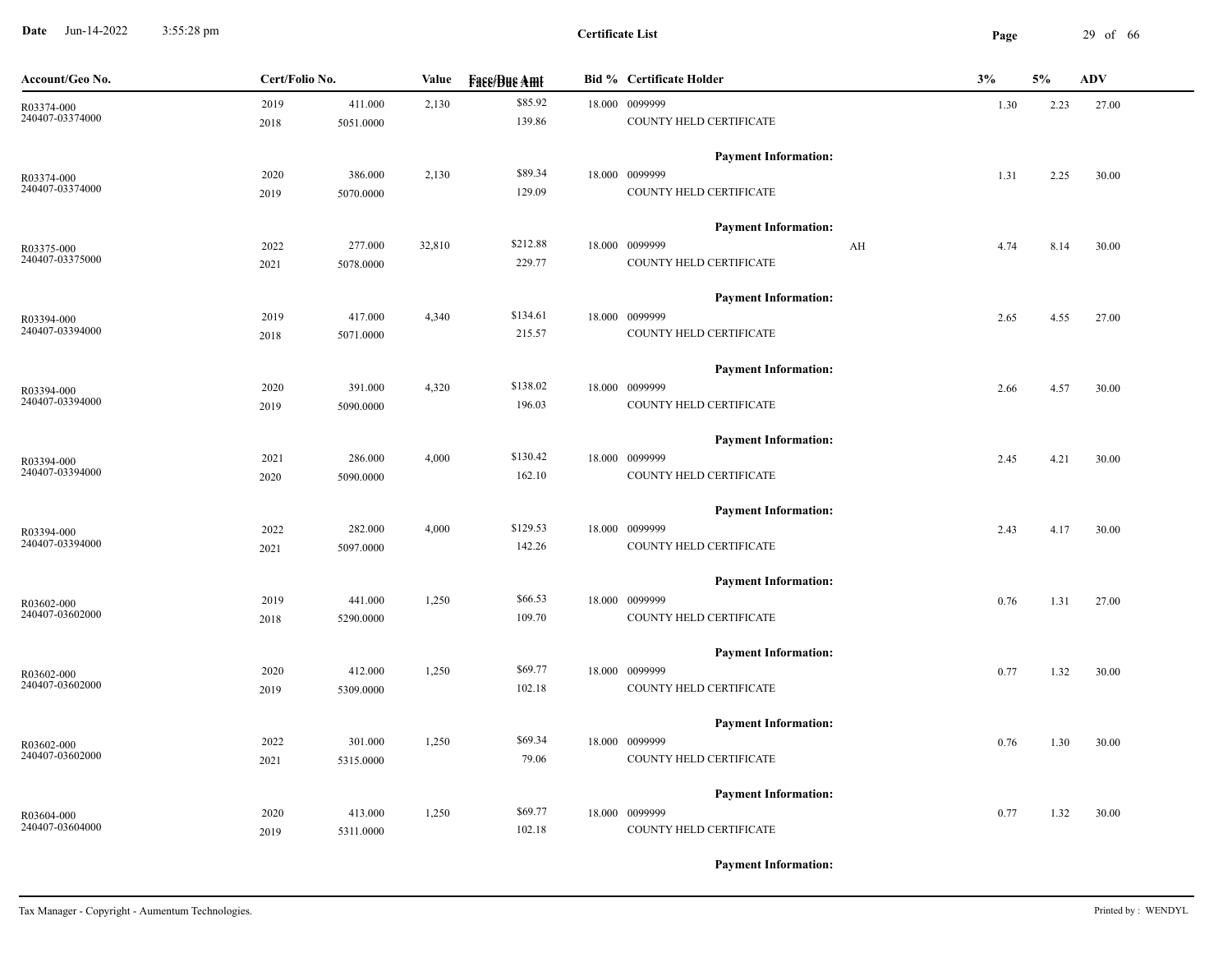**Certificate List**

| Account/Geo No. | Cert/Folio No. | | Value | Face/Due Amt | Bid % | Certificate Holder | | 3% | 5% | ADV |
|---|---|---|---|---|---|---|---|---|---|---|
| R03374-000 | 2019 | 411.000 | 2,130 | $85.92 | 18.000 | 0099999 | | 1.30 | 2.23 | 27.00 |
| 240407-03374000 | 2018 | 5051.0000 | | 139.86 | | COUNTY HELD CERTIFICATE | | | | |
| | | | | | | **Payment Information:** | | | | |
| R03374-000 | 2020 | 386.000 | 2,130 | $89.34 | 18.000 | 0099999 | | 1.31 | 2.25 | 30.00 |
| 240407-03374000 | 2019 | 5070.0000 | | 129.09 | | COUNTY HELD CERTIFICATE | | | | |
| | | | | | | **Payment Information:** | | | | |
| R03375-000 | 2022 | 277.000 | 32,810 | $212.88 | 18.000 | 0099999 | AH | 4.74 | 8.14 | 30.00 |
| 240407-03375000 | 2021 | 5078.0000 | | 229.77 | | COUNTY HELD CERTIFICATE | | | | |
| | | | | | | **Payment Information:** | | | | |
| R03394-000 | 2019 | 417.000 | 4,340 | $134.61 | 18.000 | 0099999 | | 2.65 | 4.55 | 27.00 |
| 240407-03394000 | 2018 | 5071.0000 | | 215.57 | | COUNTY HELD CERTIFICATE | | | | |
| | | | | | | **Payment Information:** | | | | |
| R03394-000 | 2020 | 391.000 | 4,320 | $138.02 | 18.000 | 0099999 | | 2.66 | 4.57 | 30.00 |
| 240407-03394000 | 2019 | 5090.0000 | | 196.03 | | COUNTY HELD CERTIFICATE | | | | |
| | | | | | | **Payment Information:** | | | | |
| R03394-000 | 2021 | 286.000 | 4,000 | $130.42 | 18.000 | 0099999 | | 2.45 | 4.21 | 30.00 |
| 240407-03394000 | 2020 | 5090.0000 | | 162.10 | | COUNTY HELD CERTIFICATE | | | | |
| | | | | | | **Payment Information:** | | | | |
| R03394-000 | 2022 | 282.000 | 4,000 | $129.53 | 18.000 | 0099999 | | 2.43 | 4.17 | 30.00 |
| 240407-03394000 | 2021 | 5097.0000 | | 142.26 | | COUNTY HELD CERTIFICATE | | | | |
| | | | | | | **Payment Information:** | | | | |
| R03602-000 | 2019 | 441.000 | 1,250 | $66.53 | 18.000 | 0099999 | | 0.76 | 1.31 | 27.00 |
| 240407-03602000 | 2018 | 5290.0000 | | 109.70 | | COUNTY HELD CERTIFICATE | | | | |
| | | | | | | **Payment Information:** | | | | |
| R03602-000 | 2020 | 412.000 | 1,250 | $69.77 | 18.000 | 0099999 | | 0.77 | 1.32 | 30.00 |
| 240407-03602000 | 2019 | 5309.0000 | | 102.18 | | COUNTY HELD CERTIFICATE | | | | |
| | | | | | | **Payment Information:** | | | | |
| R03602-000 | 2022 | 301.000 | 1,250 | $69.34 | 18.000 | 0099999 | | 0.76 | 1.30 | 30.00 |
| 240407-03602000 | 2021 | 5315.0000 | | 79.06 | | COUNTY HELD CERTIFICATE | | | | |
| | | | | | | **Payment Information:** | | | | |
| R03604-000 | 2020 | 413.000 | 1,250 | $69.77 | 18.000 | 0099999 | | 0.77 | 1.32 | 30.00 |
| 240407-03604000 | 2019 | 5311.0000 | | 102.18 | | COUNTY HELD CERTIFICATE | | | | |
| | | | | | | **Payment Information:** | | | | |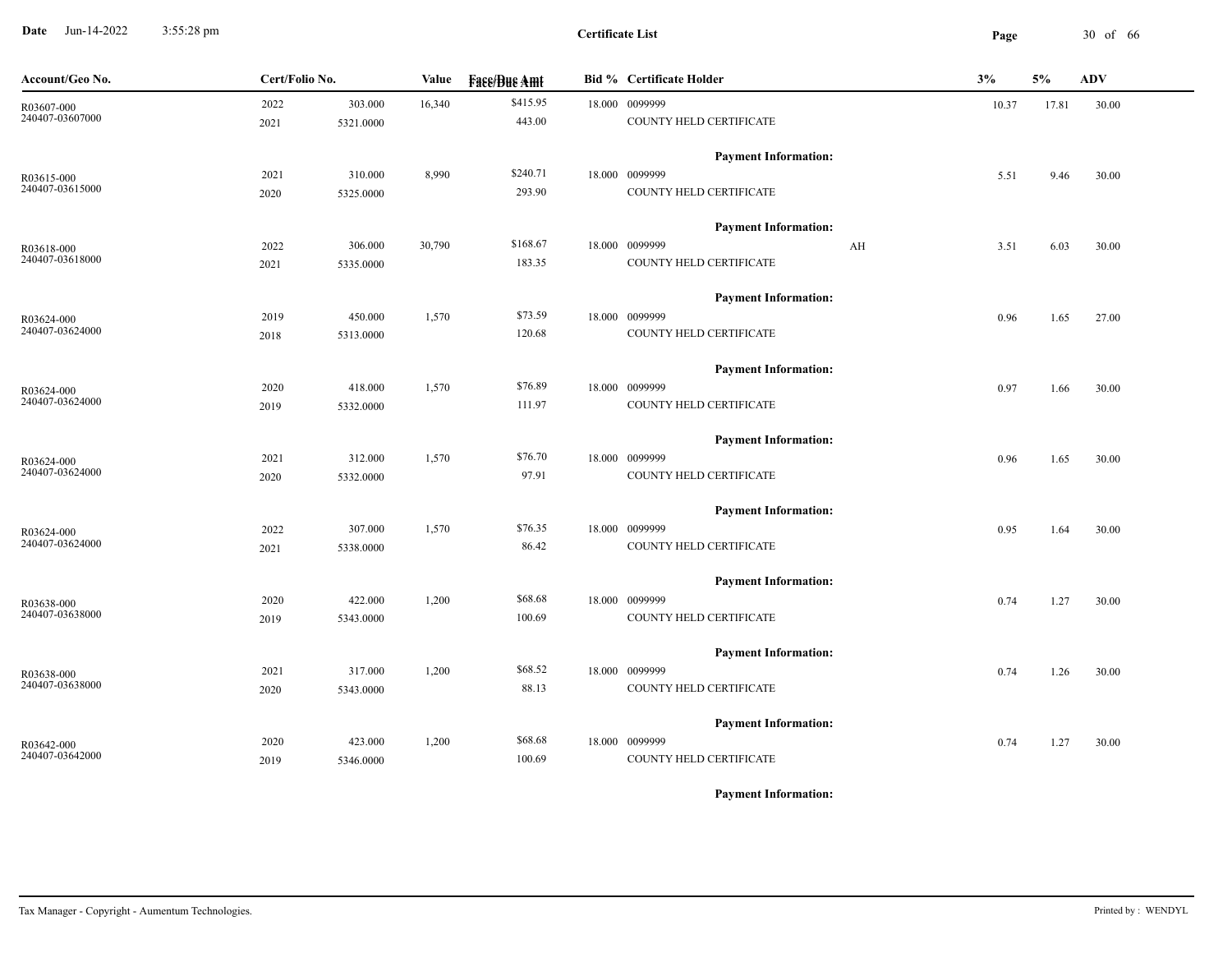**Certificate List**

| Account/Geo No. | Cert/Folio No. | | Value | Face/Due Amt | Bid % | Certificate Holder | | 3% | 5% | ADV |
|---|---|---|---|---|---|---|---|---|---|---|
| R03607-000<br>240407-03607000 | 2022<br>2021 | 303.000<br>5321.0000 | 16,340 | $415.95<br>443.00 | 18.000 | 0099999<br>COUNTY HELD CERTIFICATE | | 10.37 | 17.81 | 30.00 |
| | | | | | | **Payment Information:** | | | | |
| R03615-000<br>240407-03615000 | 2021<br>2020 | 310.000<br>5325.0000 | 8,990 | $240.71<br>293.90 | 18.000 | 0099999<br>COUNTY HELD CERTIFICATE | | 5.51 | 9.46 | 30.00 |
| | | | | | | **Payment Information:** | | | | |
| R03618-000<br>240407-03618000 | 2022<br>2021 | 306.000<br>5335.0000 | 30,790 | $168.67<br>183.35 | 18.000 | 0099999<br>COUNTY HELD CERTIFICATE | AH | 3.51 | 6.03 | 30.00 |
| | | | | | | **Payment Information:** | | | | |
| R03624-000<br>240407-03624000 | 2019<br>2018 | 450.000<br>5313.0000 | 1,570 | $73.59<br>120.68 | 18.000 | 0099999<br>COUNTY HELD CERTIFICATE | | 0.96 | 1.65 | 27.00 |
| | | | | | | **Payment Information:** | | | | |
| R03624-000<br>240407-03624000 | 2020<br>2019 | 418.000<br>5332.0000 | 1,570 | $76.89<br>111.97 | 18.000 | 0099999<br>COUNTY HELD CERTIFICATE | | 0.97 | 1.66 | 30.00 |
| | | | | | | **Payment Information:** | | | | |
| R03624-000<br>240407-03624000 | 2021<br>2020 | 312.000<br>5332.0000 | 1,570 | $76.70<br>97.91 | 18.000 | 0099999<br>COUNTY HELD CERTIFICATE | | 0.96 | 1.65 | 30.00 |
| | | | | | | **Payment Information:** | | | | |
| R03624-000<br>240407-03624000 | 2022<br>2021 | 307.000<br>5338.0000 | 1,570 | $76.35<br>86.42 | 18.000 | 0099999<br>COUNTY HELD CERTIFICATE | | 0.95 | 1.64 | 30.00 |
| | | | | | | **Payment Information:** | | | | |
| R03638-000<br>240407-03638000 | 2020<br>2019 | 422.000<br>5343.0000 | 1,200 | $68.68<br>100.69 | 18.000 | 0099999<br>COUNTY HELD CERTIFICATE | | 0.74 | 1.27 | 30.00 |
| | | | | | | **Payment Information:** | | | | |
| R03638-000<br>240407-03638000 | 2021<br>2020 | 317.000<br>5343.0000 | 1,200 | $68.52<br>88.13 | 18.000 | 0099999<br>COUNTY HELD CERTIFICATE | | 0.74 | 1.26 | 30.00 |
| | | | | | | **Payment Information:** | | | | |
| R03642-000<br>240407-03642000 | 2020<br>2019 | 423.000<br>5346.0000 | 1,200 | $68.68<br>100.69 | 18.000 | 0099999<br>COUNTY HELD CERTIFICATE | | 0.74 | 1.27 | 30.00 |
| | | | | | | **Payment Information:** | | | | |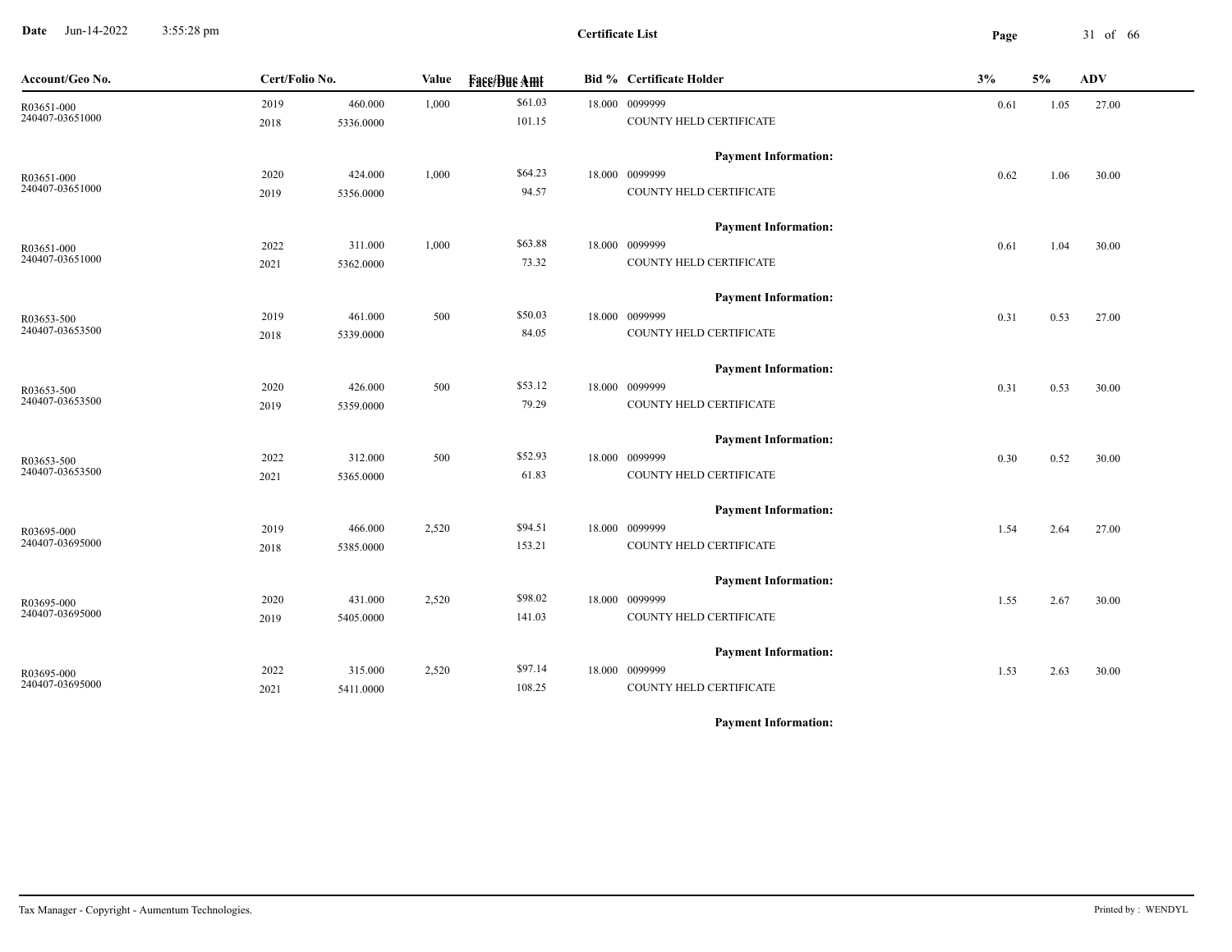# Certificate List

| Account/Geo No. | Cert/Folio No. | | Value | Face/Due Amt | Bid % | Certificate Holder | 3% | 5% | ADV |
|---|---|---|---|---|---|---|---|---|---|
| R03651-000 | 2019 | 460.000 | 1,000 | $61.03 | 18.000 | 0099999 | 0.61 | 1.05 | 27.00 |
| 240407-03651000 | 2018 | 5336.0000 | | 101.15 | | COUNTY HELD CERTIFICATE | | | |
| | | | | | | **Payment Information:** | | | |
| R03651-000 | 2020 | 424.000 | 1,000 | $64.23 | 18.000 | 0099999 | 0.62 | 1.06 | 30.00 |
| 240407-03651000 | 2019 | 5356.0000 | | 94.57 | | COUNTY HELD CERTIFICATE | | | |
| | | | | | | **Payment Information:** | | | |
| R03651-000 | 2022 | 311.000 | 1,000 | $63.88 | 18.000 | 0099999 | 0.61 | 1.04 | 30.00 |
| 240407-03651000 | 2021 | 5362.0000 | | 73.32 | | COUNTY HELD CERTIFICATE | | | |
| | | | | | | **Payment Information:** | | | |
| R03653-500 | 2019 | 461.000 | 500 | $50.03 | 18.000 | 0099999 | 0.31 | 0.53 | 27.00 |
| 240407-03653500 | 2018 | 5339.0000 | | 84.05 | | COUNTY HELD CERTIFICATE | | | |
| | | | | | | **Payment Information:** | | | |
| R03653-500 | 2020 | 426.000 | 500 | $53.12 | 18.000 | 0099999 | 0.31 | 0.53 | 30.00 |
| 240407-03653500 | 2019 | 5359.0000 | | 79.29 | | COUNTY HELD CERTIFICATE | | | |
| | | | | | | **Payment Information:** | | | |
| R03653-500 | 2022 | 312.000 | 500 | $52.93 | 18.000 | 0099999 | 0.30 | 0.52 | 30.00 |
| 240407-03653500 | 2021 | 5365.0000 | | 61.83 | | COUNTY HELD CERTIFICATE | | | |
| | | | | | | **Payment Information:** | | | |
| R03695-000 | 2019 | 466.000 | 2,520 | $94.51 | 18.000 | 0099999 | 1.54 | 2.64 | 27.00 |
| 240407-03695000 | 2018 | 5385.0000 | | 153.21 | | COUNTY HELD CERTIFICATE | | | |
| | | | | | | **Payment Information:** | | | |
| R03695-000 | 2020 | 431.000 | 2,520 | $98.02 | 18.000 | 0099999 | 1.55 | 2.67 | 30.00 |
| 240407-03695000 | 2019 | 5405.0000 | | 141.03 | | COUNTY HELD CERTIFICATE | | | |
| | | | | | | **Payment Information:** | | | |
| R03695-000 | 2022 | 315.000 | 2,520 | $97.14 | 18.000 | 0099999 | 1.53 | 2.63 | 30.00 |
| 240407-03695000 | 2021 | 5411.0000 | | 108.25 | | COUNTY HELD CERTIFICATE | | | |
| | | | | | | **Payment Information:** | | | |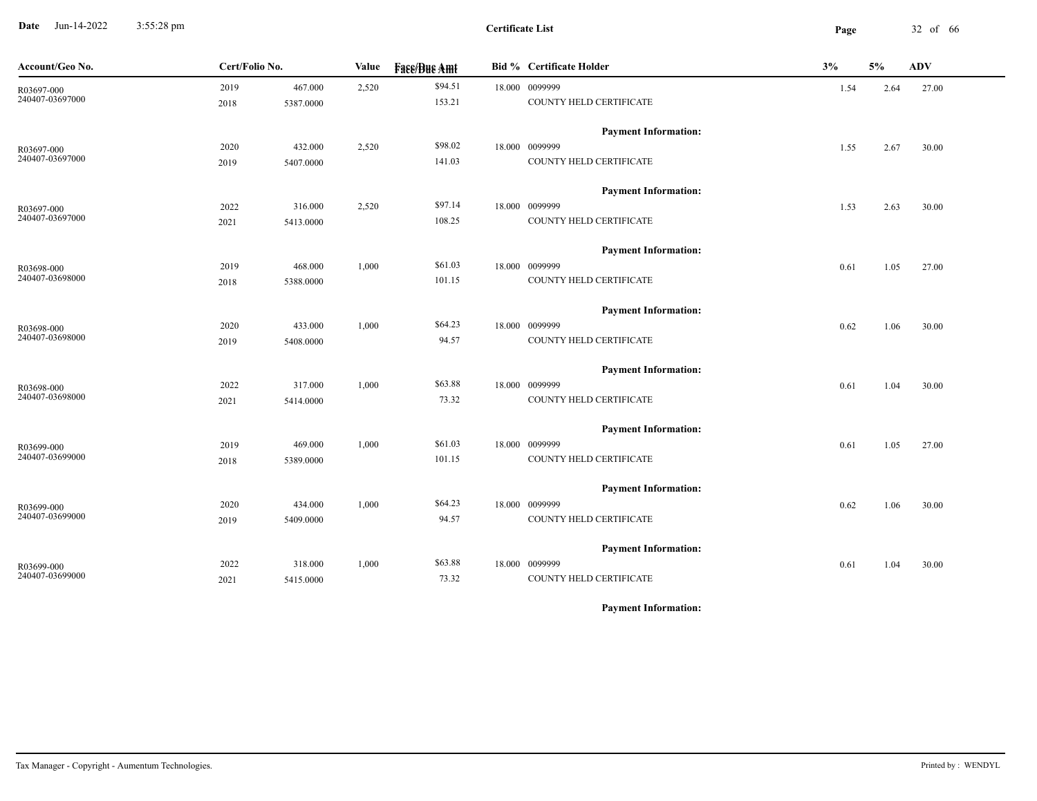**Certificate List**

| Account/Geo No. | Cert/Folio No. | | Value | Face/Due Amt | Bid % | Certificate Holder | 3% | 5% | ADV |
|---|---|---|---|---|---|---|---|---|---|
| R03697-000 | 2019 | 467.000 | 2,520 | $94.51 | 18.000 | 0099999 | 1.54 | 2.64 | 27.00 |
| 240407-03697000 | 2018 | 5387.0000 | | 153.21 | | COUNTY HELD CERTIFICATE | | | |
| | | | | | | **Payment Information:** | | | |
| R03697-000 | 2020 | 432.000 | 2,520 | $98.02 | 18.000 | 0099999 | 1.55 | 2.67 | 30.00 |
| 240407-03697000 | 2019 | 5407.0000 | | 141.03 | | COUNTY HELD CERTIFICATE | | | |
| | | | | | | **Payment Information:** | | | |
| R03697-000 | 2022 | 316.000 | 2,520 | $97.14 | 18.000 | 0099999 | 1.53 | 2.63 | 30.00 |
| 240407-03697000 | 2021 | 5413.0000 | | 108.25 | | COUNTY HELD CERTIFICATE | | | |
| | | | | | | **Payment Information:** | | | |
| R03698-000 | 2019 | 468.000 | 1,000 | $61.03 | 18.000 | 0099999 | 0.61 | 1.05 | 27.00 |
| 240407-03698000 | 2018 | 5388.0000 | | 101.15 | | COUNTY HELD CERTIFICATE | | | |
| | | | | | | **Payment Information:** | | | |
| R03698-000 | 2020 | 433.000 | 1,000 | $64.23 | 18.000 | 0099999 | 0.62 | 1.06 | 30.00 |
| 240407-03698000 | 2019 | 5408.0000 | | 94.57 | | COUNTY HELD CERTIFICATE | | | |
| | | | | | | **Payment Information:** | | | |
| R03698-000 | 2022 | 317.000 | 1,000 | $63.88 | 18.000 | 0099999 | 0.61 | 1.04 | 30.00 |
| 240407-03698000 | 2021 | 5414.0000 | | 73.32 | | COUNTY HELD CERTIFICATE | | | |
| | | | | | | **Payment Information:** | | | |
| R03699-000 | 2019 | 469.000 | 1,000 | $61.03 | 18.000 | 0099999 | 0.61 | 1.05 | 27.00 |
| 240407-03699000 | 2018 | 5389.0000 | | 101.15 | | COUNTY HELD CERTIFICATE | | | |
| | | | | | | **Payment Information:** | | | |
| R03699-000 | 2020 | 434.000 | 1,000 | $64.23 | 18.000 | 0099999 | 0.62 | 1.06 | 30.00 |
| 240407-03699000 | 2019 | 5409.0000 | | 94.57 | | COUNTY HELD CERTIFICATE | | | |
| | | | | | | **Payment Information:** | | | |
| R03699-000 | 2022 | 318.000 | 1,000 | $63.88 | 18.000 | 0099999 | 0.61 | 1.04 | 30.00 |
| 240407-03699000 | 2021 | 5415.0000 | | 73.32 | | COUNTY HELD CERTIFICATE | | | |
| | | | | | | **Payment Information:** | | | |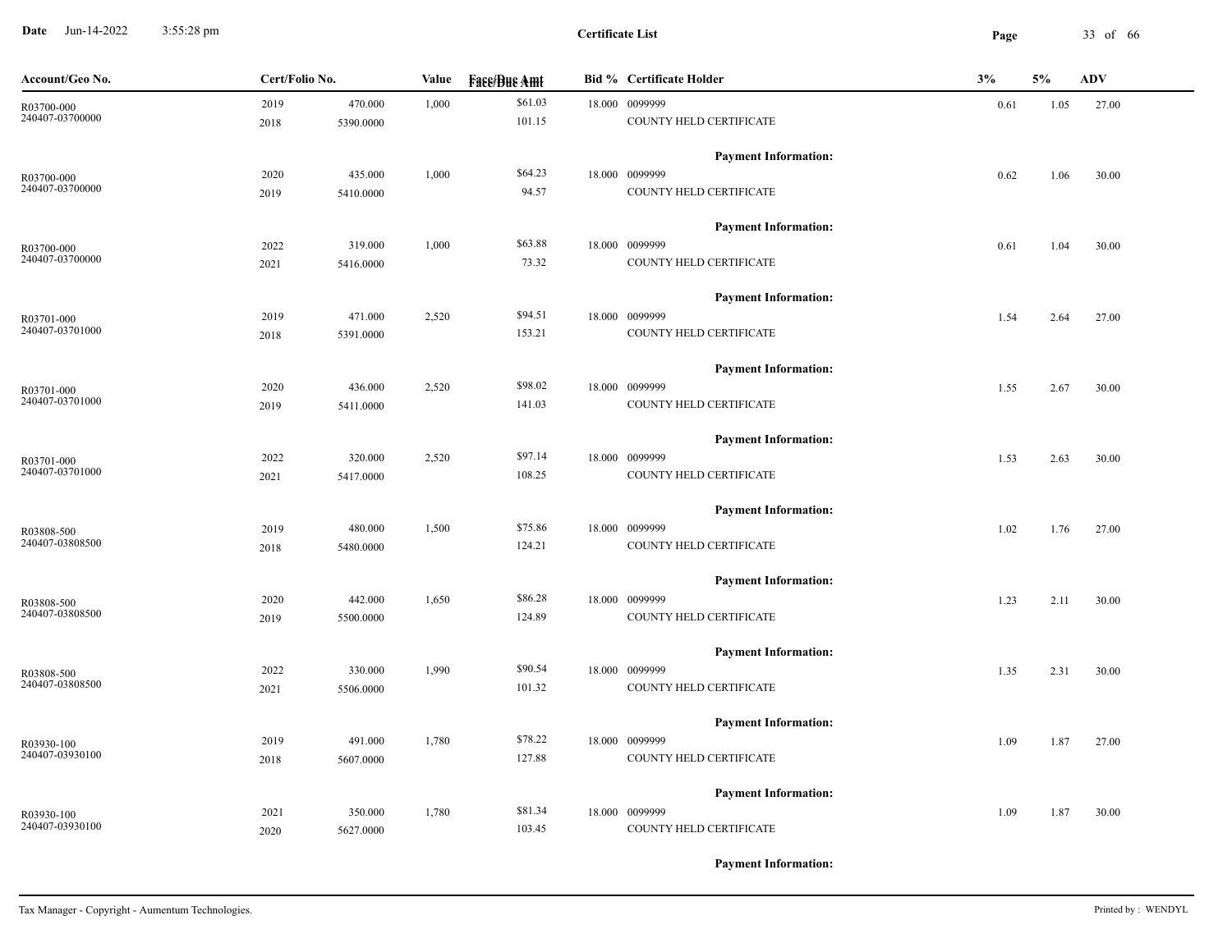**Certificate List**

| Account/Geo No. | Cert/Folio No. | | Value | Face/Due Amt | Bid % | Certificate Holder | 3% | 5% | ADV |
|---|---|---|---|---|---|---|---|---|---|
| R03700-000 | 2019 | 470.000 | 1,000 | $61.03 | 18.000 | 0099999 | 0.61 | 1.05 | 27.00 |
| 240407-03700000 | 2018 | 5390.0000 | | 101.15 | | COUNTY HELD CERTIFICATE | | | |
| | | | | | | **Payment Information:** | | | |
| R03700-000 | 2020 | 435.000 | 1,000 | $64.23 | 18.000 | 0099999 | 0.62 | 1.06 | 30.00 |
| 240407-03700000 | 2019 | 5410.0000 | | 94.57 | | COUNTY HELD CERTIFICATE | | | |
| | | | | | | **Payment Information:** | | | |
| R03700-000 | 2022 | 319.000 | 1,000 | $63.88 | 18.000 | 0099999 | 0.61 | 1.04 | 30.00 |
| 240407-03700000 | 2021 | 5416.0000 | | 73.32 | | COUNTY HELD CERTIFICATE | | | |
| | | | | | | **Payment Information:** | | | |
| R03701-000 | 2019 | 471.000 | 2,520 | $94.51 | 18.000 | 0099999 | 1.54 | 2.64 | 27.00 |
| 240407-03701000 | 2018 | 5391.0000 | | 153.21 | | COUNTY HELD CERTIFICATE | | | |
| | | | | | | **Payment Information:** | | | |
| R03701-000 | 2020 | 436.000 | 2,520 | $98.02 | 18.000 | 0099999 | 1.55 | 2.67 | 30.00 |
| 240407-03701000 | 2019 | 5411.0000 | | 141.03 | | COUNTY HELD CERTIFICATE | | | |
| | | | | | | **Payment Information:** | | | |
| R03701-000 | 2022 | 320.000 | 2,520 | $97.14 | 18.000 | 0099999 | 1.53 | 2.63 | 30.00 |
| 240407-03701000 | 2021 | 5417.0000 | | 108.25 | | COUNTY HELD CERTIFICATE | | | |
| | | | | | | **Payment Information:** | | | |
| R03808-500 | 2019 | 480.000 | 1,500 | $75.86 | 18.000 | 0099999 | 1.02 | 1.76 | 27.00 |
| 240407-03808500 | 2018 | 5480.0000 | | 124.21 | | COUNTY HELD CERTIFICATE | | | |
| | | | | | | **Payment Information:** | | | |
| R03808-500 | 2020 | 442.000 | 1,650 | $86.28 | 18.000 | 0099999 | 1.23 | 2.11 | 30.00 |
| 240407-03808500 | 2019 | 5500.0000 | | 124.89 | | COUNTY HELD CERTIFICATE | | | |
| | | | | | | **Payment Information:** | | | |
| R03808-500 | 2022 | 330.000 | 1,990 | $90.54 | 18.000 | 0099999 | 1.35 | 2.31 | 30.00 |
| 240407-03808500 | 2021 | 5506.0000 | | 101.32 | | COUNTY HELD CERTIFICATE | | | |
| | | | | | | **Payment Information:** | | | |
| R03930-100 | 2019 | 491.000 | 1,780 | $78.22 | 18.000 | 0099999 | 1.09 | 1.87 | 27.00 |
| 240407-03930100 | 2018 | 5607.0000 | | 127.88 | | COUNTY HELD CERTIFICATE | | | |
| | | | | | | **Payment Information:** | | | |
| R03930-100 | 2021 | 350.000 | 1,780 | $81.34 | 18.000 | 0099999 | 1.09 | 1.87 | 30.00 |
| 240407-03930100 | 2020 | 5627.0000 | | 103.45 | | COUNTY HELD CERTIFICATE | | | |
| | | | | | | **Payment Information:** | | | |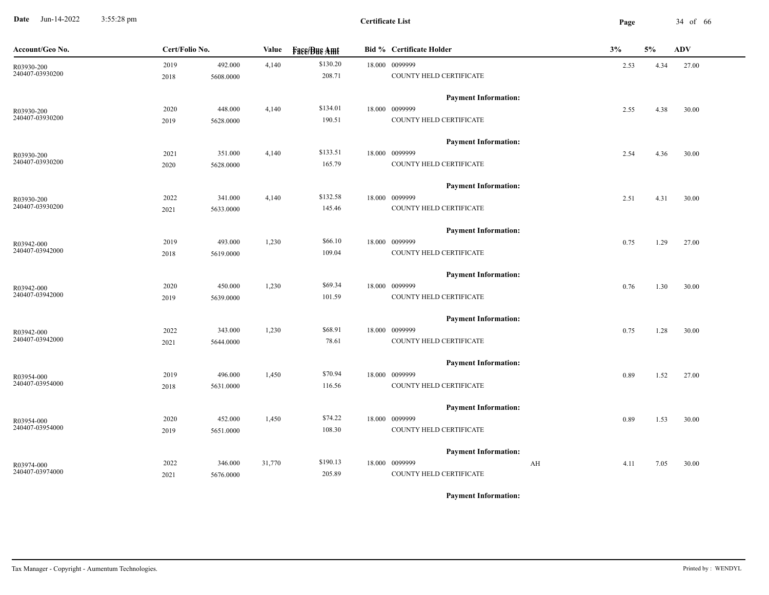**Certificate List**

| Account/Geo No. | Cert/Folio No. | | Value | Face/Due Amt | Bid % | Certificate Holder | | 3% | 5% | ADV |
|---|---|---|---|---|---|---|---|---|---|---|
| R03930-200 | 2019 | 492.000 | 4,140 | $130.20 | 18.000 | 0099999 | | 2.53 | 4.34 | 27.00 |
| 240407-03930200 | 2018 | 5608.0000 | | 208.71 | | COUNTY HELD CERTIFICATE | | | | |
| | | | | | | **Payment Information:** | | | | |
| R03930-200 | 2020 | 448.000 | 4,140 | $134.01 | 18.000 | 0099999 | | 2.55 | 4.38 | 30.00 |
| 240407-03930200 | 2019 | 5628.0000 | | 190.51 | | COUNTY HELD CERTIFICATE | | | | |
| | | | | | | **Payment Information:** | | | | |
| R03930-200 | 2021 | 351.000 | 4,140 | $133.51 | 18.000 | 0099999 | | 2.54 | 4.36 | 30.00 |
| 240407-03930200 | 2020 | 5628.0000 | | 165.79 | | COUNTY HELD CERTIFICATE | | | | |
| | | | | | | **Payment Information:** | | | | |
| R03930-200 | 2022 | 341.000 | 4,140 | $132.58 | 18.000 | 0099999 | | 2.51 | 4.31 | 30.00 |
| 240407-03930200 | 2021 | 5633.0000 | | 145.46 | | COUNTY HELD CERTIFICATE | | | | |
| | | | | | | **Payment Information:** | | | | |
| R03942-000 | 2019 | 493.000 | 1,230 | $66.10 | 18.000 | 0099999 | | 0.75 | 1.29 | 27.00 |
| 240407-03942000 | 2018 | 5619.0000 | | 109.04 | | COUNTY HELD CERTIFICATE | | | | |
| | | | | | | **Payment Information:** | | | | |
| R03942-000 | 2020 | 450.000 | 1,230 | $69.34 | 18.000 | 0099999 | | 0.76 | 1.30 | 30.00 |
| 240407-03942000 | 2019 | 5639.0000 | | 101.59 | | COUNTY HELD CERTIFICATE | | | | |
| | | | | | | **Payment Information:** | | | | |
| R03942-000 | 2022 | 343.000 | 1,230 | $68.91 | 18.000 | 0099999 | | 0.75 | 1.28 | 30.00 |
| 240407-03942000 | 2021 | 5644.0000 | | 78.61 | | COUNTY HELD CERTIFICATE | | | | |
| | | | | | | **Payment Information:** | | | | |
| R03954-000 | 2019 | 496.000 | 1,450 | $70.94 | 18.000 | 0099999 | | 0.89 | 1.52 | 27.00 |
| 240407-03954000 | 2018 | 5631.0000 | | 116.56 | | COUNTY HELD CERTIFICATE | | | | |
| | | | | | | **Payment Information:** | | | | |
| R03954-000 | 2020 | 452.000 | 1,450 | $74.22 | 18.000 | 0099999 | | 0.89 | 1.53 | 30.00 |
| 240407-03954000 | 2019 | 5651.0000 | | 108.30 | | COUNTY HELD CERTIFICATE | | | | |
| | | | | | | **Payment Information:** | | | | |
| R03974-000 | 2022 | 346.000 | 31,770 | $190.13 | 18.000 | 0099999 | AH | 4.11 | 7.05 | 30.00 |
| 240407-03974000 | 2021 | 5676.0000 | | 205.89 | | COUNTY HELD CERTIFICATE | | | | |
| | | | | | | **Payment Information:** | | | | |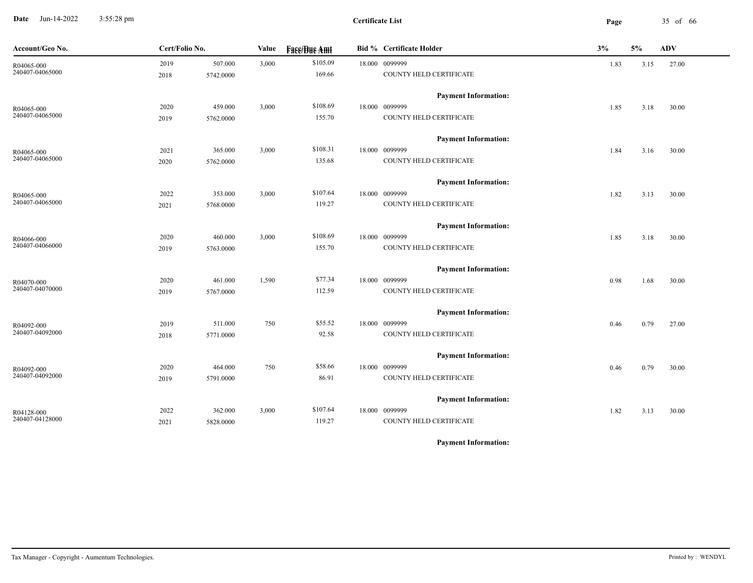**Certificate List**

| Account/Geo No. | Cert/Folio No. | | Value | Face/Due Amt | Bid % | Certificate Holder | 3% | 5% | ADV |
|---|---|---|---|---|---|---|---|---|---|
| R04065-000 | 2019 | 507.000 | 3,000 | $105.09 | 18.000 | 0099999 | 1.83 | 3.15 | 27.00 |
| 240407-04065000 | 2018 | 5742.0000 | | 169.66 | | COUNTY HELD CERTIFICATE | | | |
| | | | | | | **Payment Information:** | | | |
| R04065-000 | 2020 | 459.000 | 3,000 | $108.69 | 18.000 | 0099999 | 1.85 | 3.18 | 30.00 |
| 240407-04065000 | 2019 | 5762.0000 | | 155.70 | | COUNTY HELD CERTIFICATE | | | |
| | | | | | | **Payment Information:** | | | |
| R04065-000 | 2021 | 365.000 | 3,000 | $108.31 | 18.000 | 0099999 | 1.84 | 3.16 | 30.00 |
| 240407-04065000 | 2020 | 5762.0000 | | 135.68 | | COUNTY HELD CERTIFICATE | | | |
| | | | | | | **Payment Information:** | | | |
| R04065-000 | 2022 | 353.000 | 3,000 | $107.64 | 18.000 | 0099999 | 1.82 | 3.13 | 30.00 |
| 240407-04065000 | 2021 | 5768.0000 | | 119.27 | | COUNTY HELD CERTIFICATE | | | |
| | | | | | | **Payment Information:** | | | |
| R04066-000 | 2020 | 460.000 | 3,000 | $108.69 | 18.000 | 0099999 | 1.85 | 3.18 | 30.00 |
| 240407-04066000 | 2019 | 5763.0000 | | 155.70 | | COUNTY HELD CERTIFICATE | | | |
| | | | | | | **Payment Information:** | | | |
| R04070-000 | 2020 | 461.000 | 1,590 | $77.34 | 18.000 | 0099999 | 0.98 | 1.68 | 30.00 |
| 240407-04070000 | 2019 | 5767.0000 | | 112.59 | | COUNTY HELD CERTIFICATE | | | |
| | | | | | | **Payment Information:** | | | |
| R04092-000 | 2019 | 511.000 | 750 | $55.52 | 18.000 | 0099999 | 0.46 | 0.79 | 27.00 |
| 240407-04092000 | 2018 | 5771.0000 | | 92.58 | | COUNTY HELD CERTIFICATE | | | |
| | | | | | | **Payment Information:** | | | |
| R04092-000 | 2020 | 464.000 | 750 | $58.66 | 18.000 | 0099999 | 0.46 | 0.79 | 30.00 |
| 240407-04092000 | 2019 | 5791.0000 | | 86.91 | | COUNTY HELD CERTIFICATE | | | |
| | | | | | | **Payment Information:** | | | |
| R04128-000 | 2022 | 362.000 | 3,000 | $107.64 | 18.000 | 0099999 | 1.82 | 3.13 | 30.00 |
| 240407-04128000 | 2021 | 5828.0000 | | 119.27 | | COUNTY HELD CERTIFICATE | | | |
| | | | | | | **Payment Information:** | | | |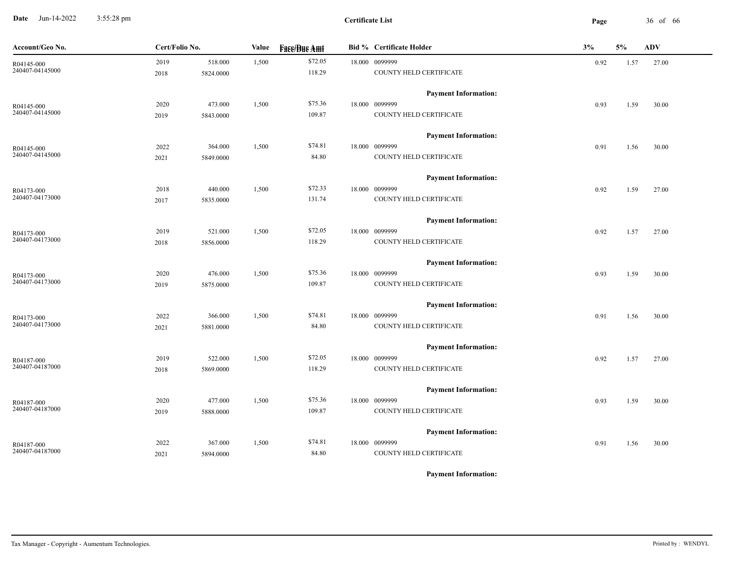**Certificate List**

| Account/Geo No. | Cert/Folio No. | | Value | Face/Due Amt | Bid % | Certificate Holder | 3% | 5% | ADV |
|---|---|---|---|---|---|---|---|---|---|
| R04145-000 | 2019 | 518.000 | 1,500 | $72.05 | 18.000 | 0099999 | 0.92 | 1.57 | 27.00 |
| 240407-04145000 | 2018 | 5824.0000 | | 118.29 | | COUNTY HELD CERTIFICATE | | | |
| | | | | | | **Payment Information:** | | | |
| R04145-000 | 2020 | 473.000 | 1,500 | $75.36 | 18.000 | 0099999 | 0.93 | 1.59 | 30.00 |
| 240407-04145000 | 2019 | 5843.0000 | | 109.87 | | COUNTY HELD CERTIFICATE | | | |
| | | | | | | **Payment Information:** | | | |
| R04145-000 | 2022 | 364.000 | 1,500 | $74.81 | 18.000 | 0099999 | 0.91 | 1.56 | 30.00 |
| 240407-04145000 | 2021 | 5849.0000 | | 84.80 | | COUNTY HELD CERTIFICATE | | | |
| | | | | | | **Payment Information:** | | | |
| R04173-000 | 2018 | 440.000 | 1,500 | $72.33 | 18.000 | 0099999 | 0.92 | 1.59 | 27.00 |
| 240407-04173000 | 2017 | 5835.0000 | | 131.74 | | COUNTY HELD CERTIFICATE | | | |
| | | | | | | **Payment Information:** | | | |
| R04173-000 | 2019 | 521.000 | 1,500 | $72.05 | 18.000 | 0099999 | 0.92 | 1.57 | 27.00 |
| 240407-04173000 | 2018 | 5856.0000 | | 118.29 | | COUNTY HELD CERTIFICATE | | | |
| | | | | | | **Payment Information:** | | | |
| R04173-000 | 2020 | 476.000 | 1,500 | $75.36 | 18.000 | 0099999 | 0.93 | 1.59 | 30.00 |
| 240407-04173000 | 2019 | 5875.0000 | | 109.87 | | COUNTY HELD CERTIFICATE | | | |
| | | | | | | **Payment Information:** | | | |
| R04173-000 | 2022 | 366.000 | 1,500 | $74.81 | 18.000 | 0099999 | 0.91 | 1.56 | 30.00 |
| 240407-04173000 | 2021 | 5881.0000 | | 84.80 | | COUNTY HELD CERTIFICATE | | | |
| | | | | | | **Payment Information:** | | | |
| R04187-000 | 2019 | 522.000 | 1,500 | $72.05 | 18.000 | 0099999 | 0.92 | 1.57 | 27.00 |
| 240407-04187000 | 2018 | 5869.0000 | | 118.29 | | COUNTY HELD CERTIFICATE | | | |
| | | | | | | **Payment Information:** | | | |
| R04187-000 | 2020 | 477.000 | 1,500 | $75.36 | 18.000 | 0099999 | 0.93 | 1.59 | 30.00 |
| 240407-04187000 | 2019 | 5888.0000 | | 109.87 | | COUNTY HELD CERTIFICATE | | | |
| | | | | | | **Payment Information:** | | | |
| R04187-000 | 2022 | 367.000 | 1,500 | $74.81 | 18.000 | 0099999 | 0.91 | 1.56 | 30.00 |
| 240407-04187000 | 2021 | 5894.0000 | | 84.80 | | COUNTY HELD CERTIFICATE | | | |
| | | | | | | **Payment Information:** | | | |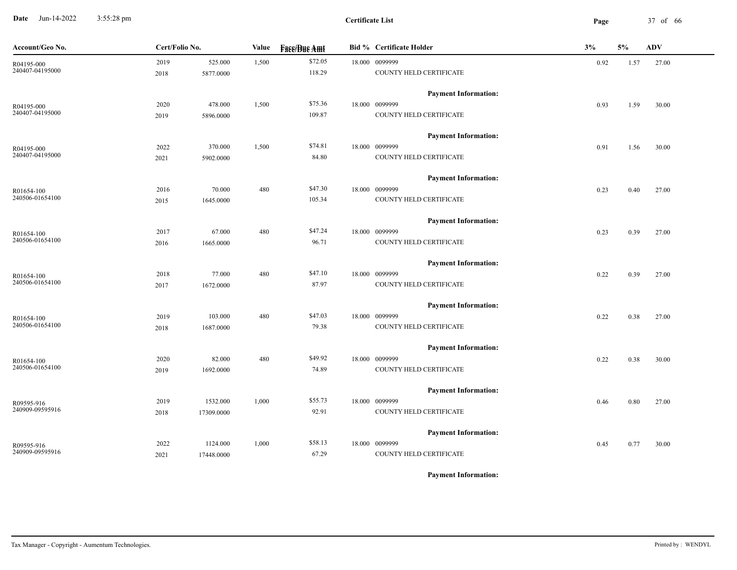**Certificate List**

| Account/Geo No. | Cert/Folio No. | | Value | Face/Due Amt | Bid % | Certificate Holder | 3% | 5% | ADV |
|---|---|---|---|---|---|---|---|---|---|
| R04195-000 | 2019 | 525.000 | 1,500 | $72.05 | 18.000 | 0099999 | 0.92 | 1.57 | 27.00 |
| 240407-04195000 | 2018 | 5877.0000 | | 118.29 | | COUNTY HELD CERTIFICATE | | | |
| | | | | | | **Payment Information:** | | | |
| R04195-000 | 2020 | 478.000 | 1,500 | $75.36 | 18.000 | 0099999 | 0.93 | 1.59 | 30.00 |
| 240407-04195000 | 2019 | 5896.0000 | | 109.87 | | COUNTY HELD CERTIFICATE | | | |
| | | | | | | **Payment Information:** | | | |
| R04195-000 | 2022 | 370.000 | 1,500 | $74.81 | 18.000 | 0099999 | 0.91 | 1.56 | 30.00 |
| 240407-04195000 | 2021 | 5902.0000 | | 84.80 | | COUNTY HELD CERTIFICATE | | | |
| | | | | | | **Payment Information:** | | | |
| R01654-100 | 2016 | 70.000 | 480 | $47.30 | 18.000 | 0099999 | 0.23 | 0.40 | 27.00 |
| 240506-01654100 | 2015 | 1645.0000 | | 105.34 | | COUNTY HELD CERTIFICATE | | | |
| | | | | | | **Payment Information:** | | | |
| R01654-100 | 2017 | 67.000 | 480 | $47.24 | 18.000 | 0099999 | 0.23 | 0.39 | 27.00 |
| 240506-01654100 | 2016 | 1665.0000 | | 96.71 | | COUNTY HELD CERTIFICATE | | | |
| | | | | | | **Payment Information:** | | | |
| R01654-100 | 2018 | 77.000 | 480 | $47.10 | 18.000 | 0099999 | 0.22 | 0.39 | 27.00 |
| 240506-01654100 | 2017 | 1672.0000 | | 87.97 | | COUNTY HELD CERTIFICATE | | | |
| | | | | | | **Payment Information:** | | | |
| R01654-100 | 2019 | 103.000 | 480 | $47.03 | 18.000 | 0099999 | 0.22 | 0.38 | 27.00 |
| 240506-01654100 | 2018 | 1687.0000 | | 79.38 | | COUNTY HELD CERTIFICATE | | | |
| | | | | | | **Payment Information:** | | | |
| R01654-100 | 2020 | 82.000 | 480 | $49.92 | 18.000 | 0099999 | 0.22 | 0.38 | 30.00 |
| 240506-01654100 | 2019 | 1692.0000 | | 74.89 | | COUNTY HELD CERTIFICATE | | | |
| | | | | | | **Payment Information:** | | | |
| R09595-916 | 2019 | 1532.000 | 1,000 | $55.73 | 18.000 | 0099999 | 0.46 | 0.80 | 27.00 |
| 240909-09595916 | 2018 | 17309.0000 | | 92.91 | | COUNTY HELD CERTIFICATE | | | |
| | | | | | | **Payment Information:** | | | |
| R09595-916 | 2022 | 1124.000 | 1,000 | $58.13 | 18.000 | 0099999 | 0.45 | 0.77 | 30.00 |
| 240909-09595916 | 2021 | 17448.0000 | | 67.29 | | COUNTY HELD CERTIFICATE | | | |
| | | | | | | **Payment Information:** | | | |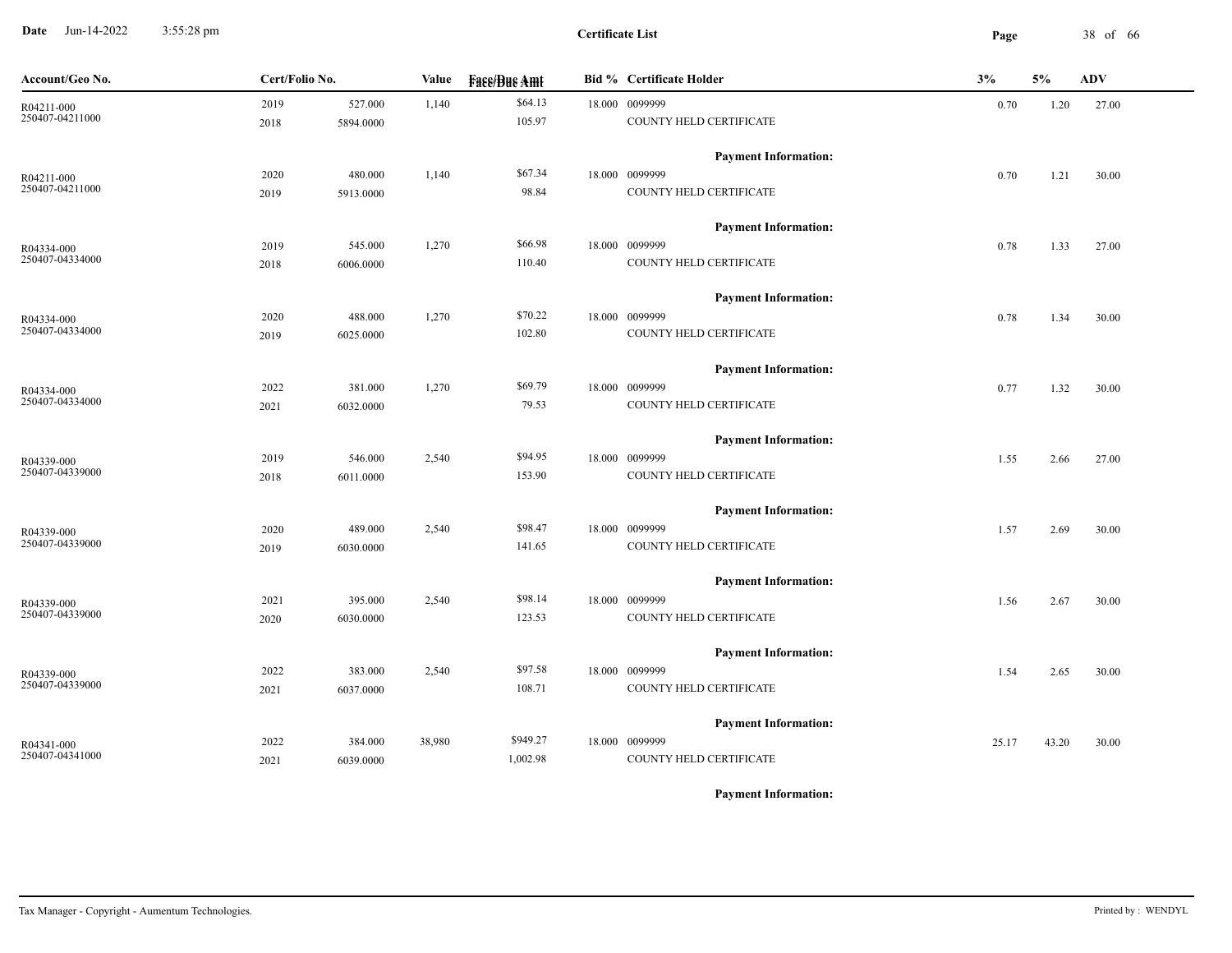**Certificate List**

| Account/Geo No. | Cert/Folio No. | | Value | Face/Due Amt | Bid % | Certificate Holder | 3% | 5% | ADV |
|---|---|---|---|---|---|---|---|---|---|
| R04211-000 250407-04211000 | 2019 2018 | 527.000 5894.0000 | 1,140 | $64.13 105.97 | 18.000 | 0099999 COUNTY HELD CERTIFICATE | 0.70 | 1.20 | 27.00 |
| | | | | | | **Payment Information:** | | | |
| R04211-000 250407-04211000 | 2020 2019 | 480.000 5913.0000 | 1,140 | $67.34 98.84 | 18.000 | 0099999 COUNTY HELD CERTIFICATE | 0.70 | 1.21 | 30.00 |
| | | | | | | **Payment Information:** | | | |
| R04334-000 250407-04334000 | 2019 2018 | 545.000 6006.0000 | 1,270 | $66.98 110.40 | 18.000 | 0099999 COUNTY HELD CERTIFICATE | 0.78 | 1.33 | 27.00 |
| | | | | | | **Payment Information:** | | | |
| R04334-000 250407-04334000 | 2020 2019 | 488.000 6025.0000 | 1,270 | $70.22 102.80 | 18.000 | 0099999 COUNTY HELD CERTIFICATE | 0.78 | 1.34 | 30.00 |
| | | | | | | **Payment Information:** | | | |
| R04334-000 250407-04334000 | 2022 2021 | 381.000 6032.0000 | 1,270 | $69.79 79.53 | 18.000 | 0099999 COUNTY HELD CERTIFICATE | 0.77 | 1.32 | 30.00 |
| | | | | | | **Payment Information:** | | | |
| R04339-000 250407-04339000 | 2019 2018 | 546.000 6011.0000 | 2,540 | $94.95 153.90 | 18.000 | 0099999 COUNTY HELD CERTIFICATE | 1.55 | 2.66 | 27.00 |
| | | | | | | **Payment Information:** | | | |
| R04339-000 250407-04339000 | 2020 2019 | 489.000 6030.0000 | 2,540 | $98.47 141.65 | 18.000 | 0099999 COUNTY HELD CERTIFICATE | 1.57 | 2.69 | 30.00 |
| | | | | | | **Payment Information:** | | | |
| R04339-000 250407-04339000 | 2021 2020 | 395.000 6030.0000 | 2,540 | $98.14 123.53 | 18.000 | 0099999 COUNTY HELD CERTIFICATE | 1.56 | 2.67 | 30.00 |
| | | | | | | **Payment Information:** | | | |
| R04339-000 250407-04339000 | 2022 2021 | 383.000 6037.0000 | 2,540 | $97.58 108.71 | 18.000 | 0099999 COUNTY HELD CERTIFICATE | 1.54 | 2.65 | 30.00 |
| | | | | | | **Payment Information:** | | | |
| R04341-000 250407-04341000 | 2022 2021 | 384.000 6039.0000 | 38,980 | $949.27 1,002.98 | 18.000 | 0099999 COUNTY HELD CERTIFICATE | 25.17 | 43.20 | 30.00 |
| | | | | | | **Payment Information:** | | | |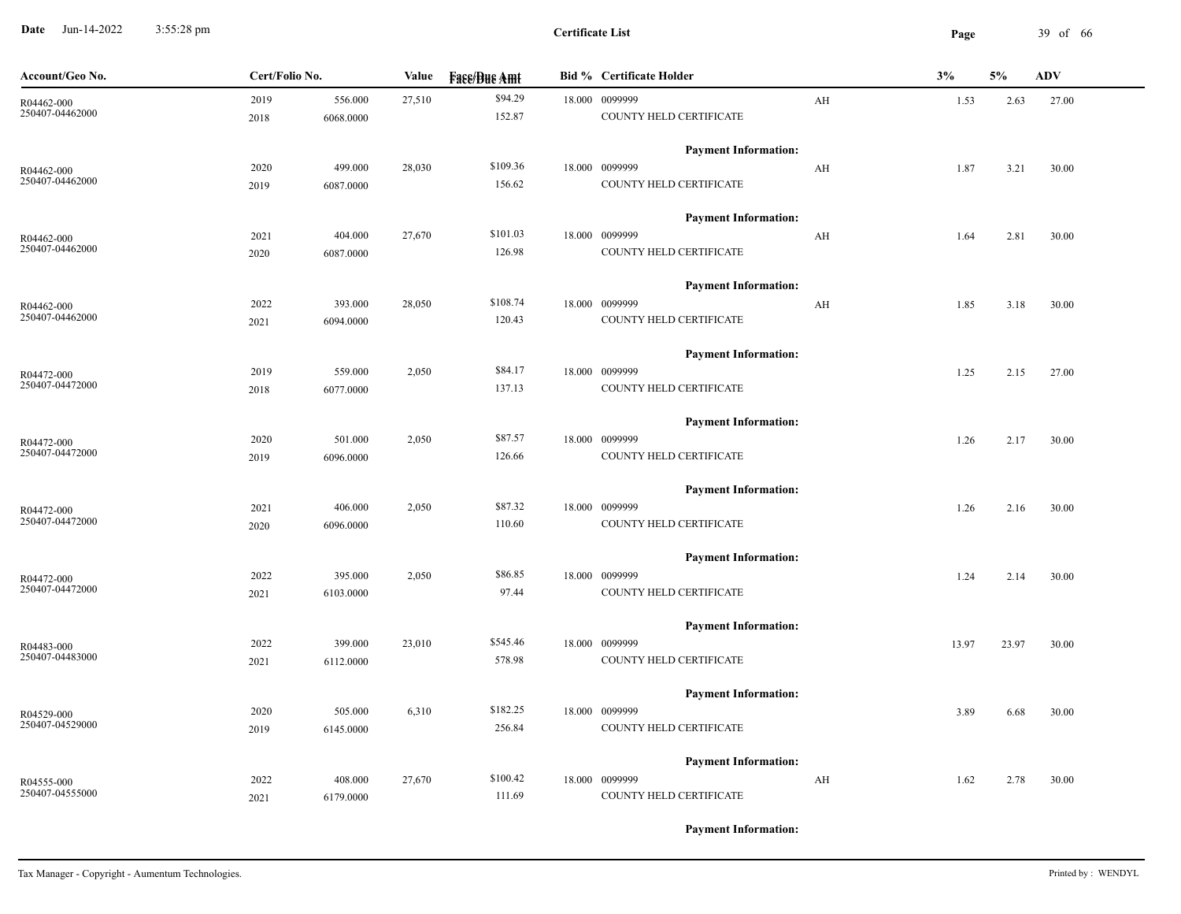**Certificate List**

| Account/Geo No. | Cert/Folio No. | | Value | Face/Due Amt | Bid % | Certificate Holder | | 3% | 5% | ADV |
|---|---|---|---|---|---|---|---|---|---|---|
| R04462-000 | 2019 | 556.000 | 27,510 | $94.29 | 18.000 | 0099999 | AH | 1.53 | 2.63 | 27.00 |
| 250407-04462000 | 2018 | 6068.0000 | | 152.87 | | COUNTY HELD CERTIFICATE | | | | |
| | | | | | | **Payment Information:** | | | | |
| R04462-000 | 2020 | 499.000 | 28,030 | $109.36 | 18.000 | 0099999 | AH | 1.87 | 3.21 | 30.00 |
| 250407-04462000 | 2019 | 6087.0000 | | 156.62 | | COUNTY HELD CERTIFICATE | | | | |
| | | | | | | **Payment Information:** | | | | |
| R04462-000 | 2021 | 404.000 | 27,670 | $101.03 | 18.000 | 0099999 | AH | 1.64 | 2.81 | 30.00 |
| 250407-04462000 | 2020 | 6087.0000 | | 126.98 | | COUNTY HELD CERTIFICATE | | | | |
| | | | | | | **Payment Information:** | | | | |
| R04462-000 | 2022 | 393.000 | 28,050 | $108.74 | 18.000 | 0099999 | AH | 1.85 | 3.18 | 30.00 |
| 250407-04462000 | 2021 | 6094.0000 | | 120.43 | | COUNTY HELD CERTIFICATE | | | | |
| | | | | | | **Payment Information:** | | | | |
| R04472-000 | 2019 | 559.000 | 2,050 | $84.17 | 18.000 | 0099999 | | 1.25 | 2.15 | 27.00 |
| 250407-04472000 | 2018 | 6077.0000 | | 137.13 | | COUNTY HELD CERTIFICATE | | | | |
| | | | | | | **Payment Information:** | | | | |
| R04472-000 | 2020 | 501.000 | 2,050 | $87.57 | 18.000 | 0099999 | | 1.26 | 2.17 | 30.00 |
| 250407-04472000 | 2019 | 6096.0000 | | 126.66 | | COUNTY HELD CERTIFICATE | | | | |
| | | | | | | **Payment Information:** | | | | |
| R04472-000 | 2021 | 406.000 | 2,050 | $87.32 | 18.000 | 0099999 | | 1.26 | 2.16 | 30.00 |
| 250407-04472000 | 2020 | 6096.0000 | | 110.60 | | COUNTY HELD CERTIFICATE | | | | |
| | | | | | | **Payment Information:** | | | | |
| R04472-000 | 2022 | 395.000 | 2,050 | $86.85 | 18.000 | 0099999 | | 1.24 | 2.14 | 30.00 |
| 250407-04472000 | 2021 | 6103.0000 | | 97.44 | | COUNTY HELD CERTIFICATE | | | | |
| | | | | | | **Payment Information:** | | | | |
| R04483-000 | 2022 | 399.000 | 23,010 | $545.46 | 18.000 | 0099999 | | 13.97 | 23.97 | 30.00 |
| 250407-04483000 | 2021 | 6112.0000 | | 578.98 | | COUNTY HELD CERTIFICATE | | | | |
| | | | | | | **Payment Information:** | | | | |
| R04529-000 | 2020 | 505.000 | 6,310 | $182.25 | 18.000 | 0099999 | | 3.89 | 6.68 | 30.00 |
| 250407-04529000 | 2019 | 6145.0000 | | 256.84 | | COUNTY HELD CERTIFICATE | | | | |
| | | | | | | **Payment Information:** | | | | |
| R04555-000 | 2022 | 408.000 | 27,670 | $100.42 | 18.000 | 0099999 | AH | 1.62 | 2.78 | 30.00 |
| 250407-04555000 | 2021 | 6179.0000 | | 111.69 | | COUNTY HELD CERTIFICATE | | | | |
| | | | | | | **Payment Information:** | | | | |

Tax Manager - Copyright - Aumentum Technologies. Printed by : WENDYL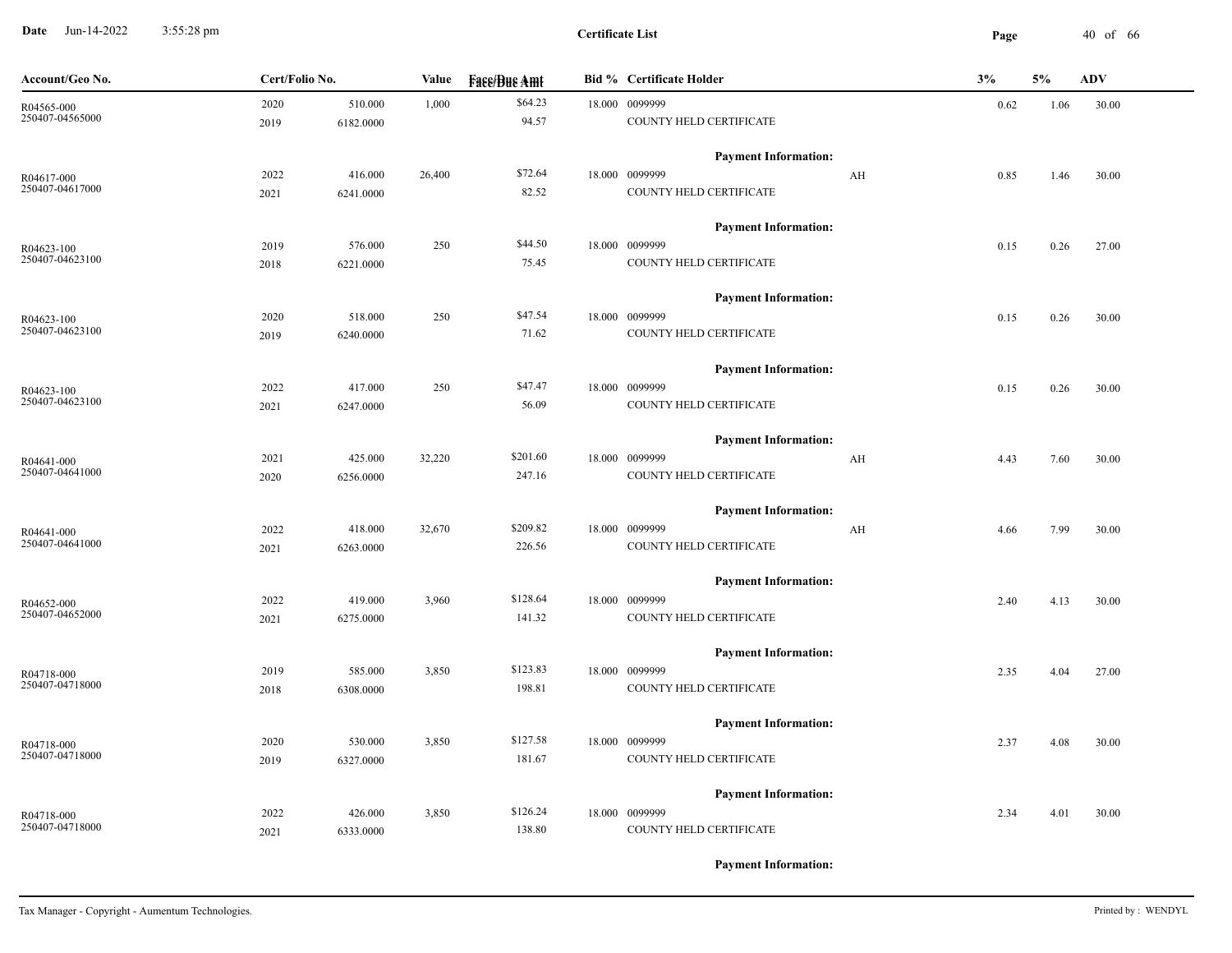**Certificate List**

| Account/Geo No. | Cert/Folio No. | | Value | Face/Due Amt | Bid % | Certificate Holder | | 3% | 5% | ADV |
|---|---|---|---|---|---|---|---|---|---|---|
| R04565-000 | 2020 | 510.000 | 1,000 | $64.23 | 18.000 | 0099999 | | 0.62 | 1.06 | 30.00 |
| 250407-04565000 | 2019 | 6182.0000 | | 94.57 | | COUNTY HELD CERTIFICATE | | | | |
| | | | | | | **Payment Information:** | | | | |
| R04617-000 | 2022 | 416.000 | 26,400 | $72.64 | 18.000 | 0099999 | AH | 0.85 | 1.46 | 30.00 |
| 250407-04617000 | 2021 | 6241.0000 | | 82.52 | | COUNTY HELD CERTIFICATE | | | | |
| | | | | | | **Payment Information:** | | | | |
| R04623-100 | 2019 | 576.000 | 250 | $44.50 | 18.000 | 0099999 | | 0.15 | 0.26 | 27.00 |
| 250407-04623100 | 2018 | 6221.0000 | | 75.45 | | COUNTY HELD CERTIFICATE | | | | |
| | | | | | | **Payment Information:** | | | | |
| R04623-100 | 2020 | 518.000 | 250 | $47.54 | 18.000 | 0099999 | | 0.15 | 0.26 | 30.00 |
| 250407-04623100 | 2019 | 6240.0000 | | 71.62 | | COUNTY HELD CERTIFICATE | | | | |
| | | | | | | **Payment Information:** | | | | |
| R04623-100 | 2022 | 417.000 | 250 | $47.47 | 18.000 | 0099999 | | 0.15 | 0.26 | 30.00 |
| 250407-04623100 | 2021 | 6247.0000 | | 56.09 | | COUNTY HELD CERTIFICATE | | | | |
| | | | | | | **Payment Information:** | | | | |
| R04641-000 | 2021 | 425.000 | 32,220 | $201.60 | 18.000 | 0099999 | AH | 4.43 | 7.60 | 30.00 |
| 250407-04641000 | 2020 | 6256.0000 | | 247.16 | | COUNTY HELD CERTIFICATE | | | | |
| | | | | | | **Payment Information:** | | | | |
| R04641-000 | 2022 | 418.000 | 32,670 | $209.82 | 18.000 | 0099999 | AH | 4.66 | 7.99 | 30.00 |
| 250407-04641000 | 2021 | 6263.0000 | | 226.56 | | COUNTY HELD CERTIFICATE | | | | |
| | | | | | | **Payment Information:** | | | | |
| R04652-000 | 2022 | 419.000 | 3,960 | $128.64 | 18.000 | 0099999 | | 2.40 | 4.13 | 30.00 |
| 250407-04652000 | 2021 | 6275.0000 | | 141.32 | | COUNTY HELD CERTIFICATE | | | | |
| | | | | | | **Payment Information:** | | | | |
| R04718-000 | 2019 | 585.000 | 3,850 | $123.83 | 18.000 | 0099999 | | 2.35 | 4.04 | 27.00 |
| 250407-04718000 | 2018 | 6308.0000 | | 198.81 | | COUNTY HELD CERTIFICATE | | | | |
| | | | | | | **Payment Information:** | | | | |
| R04718-000 | 2020 | 530.000 | 3,850 | $127.58 | 18.000 | 0099999 | | 2.37 | 4.08 | 30.00 |
| 250407-04718000 | 2019 | 6327.0000 | | 181.67 | | COUNTY HELD CERTIFICATE | | | | |
| | | | | | | **Payment Information:** | | | | |
| R04718-000 | 2022 | 426.000 | 3,850 | $126.24 | 18.000 | 0099999 | | 2.34 | 4.01 | 30.00 |
| 250407-04718000 | 2021 | 6333.0000 | | 138.80 | | COUNTY HELD CERTIFICATE | | | | |
| | | | | | | **Payment Information:** | | | | |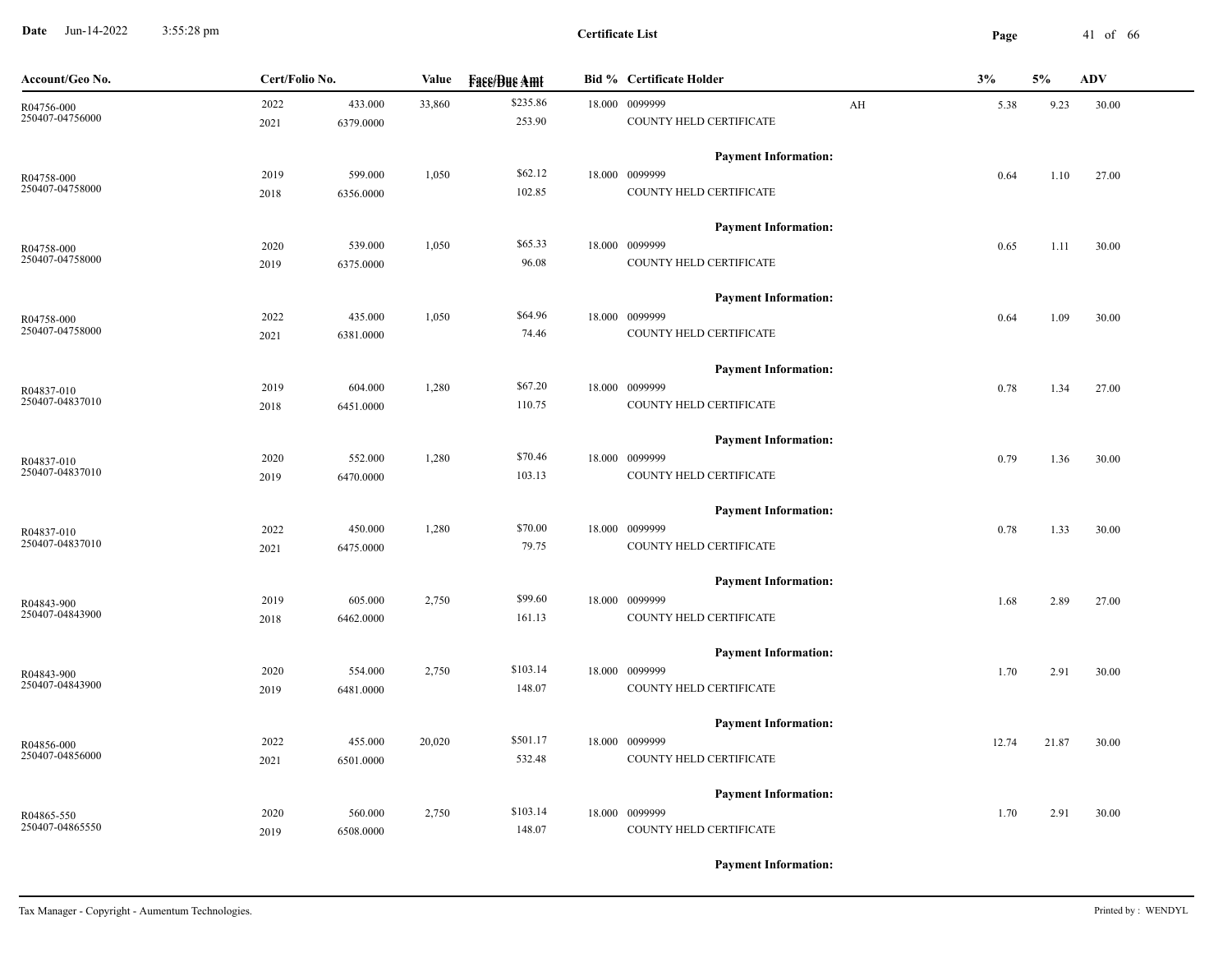**Certificate List**

| Account/Geo No. | Cert/Folio No. | | Value | Face/Due Amt | Bid % | Certificate Holder | | 3% | 5% | ADV |
|---|---|---|---|---|---|---|---|---|---|---|
| R04756-000 | 2022 | 433.000 | 33,860 | $235.86 | 18.000 | 0099999 | AH | 5.38 | 9.23 | 30.00 |
| 250407-04756000 | 2021 | 6379.0000 | | 253.90 | | COUNTY HELD CERTIFICATE | | | | |
| | | | | | | **Payment Information:** | | | | |
| R04758-000 | 2019 | 599.000 | 1,050 | $62.12 | 18.000 | 0099999 | | 0.64 | 1.10 | 27.00 |
| 250407-04758000 | 2018 | 6356.0000 | | 102.85 | | COUNTY HELD CERTIFICATE | | | | |
| | | | | | | **Payment Information:** | | | | |
| R04758-000 | 2020 | 539.000 | 1,050 | $65.33 | 18.000 | 0099999 | | 0.65 | 1.11 | 30.00 |
| 250407-04758000 | 2019 | 6375.0000 | | 96.08 | | COUNTY HELD CERTIFICATE | | | | |
| | | | | | | **Payment Information:** | | | | |
| R04758-000 | 2022 | 435.000 | 1,050 | $64.96 | 18.000 | 0099999 | | 0.64 | 1.09 | 30.00 |
| 250407-04758000 | 2021 | 6381.0000 | | 74.46 | | COUNTY HELD CERTIFICATE | | | | |
| | | | | | | **Payment Information:** | | | | |
| R04837-010 | 2019 | 604.000 | 1,280 | $67.20 | 18.000 | 0099999 | | 0.78 | 1.34 | 27.00 |
| 250407-04837010 | 2018 | 6451.0000 | | 110.75 | | COUNTY HELD CERTIFICATE | | | | |
| | | | | | | **Payment Information:** | | | | |
| R04837-010 | 2020 | 552.000 | 1,280 | $70.46 | 18.000 | 0099999 | | 0.79 | 1.36 | 30.00 |
| 250407-04837010 | 2019 | 6470.0000 | | 103.13 | | COUNTY HELD CERTIFICATE | | | | |
| | | | | | | **Payment Information:** | | | | |
| R04837-010 | 2022 | 450.000 | 1,280 | $70.00 | 18.000 | 0099999 | | 0.78 | 1.33 | 30.00 |
| 250407-04837010 | 2021 | 6475.0000 | | 79.75 | | COUNTY HELD CERTIFICATE | | | | |
| | | | | | | **Payment Information:** | | | | |
| R04843-900 | 2019 | 605.000 | 2,750 | $99.60 | 18.000 | 0099999 | | 1.68 | 2.89 | 27.00 |
| 250407-04843900 | 2018 | 6462.0000 | | 161.13 | | COUNTY HELD CERTIFICATE | | | | |
| | | | | | | **Payment Information:** | | | | |
| R04843-900 | 2020 | 554.000 | 2,750 | $103.14 | 18.000 | 0099999 | | 1.70 | 2.91 | 30.00 |
| 250407-04843900 | 2019 | 6481.0000 | | 148.07 | | COUNTY HELD CERTIFICATE | | | | |
| | | | | | | **Payment Information:** | | | | |
| R04856-000 | 2022 | 455.000 | 20,020 | $501.17 | 18.000 | 0099999 | | 12.74 | 21.87 | 30.00 |
| 250407-04856000 | 2021 | 6501.0000 | | 532.48 | | COUNTY HELD CERTIFICATE | | | | |
| | | | | | | **Payment Information:** | | | | |
| R04865-550 | 2020 | 560.000 | 2,750 | $103.14 | 18.000 | 0099999 | | 1.70 | 2.91 | 30.00 |
| 250407-04865550 | 2019 | 6508.0000 | | 148.07 | | COUNTY HELD CERTIFICATE | | | | |
| | | | | | | **Payment Information:** | | | | |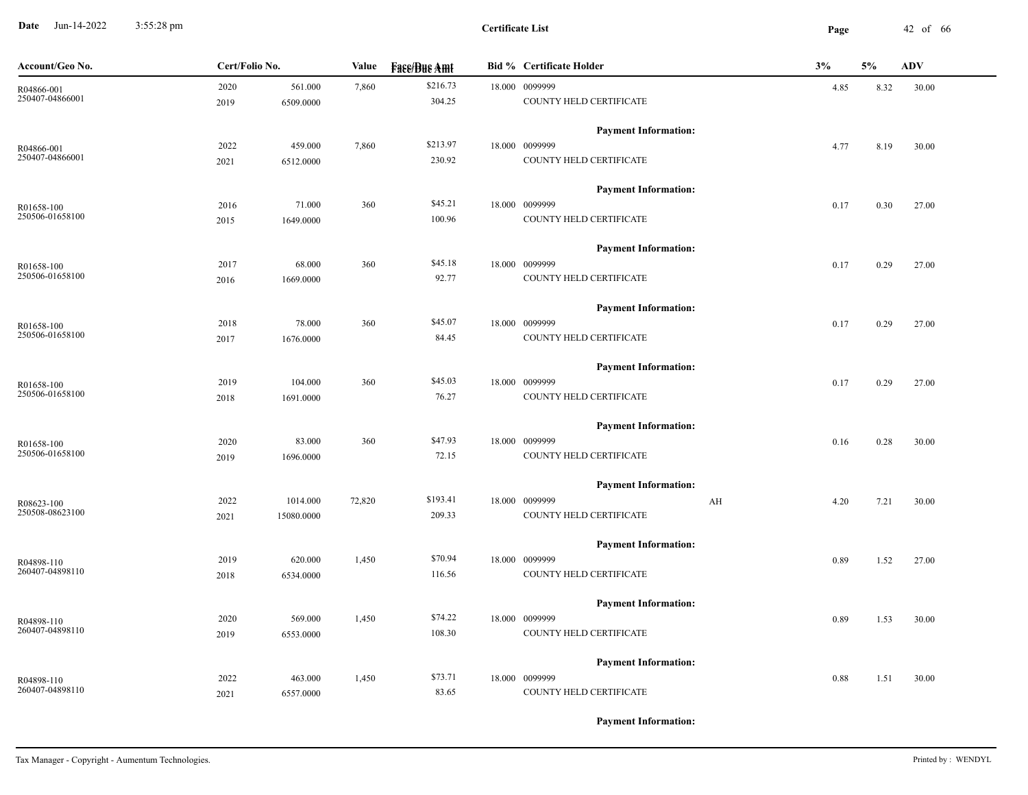**Certificate List**

| Account/Geo No. | Cert/Folio No. | | Value | Face/Due Amt | Bid % | Certificate Holder | | 3% | 5% | ADV |
|---|---|---|---|---|---|---|---|---|---|---|
| R04866-001 | 2020 | 561.000 | 7,860 | $216.73 | 18.000 | 0099999 | | 4.85 | 8.32 | 30.00 |
| 250407-04866001 | 2019 | 6509.0000 | | 304.25 | | COUNTY HELD CERTIFICATE | | | | |
| | | | | | | **Payment Information:** | | | | |
| R04866-001 | 2022 | 459.000 | 7,860 | $213.97 | 18.000 | 0099999 | | 4.77 | 8.19 | 30.00 |
| 250407-04866001 | 2021 | 6512.0000 | | 230.92 | | COUNTY HELD CERTIFICATE | | | | |
| | | | | | | **Payment Information:** | | | | |
| R01658-100 | 2016 | 71.000 | 360 | $45.21 | 18.000 | 0099999 | | 0.17 | 0.30 | 27.00 |
| 250506-01658100 | 2015 | 1649.0000 | | 100.96 | | COUNTY HELD CERTIFICATE | | | | |
| | | | | | | **Payment Information:** | | | | |
| R01658-100 | 2017 | 68.000 | 360 | $45.18 | 18.000 | 0099999 | | 0.17 | 0.29 | 27.00 |
| 250506-01658100 | 2016 | 1669.0000 | | 92.77 | | COUNTY HELD CERTIFICATE | | | | |
| | | | | | | **Payment Information:** | | | | |
| R01658-100 | 2018 | 78.000 | 360 | $45.07 | 18.000 | 0099999 | | 0.17 | 0.29 | 27.00 |
| 250506-01658100 | 2017 | 1676.0000 | | 84.45 | | COUNTY HELD CERTIFICATE | | | | |
| | | | | | | **Payment Information:** | | | | |
| R01658-100 | 2019 | 104.000 | 360 | $45.03 | 18.000 | 0099999 | | 0.17 | 0.29 | 27.00 |
| 250506-01658100 | 2018 | 1691.0000 | | 76.27 | | COUNTY HELD CERTIFICATE | | | | |
| | | | | | | **Payment Information:** | | | | |
| R01658-100 | 2020 | 83.000 | 360 | $47.93 | 18.000 | 0099999 | | 0.16 | 0.28 | 30.00 |
| 250506-01658100 | 2019 | 1696.0000 | | 72.15 | | COUNTY HELD CERTIFICATE | | | | |
| | | | | | | **Payment Information:** | | | | |
| R08623-100 | 2022 | 1014.000 | 72,820 | $193.41 | 18.000 | 0099999 | AH | 4.20 | 7.21 | 30.00 |
| 250508-08623100 | 2021 | 15080.0000 | | 209.33 | | COUNTY HELD CERTIFICATE | | | | |
| | | | | | | **Payment Information:** | | | | |
| R04898-110 | 2019 | 620.000 | 1,450 | $70.94 | 18.000 | 0099999 | | 0.89 | 1.52 | 27.00 |
| 260407-04898110 | 2018 | 6534.0000 | | 116.56 | | COUNTY HELD CERTIFICATE | | | | |
| | | | | | | **Payment Information:** | | | | |
| R04898-110 | 2020 | 569.000 | 1,450 | $74.22 | 18.000 | 0099999 | | 0.89 | 1.53 | 30.00 |
| 260407-04898110 | 2019 | 6553.0000 | | 108.30 | | COUNTY HELD CERTIFICATE | | | | |
| | | | | | | **Payment Information:** | | | | |
| R04898-110 | 2022 | 463.000 | 1,450 | $73.71 | 18.000 | 0099999 | | 0.88 | 1.51 | 30.00 |
| 260407-04898110 | 2021 | 6557.0000 | | 83.65 | | COUNTY HELD CERTIFICATE | | | | |
| | | | | | | **Payment Information:** | | | | |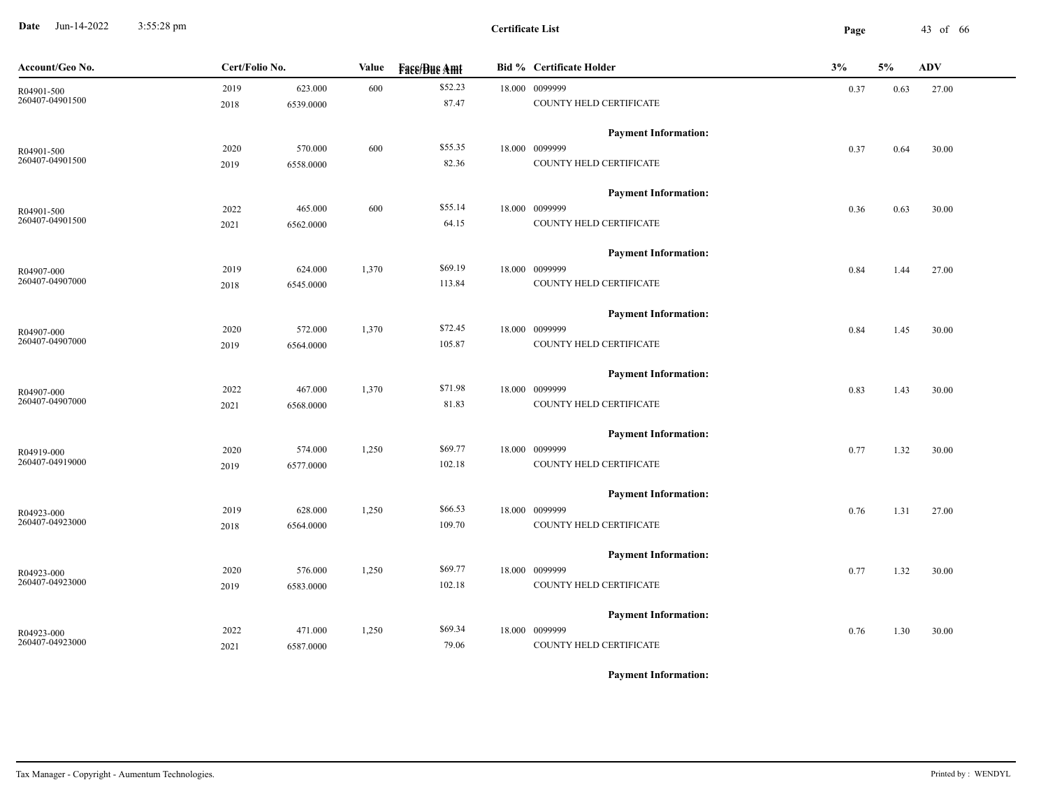**Date** Jun-14-2022 3:55:28 pm

**Certificate List**

| Account/Geo No. | Cert/Folio No. | | Value | Face/Due Amt | Bid % | Certificate Holder | 3% | 5% | ADV |
|---|---|---|---|---|---|---|---|---|---|
| R04901-500 | 2019 | 623.000 | 600 | $52.23 | 18.000 | 0099999 | 0.37 | 0.63 | 27.00 |
| 260407-04901500 | 2018 | 6539.0000 | | 87.47 | | COUNTY HELD CERTIFICATE | | | |
| | | | | | | **Payment Information:** | | | |
| R04901-500 | 2020 | 570.000 | 600 | $55.35 | 18.000 | 0099999 | 0.37 | 0.64 | 30.00 |
| 260407-04901500 | 2019 | 6558.0000 | | 82.36 | | COUNTY HELD CERTIFICATE | | | |
| | | | | | | **Payment Information:** | | | |
| R04901-500 | 2022 | 465.000 | 600 | $55.14 | 18.000 | 0099999 | 0.36 | 0.63 | 30.00 |
| 260407-04901500 | 2021 | 6562.0000 | | 64.15 | | COUNTY HELD CERTIFICATE | | | |
| | | | | | | **Payment Information:** | | | |
| R04907-000 | 2019 | 624.000 | 1,370 | $69.19 | 18.000 | 0099999 | 0.84 | 1.44 | 27.00 |
| 260407-04907000 | 2018 | 6545.0000 | | 113.84 | | COUNTY HELD CERTIFICATE | | | |
| | | | | | | **Payment Information:** | | | |
| R04907-000 | 2020 | 572.000 | 1,370 | $72.45 | 18.000 | 0099999 | 0.84 | 1.45 | 30.00 |
| 260407-04907000 | 2019 | 6564.0000 | | 105.87 | | COUNTY HELD CERTIFICATE | | | |
| | | | | | | **Payment Information:** | | | |
| R04907-000 | 2022 | 467.000 | 1,370 | $71.98 | 18.000 | 0099999 | 0.83 | 1.43 | 30.00 |
| 260407-04907000 | 2021 | 6568.0000 | | 81.83 | | COUNTY HELD CERTIFICATE | | | |
| | | | | | | **Payment Information:** | | | |
| R04919-000 | 2020 | 574.000 | 1,250 | $69.77 | 18.000 | 0099999 | 0.77 | 1.32 | 30.00 |
| 260407-04919000 | 2019 | 6577.0000 | | 102.18 | | COUNTY HELD CERTIFICATE | | | |
| | | | | | | **Payment Information:** | | | |
| R04923-000 | 2019 | 628.000 | 1,250 | $66.53 | 18.000 | 0099999 | 0.76 | 1.31 | 27.00 |
| 260407-04923000 | 2018 | 6564.0000 | | 109.70 | | COUNTY HELD CERTIFICATE | | | |
| | | | | | | **Payment Information:** | | | |
| R04923-000 | 2020 | 576.000 | 1,250 | $69.77 | 18.000 | 0099999 | 0.77 | 1.32 | 30.00 |
| 260407-04923000 | 2019 | 6583.0000 | | 102.18 | | COUNTY HELD CERTIFICATE | | | |
| | | | | | | **Payment Information:** | | | |
| R04923-000 | 2022 | 471.000 | 1,250 | $69.34 | 18.000 | 0099999 | 0.76 | 1.30 | 30.00 |
| 260407-04923000 | 2021 | 6587.0000 | | 79.06 | | COUNTY HELD CERTIFICATE | | | |
| | | | | | | **Payment Information:** | | | |

Tax Manager - Copyright - Aumentum Technologies. Printed by : WENDYL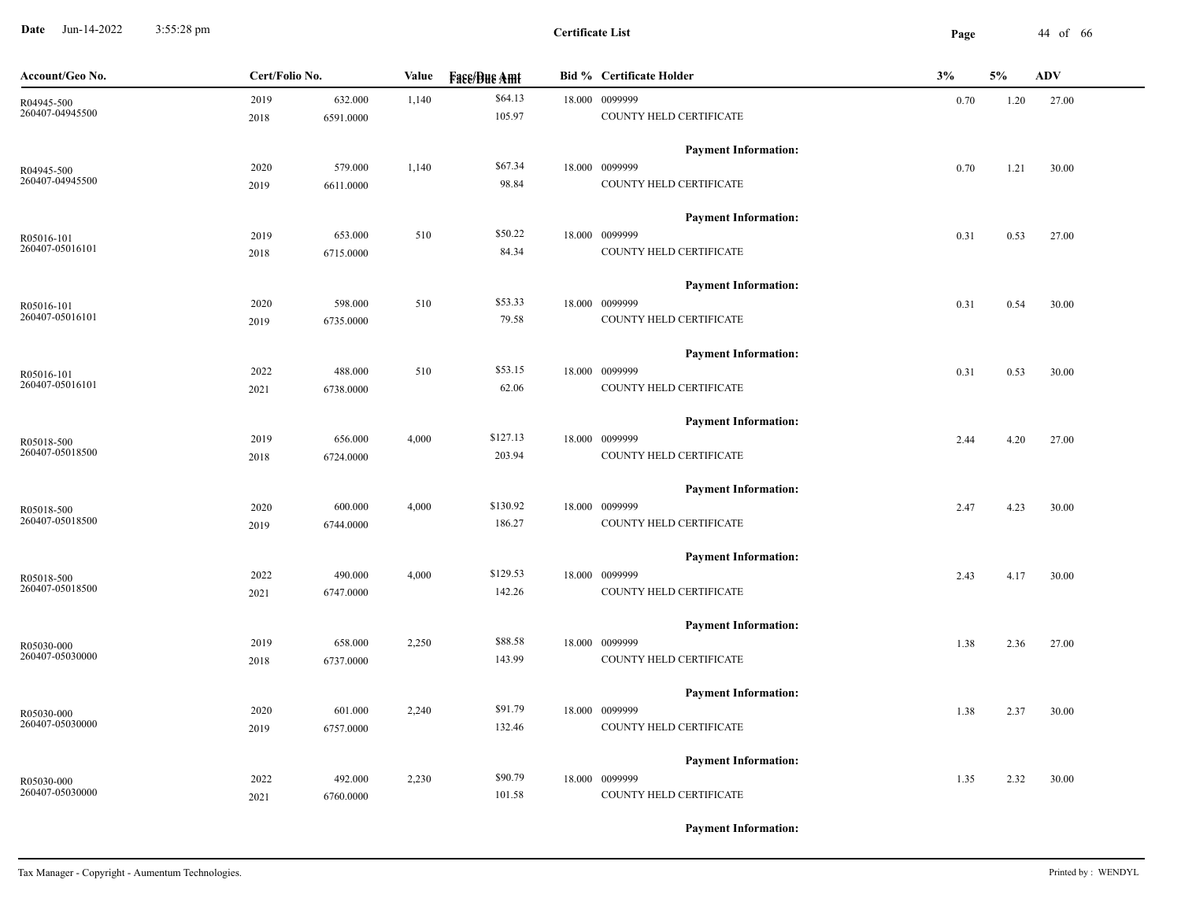**Certificate List**

| Account/Geo No. | Cert/Folio No. | | Value | Face/Due Amt | Bid % | Certificate Holder | 3% | 5% | ADV |
|---|---|---|---|---|---|---|---|---|---|
| R04945-500<br>260407-04945500 | 2019<br>2018 | 632.000<br>6591.0000 | 1,140 | $64.13<br>105.97 | 18.000 | 0099999<br>COUNTY HELD CERTIFICATE | 0.70 | 1.20 | 27.00 |
| | | | | | | **Payment Information:** | | | |
| R04945-500<br>260407-04945500 | 2020<br>2019 | 579.000<br>6611.0000 | 1,140 | $67.34<br>98.84 | 18.000 | 0099999<br>COUNTY HELD CERTIFICATE | 0.70 | 1.21 | 30.00 |
| | | | | | | **Payment Information:** | | | |
| R05016-101<br>260407-05016101 | 2019<br>2018 | 653.000<br>6715.0000 | 510 | $50.22<br>84.34 | 18.000 | 0099999<br>COUNTY HELD CERTIFICATE | 0.31 | 0.53 | 27.00 |
| | | | | | | **Payment Information:** | | | |
| R05016-101<br>260407-05016101 | 2020<br>2019 | 598.000<br>6735.0000 | 510 | $53.33<br>79.58 | 18.000 | 0099999<br>COUNTY HELD CERTIFICATE | 0.31 | 0.54 | 30.00 |
| | | | | | | **Payment Information:** | | | |
| R05016-101<br>260407-05016101 | 2022<br>2021 | 488.000<br>6738.0000 | 510 | $53.15<br>62.06 | 18.000 | 0099999<br>COUNTY HELD CERTIFICATE | 0.31 | 0.53 | 30.00 |
| | | | | | | **Payment Information:** | | | |
| R05018-500<br>260407-05018500 | 2019<br>2018 | 656.000<br>6724.0000 | 4,000 | $127.13<br>203.94 | 18.000 | 0099999<br>COUNTY HELD CERTIFICATE | 2.44 | 4.20 | 27.00 |
| | | | | | | **Payment Information:** | | | |
| R05018-500<br>260407-05018500 | 2020<br>2019 | 600.000<br>6744.0000 | 4,000 | $130.92<br>186.27 | 18.000 | 0099999<br>COUNTY HELD CERTIFICATE | 2.47 | 4.23 | 30.00 |
| | | | | | | **Payment Information:** | | | |
| R05018-500<br>260407-05018500 | 2022<br>2021 | 490.000<br>6747.0000 | 4,000 | $129.53<br>142.26 | 18.000 | 0099999<br>COUNTY HELD CERTIFICATE | 2.43 | 4.17 | 30.00 |
| | | | | | | **Payment Information:** | | | |
| R05030-000<br>260407-05030000 | 2019<br>2018 | 658.000<br>6737.0000 | 2,250 | $88.58<br>143.99 | 18.000 | 0099999<br>COUNTY HELD CERTIFICATE | 1.38 | 2.36 | 27.00 |
| | | | | | | **Payment Information:** | | | |
| R05030-000<br>260407-05030000 | 2020<br>2019 | 601.000<br>6757.0000 | 2,240 | $91.79<br>132.46 | 18.000 | 0099999<br>COUNTY HELD CERTIFICATE | 1.38 | 2.37 | 30.00 |
| | | | | | | **Payment Information:** | | | |
| R05030-000<br>260407-05030000 | 2022<br>2021 | 492.000<br>6760.0000 | 2,230 | $90.79<br>101.58 | 18.000 | 0099999<br>COUNTY HELD CERTIFICATE | 1.35 | 2.32 | 30.00 |
| | | | | | | **Payment Information:** | | | |

Tax Manager - Copyright - Aumentum Technologies. Printed by : WENDYL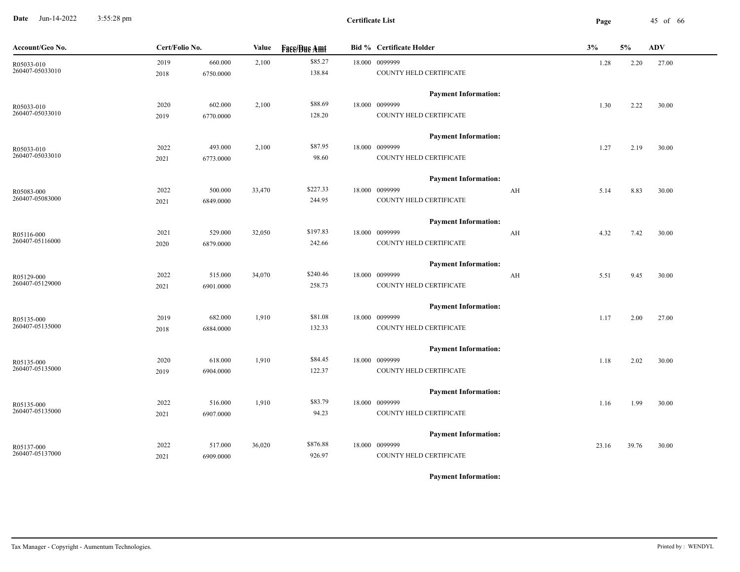| Account/Geo No. | Cert/Folio No. | | Value | Face/Due Amt | Bid % | Certificate Holder | | 3% | 5% | ADV |
|---|---|---|---|---|---|---|---|---|---|---|
| R05033-010 | 2019 | 660.000 | 2,100 | $85.27 | 18.000 | 0099999 | | 1.28 | 2.20 | 27.00 |
| 260407-05033010 | 2018 | 6750.0000 | | 138.84 | | COUNTY HELD CERTIFICATE | | | | |
| | | | | | | **Payment Information:** | | | | |
| R05033-010 | 2020 | 602.000 | 2,100 | $88.69 | 18.000 | 0099999 | | 1.30 | 2.22 | 30.00 |
| 260407-05033010 | 2019 | 6770.0000 | | 128.20 | | COUNTY HELD CERTIFICATE | | | | |
| | | | | | | **Payment Information:** | | | | |
| R05033-010 | 2022 | 493.000 | 2,100 | $87.95 | 18.000 | 0099999 | | 1.27 | 2.19 | 30.00 |
| 260407-05033010 | 2021 | 6773.0000 | | 98.60 | | COUNTY HELD CERTIFICATE | | | | |
| | | | | | | **Payment Information:** | | | | |
| R05083-000 | 2022 | 500.000 | 33,470 | $227.33 | 18.000 | 0099999 | AH | 5.14 | 8.83 | 30.00 |
| 260407-05083000 | 2021 | 6849.0000 | | 244.95 | | COUNTY HELD CERTIFICATE | | | | |
| | | | | | | **Payment Information:** | | | | |
| R05116-000 | 2021 | 529.000 | 32,050 | $197.83 | 18.000 | 0099999 | AH | 4.32 | 7.42 | 30.00 |
| 260407-05116000 | 2020 | 6879.0000 | | 242.66 | | COUNTY HELD CERTIFICATE | | | | |
| | | | | | | **Payment Information:** | | | | |
| R05129-000 | 2022 | 515.000 | 34,070 | $240.46 | 18.000 | 0099999 | AH | 5.51 | 9.45 | 30.00 |
| 260407-05129000 | 2021 | 6901.0000 | | 258.73 | | COUNTY HELD CERTIFICATE | | | | |
| | | | | | | **Payment Information:** | | | | |
| R05135-000 | 2019 | 682.000 | 1,910 | $81.08 | 18.000 | 0099999 | | 1.17 | 2.00 | 27.00 |
| 260407-05135000 | 2018 | 6884.0000 | | 132.33 | | COUNTY HELD CERTIFICATE | | | | |
| | | | | | | **Payment Information:** | | | | |
| R05135-000 | 2020 | 618.000 | 1,910 | $84.45 | 18.000 | 0099999 | | 1.18 | 2.02 | 30.00 |
| 260407-05135000 | 2019 | 6904.0000 | | 122.37 | | COUNTY HELD CERTIFICATE | | | | |
| | | | | | | **Payment Information:** | | | | |
| R05135-000 | 2022 | 516.000 | 1,910 | $83.79 | 18.000 | 0099999 | | 1.16 | 1.99 | 30.00 |
| 260407-05135000 | 2021 | 6907.0000 | | 94.23 | | COUNTY HELD CERTIFICATE | | | | |
| | | | | | | **Payment Information:** | | | | |
| R05137-000 | 2022 | 517.000 | 36,020 | $876.88 | 18.000 | 0099999 | | 23.16 | 39.76 | 30.00 |
| 260407-05137000 | 2021 | 6909.0000 | | 926.97 | | COUNTY HELD CERTIFICATE | | | | |
| | | | | | | **Payment Information:** | | | | |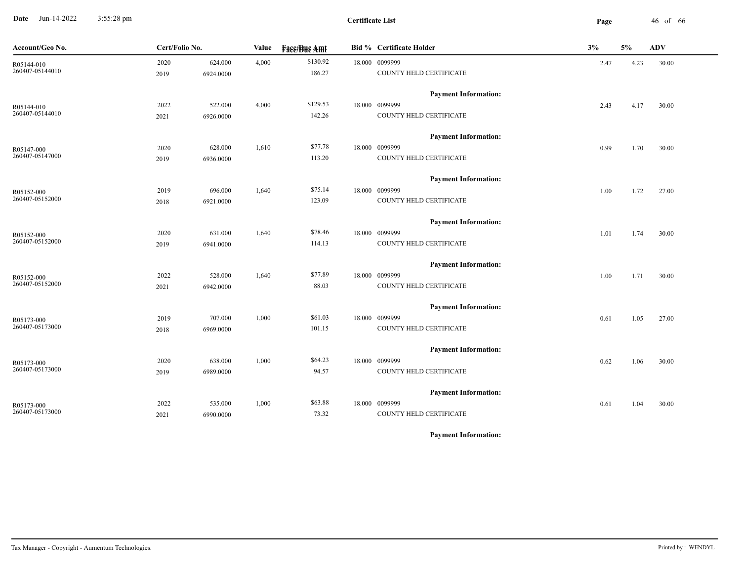# Certificate List

| Account/Geo No. | Cert/Folio No. | | Value | Face/Due Amt | Bid % | Certificate Holder | 3% | 5% | ADV |
|---|---|---|---|---|---|---|---|---|---|
| R05144-010 | 2020 | 624.000 | 4,000 | $130.92 | 18.000 | 0099999 | 2.47 | 4.23 | 30.00 |
| 260407-05144010 | 2019 | 6924.0000 | | 186.27 | | COUNTY HELD CERTIFICATE | | | |
| | | | | | | **Payment Information:** | | | |
| R05144-010 | 2022 | 522.000 | 4,000 | $129.53 | 18.000 | 0099999 | 2.43 | 4.17 | 30.00 |
| 260407-05144010 | 2021 | 6926.0000 | | 142.26 | | COUNTY HELD CERTIFICATE | | | |
| | | | | | | **Payment Information:** | | | |
| R05147-000 | 2020 | 628.000 | 1,610 | $77.78 | 18.000 | 0099999 | 0.99 | 1.70 | 30.00 |
| 260407-05147000 | 2019 | 6936.0000 | | 113.20 | | COUNTY HELD CERTIFICATE | | | |
| | | | | | | **Payment Information:** | | | |
| R05152-000 | 2019 | 696.000 | 1,640 | $75.14 | 18.000 | 0099999 | 1.00 | 1.72 | 27.00 |
| 260407-05152000 | 2018 | 6921.0000 | | 123.09 | | COUNTY HELD CERTIFICATE | | | |
| | | | | | | **Payment Information:** | | | |
| R05152-000 | 2020 | 631.000 | 1,640 | $78.46 | 18.000 | 0099999 | 1.01 | 1.74 | 30.00 |
| 260407-05152000 | 2019 | 6941.0000 | | 114.13 | | COUNTY HELD CERTIFICATE | | | |
| | | | | | | **Payment Information:** | | | |
| R05152-000 | 2022 | 528.000 | 1,640 | $77.89 | 18.000 | 0099999 | 1.00 | 1.71 | 30.00 |
| 260407-05152000 | 2021 | 6942.0000 | | 88.03 | | COUNTY HELD CERTIFICATE | | | |
| | | | | | | **Payment Information:** | | | |
| R05173-000 | 2019 | 707.000 | 1,000 | $61.03 | 18.000 | 0099999 | 0.61 | 1.05 | 27.00 |
| 260407-05173000 | 2018 | 6969.0000 | | 101.15 | | COUNTY HELD CERTIFICATE | | | |
| | | | | | | **Payment Information:** | | | |
| R05173-000 | 2020 | 638.000 | 1,000 | $64.23 | 18.000 | 0099999 | 0.62 | 1.06 | 30.00 |
| 260407-05173000 | 2019 | 6989.0000 | | 94.57 | | COUNTY HELD CERTIFICATE | | | |
| | | | | | | **Payment Information:** | | | |
| R05173-000 | 2022 | 535.000 | 1,000 | $63.88 | 18.000 | 0099999 | 0.61 | 1.04 | 30.00 |
| 260407-05173000 | 2021 | 6990.0000 | | 73.32 | | COUNTY HELD CERTIFICATE | | | |
| | | | | | | **Payment Information:** | | | |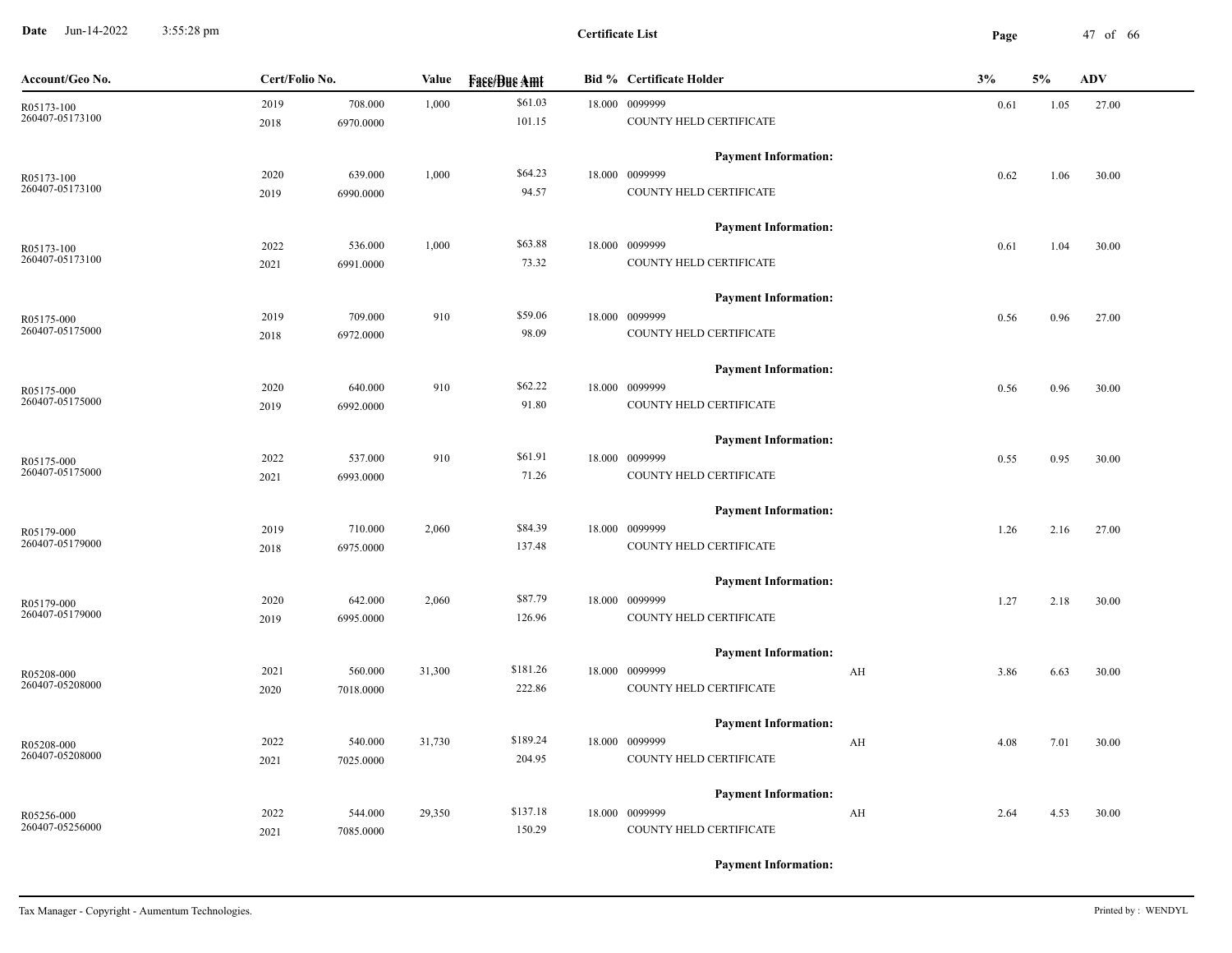**Certificate List**

| Account/Geo No. | Cert/Folio No. | | Value | Face/Due Amt | Bid % | Certificate Holder | | 3% | 5% | ADV |
|---|---|---|---|---|---|---|---|---|---|---|
| R05173-100 | 2019 | 708.000 | 1,000 | $61.03 | 18.000 | 0099999 | | 0.61 | 1.05 | 27.00 |
| 260407-05173100 | 2018 | 6970.0000 | | 101.15 | | COUNTY HELD CERTIFICATE | | | | |
| | | | | | | **Payment Information:** | | | | |
| R05173-100 | 2020 | 639.000 | 1,000 | $64.23 | 18.000 | 0099999 | | 0.62 | 1.06 | 30.00 |
| 260407-05173100 | 2019 | 6990.0000 | | 94.57 | | COUNTY HELD CERTIFICATE | | | | |
| | | | | | | **Payment Information:** | | | | |
| R05173-100 | 2022 | 536.000 | 1,000 | $63.88 | 18.000 | 0099999 | | 0.61 | 1.04 | 30.00 |
| 260407-05173100 | 2021 | 6991.0000 | | 73.32 | | COUNTY HELD CERTIFICATE | | | | |
| | | | | | | **Payment Information:** | | | | |
| R05175-000 | 2019 | 709.000 | 910 | $59.06 | 18.000 | 0099999 | | 0.56 | 0.96 | 27.00 |
| 260407-05175000 | 2018 | 6972.0000 | | 98.09 | | COUNTY HELD CERTIFICATE | | | | |
| | | | | | | **Payment Information:** | | | | |
| R05175-000 | 2020 | 640.000 | 910 | $62.22 | 18.000 | 0099999 | | 0.56 | 0.96 | 30.00 |
| 260407-05175000 | 2019 | 6992.0000 | | 91.80 | | COUNTY HELD CERTIFICATE | | | | |
| | | | | | | **Payment Information:** | | | | |
| R05175-000 | 2022 | 537.000 | 910 | $61.91 | 18.000 | 0099999 | | 0.55 | 0.95 | 30.00 |
| 260407-05175000 | 2021 | 6993.0000 | | 71.26 | | COUNTY HELD CERTIFICATE | | | | |
| | | | | | | **Payment Information:** | | | | |
| R05179-000 | 2019 | 710.000 | 2,060 | $84.39 | 18.000 | 0099999 | | 1.26 | 2.16 | 27.00 |
| 260407-05179000 | 2018 | 6975.0000 | | 137.48 | | COUNTY HELD CERTIFICATE | | | | |
| | | | | | | **Payment Information:** | | | | |
| R05179-000 | 2020 | 642.000 | 2,060 | $87.79 | 18.000 | 0099999 | | 1.27 | 2.18 | 30.00 |
| 260407-05179000 | 2019 | 6995.0000 | | 126.96 | | COUNTY HELD CERTIFICATE | | | | |
| | | | | | | **Payment Information:** | | | | |
| R05208-000 | 2021 | 560.000 | 31,300 | $181.26 | 18.000 | 0099999 | AH | 3.86 | 6.63 | 30.00 |
| 260407-05208000 | 2020 | 7018.0000 | | 222.86 | | COUNTY HELD CERTIFICATE | | | | |
| | | | | | | **Payment Information:** | | | | |
| R05208-000 | 2022 | 540.000 | 31,730 | $189.24 | 18.000 | 0099999 | AH | 4.08 | 7.01 | 30.00 |
| 260407-05208000 | 2021 | 7025.0000 | | 204.95 | | COUNTY HELD CERTIFICATE | | | | |
| | | | | | | **Payment Information:** | | | | |
| R05256-000 | 2022 | 544.000 | 29,350 | $137.18 | 18.000 | 0099999 | AH | 2.64 | 4.53 | 30.00 |
| 260407-05256000 | 2021 | 7085.0000 | | 150.29 | | COUNTY HELD CERTIFICATE | | | | |
| | | | | | | **Payment Information:** | | | | |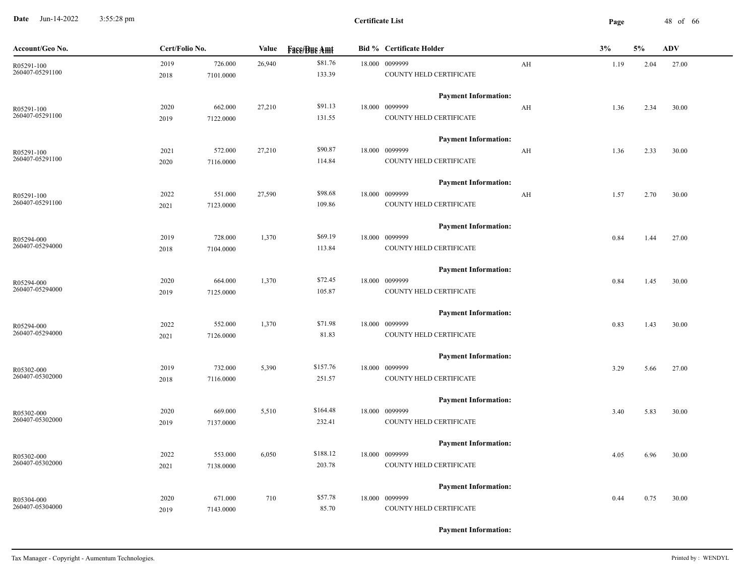**Certificate List**

| Account/Geo No. | Cert/Folio No. | | Value | Face/Due Amt | Bid % | Certificate Holder | | 3% | 5% | ADV |
|---|---|---|---|---|---|---|---|---|---|---|
| R05291-100 | 2019 | 726.000 | 26,940 | $81.76 | 18.000 | 0099999 | AH | 1.19 | 2.04 | 27.00 |
| 260407-05291100 | 2018 | 7101.0000 | | 133.39 | | COUNTY HELD CERTIFICATE | | | | |
| | | | | | | **Payment Information:** | | | | |
| R05291-100 | 2020 | 662.000 | 27,210 | $91.13 | 18.000 | 0099999 | AH | 1.36 | 2.34 | 30.00 |
| 260407-05291100 | 2019 | 7122.0000 | | 131.55 | | COUNTY HELD CERTIFICATE | | | | |
| | | | | | | **Payment Information:** | | | | |
| R05291-100 | 2021 | 572.000 | 27,210 | $90.87 | 18.000 | 0099999 | AH | 1.36 | 2.33 | 30.00 |
| 260407-05291100 | 2020 | 7116.0000 | | 114.84 | | COUNTY HELD CERTIFICATE | | | | |
| | | | | | | **Payment Information:** | | | | |
| R05291-100 | 2022 | 551.000 | 27,590 | $98.68 | 18.000 | 0099999 | AH | 1.57 | 2.70 | 30.00 |
| 260407-05291100 | 2021 | 7123.0000 | | 109.86 | | COUNTY HELD CERTIFICATE | | | | |
| | | | | | | **Payment Information:** | | | | |
| R05294-000 | 2019 | 728.000 | 1,370 | $69.19 | 18.000 | 0099999 | | 0.84 | 1.44 | 27.00 |
| 260407-05294000 | 2018 | 7104.0000 | | 113.84 | | COUNTY HELD CERTIFICATE | | | | |
| | | | | | | **Payment Information:** | | | | |
| R05294-000 | 2020 | 664.000 | 1,370 | $72.45 | 18.000 | 0099999 | | 0.84 | 1.45 | 30.00 |
| 260407-05294000 | 2019 | 7125.0000 | | 105.87 | | COUNTY HELD CERTIFICATE | | | | |
| | | | | | | **Payment Information:** | | | | |
| R05294-000 | 2022 | 552.000 | 1,370 | $71.98 | 18.000 | 0099999 | | 0.83 | 1.43 | 30.00 |
| 260407-05294000 | 2021 | 7126.0000 | | 81.83 | | COUNTY HELD CERTIFICATE | | | | |
| | | | | | | **Payment Information:** | | | | |
| R05302-000 | 2019 | 732.000 | 5,390 | $157.76 | 18.000 | 0099999 | | 3.29 | 5.66 | 27.00 |
| 260407-05302000 | 2018 | 7116.0000 | | 251.57 | | COUNTY HELD CERTIFICATE | | | | |
| | | | | | | **Payment Information:** | | | | |
| R05302-000 | 2020 | 669.000 | 5,510 | $164.48 | 18.000 | 0099999 | | 3.40 | 5.83 | 30.00 |
| 260407-05302000 | 2019 | 7137.0000 | | 232.41 | | COUNTY HELD CERTIFICATE | | | | |
| | | | | | | **Payment Information:** | | | | |
| R05302-000 | 2022 | 553.000 | 6,050 | $188.12 | 18.000 | 0099999 | | 4.05 | 6.96 | 30.00 |
| 260407-05302000 | 2021 | 7138.0000 | | 203.78 | | COUNTY HELD CERTIFICATE | | | | |
| | | | | | | **Payment Information:** | | | | |
| R05304-000 | 2020 | 671.000 | 710 | $57.78 | 18.000 | 0099999 | | 0.44 | 0.75 | 30.00 |
| 260407-05304000 | 2019 | 7143.0000 | | 85.70 | | COUNTY HELD CERTIFICATE | | | | |
| | | | | | | **Payment Information:** | | | | |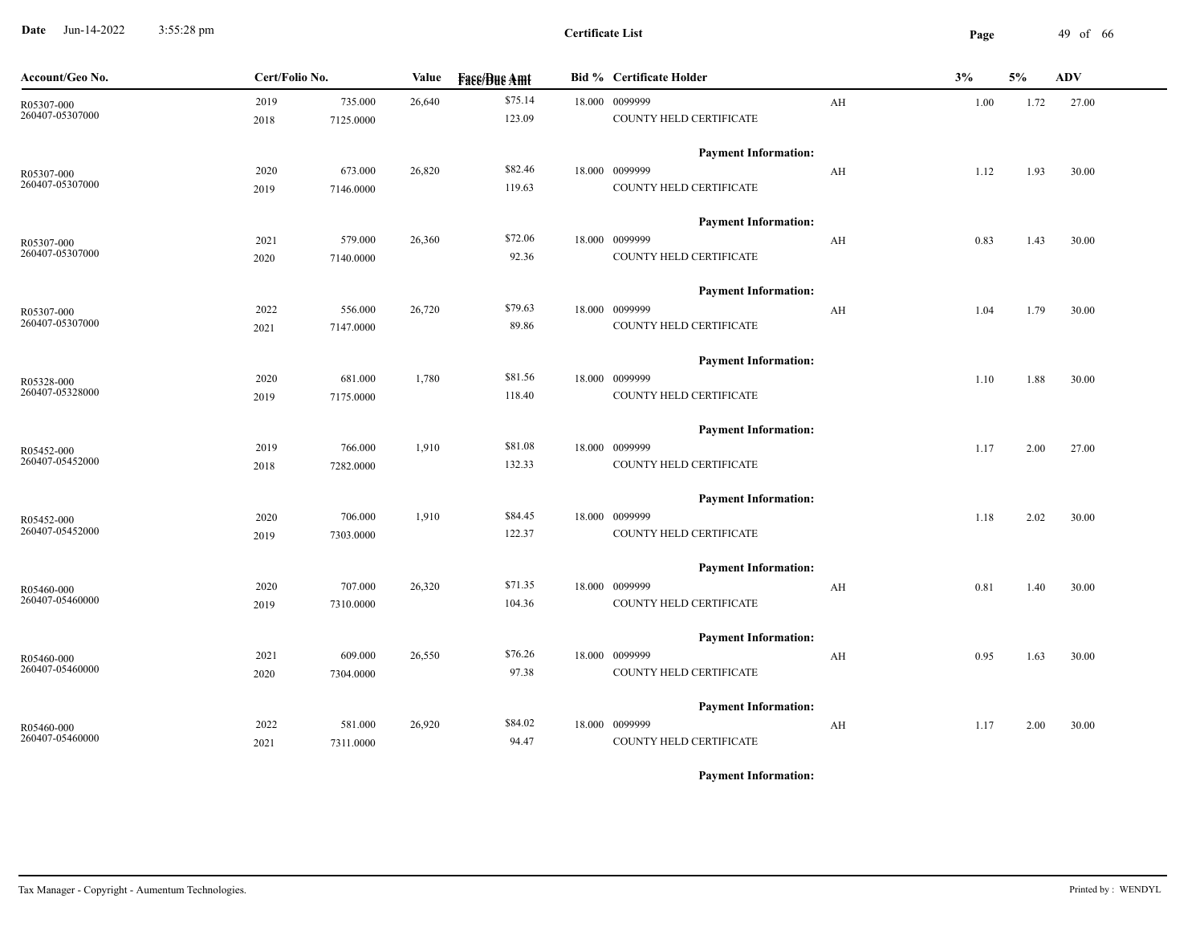| Account/Geo No. | Cert/Folio No. | | Value | Face/Due Amt | Bid % | Certificate Holder | | 3% | 5% | ADV |
|---|---|---|---|---|---|---|---|---|---|---|
| R05307-000 | 2019 | 735.000 | 26,640 | $75.14 | 18.000 | 0099999 | AH | 1.00 | 1.72 | 27.00 |
| 260407-05307000 | 2018 | 7125.0000 | | 123.09 | | COUNTY HELD CERTIFICATE | | | | |
| | | | | | | **Payment Information:** | | | | |
| R05307-000 | 2020 | 673.000 | 26,820 | $82.46 | 18.000 | 0099999 | AH | 1.12 | 1.93 | 30.00 |
| 260407-05307000 | 2019 | 7146.0000 | | 119.63 | | COUNTY HELD CERTIFICATE | | | | |
| | | | | | | **Payment Information:** | | | | |
| R05307-000 | 2021 | 579.000 | 26,360 | $72.06 | 18.000 | 0099999 | AH | 0.83 | 1.43 | 30.00 |
| 260407-05307000 | 2020 | 7140.0000 | | 92.36 | | COUNTY HELD CERTIFICATE | | | | |
| | | | | | | **Payment Information:** | | | | |
| R05307-000 | 2022 | 556.000 | 26,720 | $79.63 | 18.000 | 0099999 | AH | 1.04 | 1.79 | 30.00 |
| 260407-05307000 | 2021 | 7147.0000 | | 89.86 | | COUNTY HELD CERTIFICATE | | | | |
| | | | | | | **Payment Information:** | | | | |
| R05328-000 | 2020 | 681.000 | 1,780 | $81.56 | 18.000 | 0099999 | | 1.10 | 1.88 | 30.00 |
| 260407-05328000 | 2019 | 7175.0000 | | 118.40 | | COUNTY HELD CERTIFICATE | | | | |
| | | | | | | **Payment Information:** | | | | |
| R05452-000 | 2019 | 766.000 | 1,910 | $81.08 | 18.000 | 0099999 | | 1.17 | 2.00 | 27.00 |
| 260407-05452000 | 2018 | 7282.0000 | | 132.33 | | COUNTY HELD CERTIFICATE | | | | |
| | | | | | | **Payment Information:** | | | | |
| R05452-000 | 2020 | 706.000 | 1,910 | $84.45 | 18.000 | 0099999 | | 1.18 | 2.02 | 30.00 |
| 260407-05452000 | 2019 | 7303.0000 | | 122.37 | | COUNTY HELD CERTIFICATE | | | | |
| | | | | | | **Payment Information:** | | | | |
| R05460-000 | 2020 | 707.000 | 26,320 | $71.35 | 18.000 | 0099999 | AH | 0.81 | 1.40 | 30.00 |
| 260407-05460000 | 2019 | 7310.0000 | | 104.36 | | COUNTY HELD CERTIFICATE | | | | |
| | | | | | | **Payment Information:** | | | | |
| R05460-000 | 2021 | 609.000 | 26,550 | $76.26 | 18.000 | 0099999 | AH | 0.95 | 1.63 | 30.00 |
| 260407-05460000 | 2020 | 7304.0000 | | 97.38 | | COUNTY HELD CERTIFICATE | | | | |
| | | | | | | **Payment Information:** | | | | |
| R05460-000 | 2022 | 581.000 | 26,920 | $84.02 | 18.000 | 0099999 | AH | 1.17 | 2.00 | 30.00 |
| 260407-05460000 | 2021 | 7311.0000 | | 94.47 | | COUNTY HELD CERTIFICATE | | | | |
| | | | | | | **Payment Information:** | | | | |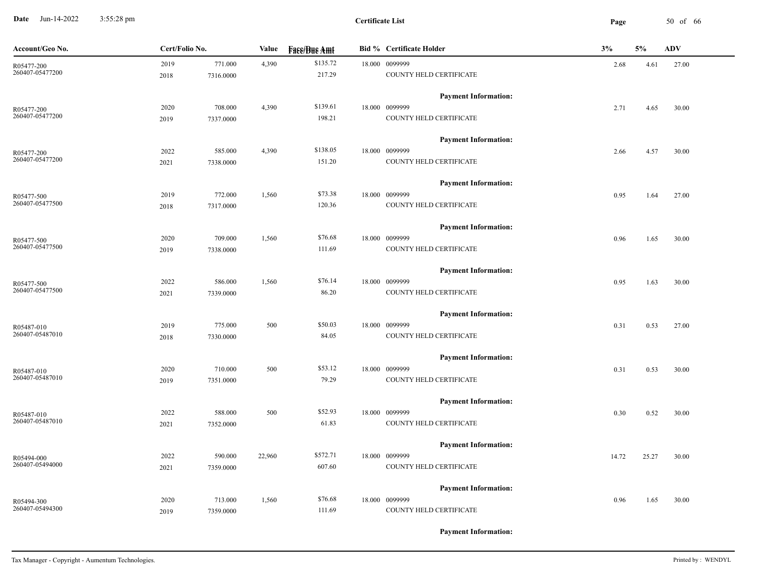# Certificate List

Date Jun-14-2022 3:55:28 pm

| Account/Geo No. | Cert/Folio No. | | Value | Face/Due Amt | Bid % | Certificate Holder | 3% | 5% | ADV |
|---|---|---|---|---|---|---|---|---|---|
| R05477-200<br>260407-05477200 | 2019<br>2018 | 771.000<br>7316.0000 | 4,390 | $135.72<br>217.29 | 18.000 | 0099999<br>COUNTY HELD CERTIFICATE | 2.68 | 4.61 | 27.00 |
| | | | | | | **Payment Information:** | | | |
| R05477-200<br>260407-05477200 | 2020<br>2019 | 708.000<br>7337.0000 | 4,390 | $139.61<br>198.21 | 18.000 | 0099999<br>COUNTY HELD CERTIFICATE | 2.71 | 4.65 | 30.00 |
| | | | | | | **Payment Information:** | | | |
| R05477-200<br>260407-05477200 | 2022<br>2021 | 585.000<br>7338.0000 | 4,390 | $138.05<br>151.20 | 18.000 | 0099999<br>COUNTY HELD CERTIFICATE | 2.66 | 4.57 | 30.00 |
| | | | | | | **Payment Information:** | | | |
| R05477-500<br>260407-05477500 | 2019<br>2018 | 772.000<br>7317.0000 | 1,560 | $73.38<br>120.36 | 18.000 | 0099999<br>COUNTY HELD CERTIFICATE | 0.95 | 1.64 | 27.00 |
| | | | | | | **Payment Information:** | | | |
| R05477-500<br>260407-05477500 | 2020<br>2019 | 709.000<br>7338.0000 | 1,560 | $76.68<br>111.69 | 18.000 | 0099999<br>COUNTY HELD CERTIFICATE | 0.96 | 1.65 | 30.00 |
| | | | | | | **Payment Information:** | | | |
| R05477-500<br>260407-05477500 | 2022<br>2021 | 586.000<br>7339.0000 | 1,560 | $76.14<br>86.20 | 18.000 | 0099999<br>COUNTY HELD CERTIFICATE | 0.95 | 1.63 | 30.00 |
| | | | | | | **Payment Information:** | | | |
| R05487-010<br>260407-05487010 | 2019<br>2018 | 775.000<br>7330.0000 | 500 | $50.03<br>84.05 | 18.000 | 0099999<br>COUNTY HELD CERTIFICATE | 0.31 | 0.53 | 27.00 |
| | | | | | | **Payment Information:** | | | |
| R05487-010<br>260407-05487010 | 2020<br>2019 | 710.000<br>7351.0000 | 500 | $53.12<br>79.29 | 18.000 | 0099999<br>COUNTY HELD CERTIFICATE | 0.31 | 0.53 | 30.00 |
| | | | | | | **Payment Information:** | | | |
| R05487-010<br>260407-05487010 | 2022<br>2021 | 588.000<br>7352.0000 | 500 | $52.93<br>61.83 | 18.000 | 0099999<br>COUNTY HELD CERTIFICATE | 0.30 | 0.52 | 30.00 |
| | | | | | | **Payment Information:** | | | |
| R05494-000<br>260407-05494000 | 2022<br>2021 | 590.000<br>7359.0000 | 22,960 | $572.71<br>607.60 | 18.000 | 0099999<br>COUNTY HELD CERTIFICATE | 14.72 | 25.27 | 30.00 |
| | | | | | | **Payment Information:** | | | |
| R05494-300<br>260407-05494300 | 2020<br>2019 | 713.000<br>7359.0000 | 1,560 | $76.68<br>111.69 | 18.000 | 0099999<br>COUNTY HELD CERTIFICATE | 0.96 | 1.65 | 30.00 |
| | | | | | | **Payment Information:** | | | |

Tax Manager - Copyright - Aumentum Technologies. Printed by : WENDYL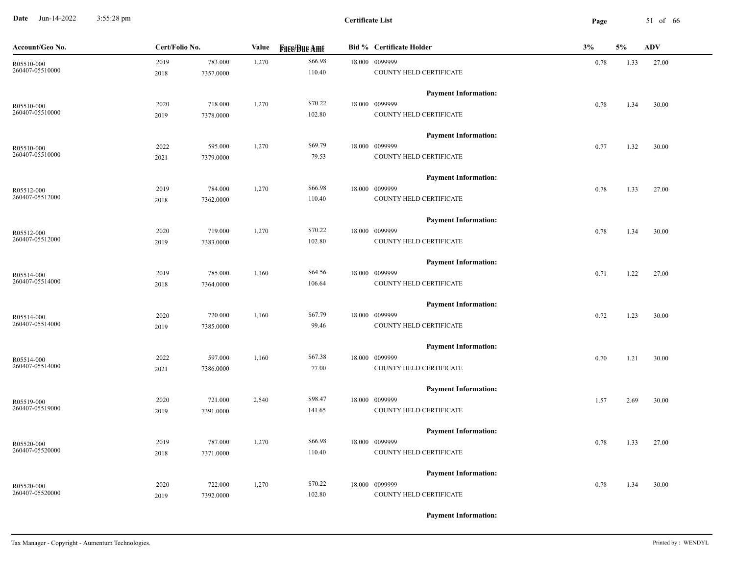**Certificate List**

| Account/Geo No. | Cert/Folio No. | | Value | Face/Due Amt | Bid % | Certificate Holder | 3% | 5% | ADV |
|---|---|---|---|---|---|---|---|---|---|
| R05510-000 | 2019 | 783.000 | 1,270 | $66.98 | 18.000 | 0099999 | 0.78 | 1.33 | 27.00 |
| 260407-05510000 | 2018 | 7357.0000 | | 110.40 | | COUNTY HELD CERTIFICATE | | | |
| | | | | | | **Payment Information:** | | | |
| R05510-000 | 2020 | 718.000 | 1,270 | $70.22 | 18.000 | 0099999 | 0.78 | 1.34 | 30.00 |
| 260407-05510000 | 2019 | 7378.0000 | | 102.80 | | COUNTY HELD CERTIFICATE | | | |
| | | | | | | **Payment Information:** | | | |
| R05510-000 | 2022 | 595.000 | 1,270 | $69.79 | 18.000 | 0099999 | 0.77 | 1.32 | 30.00 |
| 260407-05510000 | 2021 | 7379.0000 | | 79.53 | | COUNTY HELD CERTIFICATE | | | |
| | | | | | | **Payment Information:** | | | |
| R05512-000 | 2019 | 784.000 | 1,270 | $66.98 | 18.000 | 0099999 | 0.78 | 1.33 | 27.00 |
| 260407-05512000 | 2018 | 7362.0000 | | 110.40 | | COUNTY HELD CERTIFICATE | | | |
| | | | | | | **Payment Information:** | | | |
| R05512-000 | 2020 | 719.000 | 1,270 | $70.22 | 18.000 | 0099999 | 0.78 | 1.34 | 30.00 |
| 260407-05512000 | 2019 | 7383.0000 | | 102.80 | | COUNTY HELD CERTIFICATE | | | |
| | | | | | | **Payment Information:** | | | |
| R05514-000 | 2019 | 785.000 | 1,160 | $64.56 | 18.000 | 0099999 | 0.71 | 1.22 | 27.00 |
| 260407-05514000 | 2018 | 7364.0000 | | 106.64 | | COUNTY HELD CERTIFICATE | | | |
| | | | | | | **Payment Information:** | | | |
| R05514-000 | 2020 | 720.000 | 1,160 | $67.79 | 18.000 | 0099999 | 0.72 | 1.23 | 30.00 |
| 260407-05514000 | 2019 | 7385.0000 | | 99.46 | | COUNTY HELD CERTIFICATE | | | |
| | | | | | | **Payment Information:** | | | |
| R05514-000 | 2022 | 597.000 | 1,160 | $67.38 | 18.000 | 0099999 | 0.70 | 1.21 | 30.00 |
| 260407-05514000 | 2021 | 7386.0000 | | 77.00 | | COUNTY HELD CERTIFICATE | | | |
| | | | | | | **Payment Information:** | | | |
| R05519-000 | 2020 | 721.000 | 2,540 | $98.47 | 18.000 | 0099999 | 1.57 | 2.69 | 30.00 |
| 260407-05519000 | 2019 | 7391.0000 | | 141.65 | | COUNTY HELD CERTIFICATE | | | |
| | | | | | | **Payment Information:** | | | |
| R05520-000 | 2019 | 787.000 | 1,270 | $66.98 | 18.000 | 0099999 | 0.78 | 1.33 | 27.00 |
| 260407-05520000 | 2018 | 7371.0000 | | 110.40 | | COUNTY HELD CERTIFICATE | | | |
| | | | | | | **Payment Information:** | | | |
| R05520-000 | 2020 | 722.000 | 1,270 | $70.22 | 18.000 | 0099999 | 0.78 | 1.34 | 30.00 |
| 260407-05520000 | 2019 | 7392.0000 | | 102.80 | | COUNTY HELD CERTIFICATE | | | |
| | | | | | | **Payment Information:** | | | |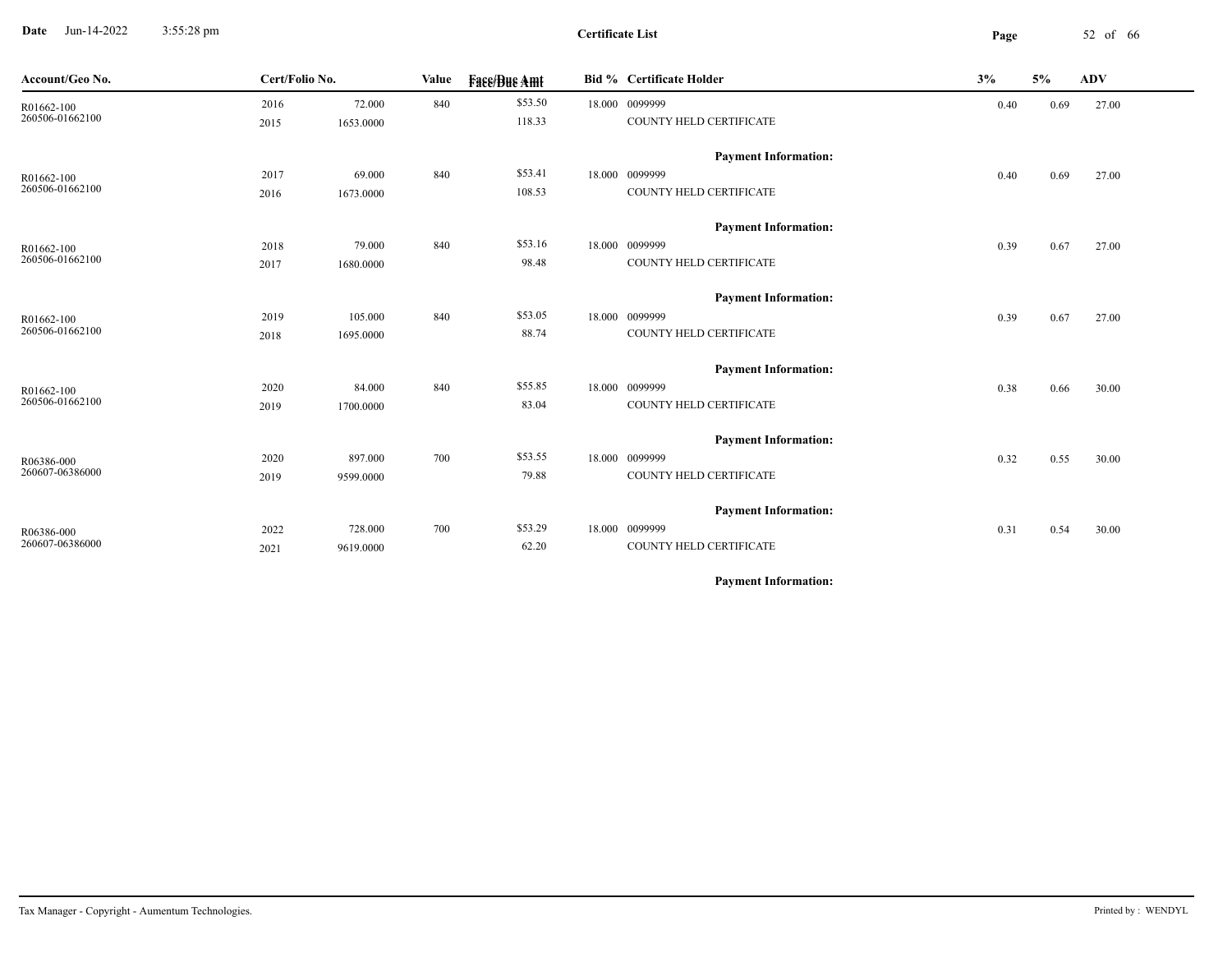**Certificate List**

| Account/Geo No. | Cert/Folio No. | | Value | Face/Due Amt | Bid % | Certificate Holder | 3% | 5% | ADV |
|---|---|---|---|---|---|---|---|---|---|
| R01662-100 | 2016 | 72.000 | 840 | $53.50 | 18.000 | 0099999 | 0.40 | 0.69 | 27.00 |
| 260506-01662100 | 2015 | 1653.0000 | | 118.33 | | COUNTY HELD CERTIFICATE | | | |
| | | | | | | **Payment Information:** | | | |
| R01662-100 | 2017 | 69.000 | 840 | $53.41 | 18.000 | 0099999 | 0.40 | 0.69 | 27.00 |
| 260506-01662100 | 2016 | 1673.0000 | | 108.53 | | COUNTY HELD CERTIFICATE | | | |
| | | | | | | **Payment Information:** | | | |
| R01662-100 | 2018 | 79.000 | 840 | $53.16 | 18.000 | 0099999 | 0.39 | 0.67 | 27.00 |
| 260506-01662100 | 2017 | 1680.0000 | | 98.48 | | COUNTY HELD CERTIFICATE | | | |
| | | | | | | **Payment Information:** | | | |
| R01662-100 | 2019 | 105.000 | 840 | $53.05 | 18.000 | 0099999 | 0.39 | 0.67 | 27.00 |
| 260506-01662100 | 2018 | 1695.0000 | | 88.74 | | COUNTY HELD CERTIFICATE | | | |
| | | | | | | **Payment Information:** | | | |
| R01662-100 | 2020 | 84.000 | 840 | $55.85 | 18.000 | 0099999 | 0.38 | 0.66 | 30.00 |
| 260506-01662100 | 2019 | 1700.0000 | | 83.04 | | COUNTY HELD CERTIFICATE | | | |
| | | | | | | **Payment Information:** | | | |
| R06386-000 | 2020 | 897.000 | 700 | $53.55 | 18.000 | 0099999 | 0.32 | 0.55 | 30.00 |
| 260607-06386000 | 2019 | 9599.0000 | | 79.88 | | COUNTY HELD CERTIFICATE | | | |
| | | | | | | **Payment Information:** | | | |
| R06386-000 | 2022 | 728.000 | 700 | $53.29 | 18.000 | 0099999 | 0.31 | 0.54 | 30.00 |
| 260607-06386000 | 2021 | 9619.0000 | | 62.20 | | COUNTY HELD CERTIFICATE | | | |
| | | | | | | **Payment Information:** | | | |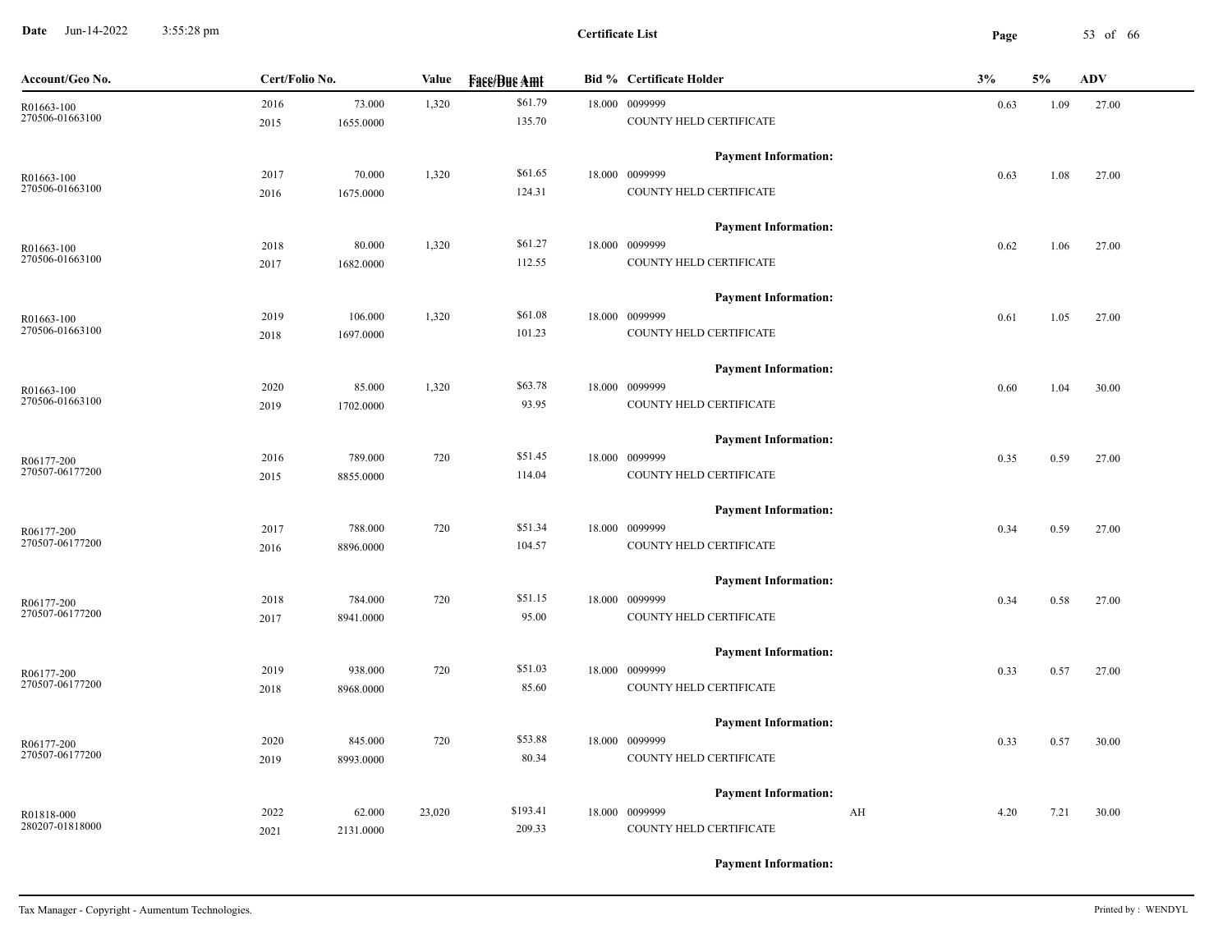# Certificate List

Date Jun-14-2022 3:55:28 pm

| Account/Geo No. | Cert/Folio No. | | Value | Face/Due Amt | Bid % | Certificate Holder | | 3% | 5% | ADV |
|---|---|---|---|---|---|---|---|---|---|---|
| R01663-100 | 2016 | 73.000 | 1,320 | $61.79 | 18.000 | 0099999 | | 0.63 | 1.09 | 27.00 |
| 270506-01663100 | 2015 | 1655.0000 | | 135.70 | | COUNTY HELD CERTIFICATE | | | | |
| | | | | | | Payment Information: | | | | |
| R01663-100 | 2017 | 70.000 | 1,320 | $61.65 | 18.000 | 0099999 | | 0.63 | 1.08 | 27.00 |
| 270506-01663100 | 2016 | 1675.0000 | | 124.31 | | COUNTY HELD CERTIFICATE | | | | |
| | | | | | | Payment Information: | | | | |
| R01663-100 | 2018 | 80.000 | 1,320 | $61.27 | 18.000 | 0099999 | | 0.62 | 1.06 | 27.00 |
| 270506-01663100 | 2017 | 1682.0000 | | 112.55 | | COUNTY HELD CERTIFICATE | | | | |
| | | | | | | Payment Information: | | | | |
| R01663-100 | 2019 | 106.000 | 1,320 | $61.08 | 18.000 | 0099999 | | 0.61 | 1.05 | 27.00 |
| 270506-01663100 | 2018 | 1697.0000 | | 101.23 | | COUNTY HELD CERTIFICATE | | | | |
| | | | | | | Payment Information: | | | | |
| R01663-100 | 2020 | 85.000 | 1,320 | $63.78 | 18.000 | 0099999 | | 0.60 | 1.04 | 30.00 |
| 270506-01663100 | 2019 | 1702.0000 | | 93.95 | | COUNTY HELD CERTIFICATE | | | | |
| | | | | | | Payment Information: | | | | |
| R06177-200 | 2016 | 789.000 | 720 | $51.45 | 18.000 | 0099999 | | 0.35 | 0.59 | 27.00 |
| 270507-06177200 | 2015 | 8855.0000 | | 114.04 | | COUNTY HELD CERTIFICATE | | | | |
| | | | | | | Payment Information: | | | | |
| R06177-200 | 2017 | 788.000 | 720 | $51.34 | 18.000 | 0099999 | | 0.34 | 0.59 | 27.00 |
| 270507-06177200 | 2016 | 8896.0000 | | 104.57 | | COUNTY HELD CERTIFICATE | | | | |
| | | | | | | Payment Information: | | | | |
| R06177-200 | 2018 | 784.000 | 720 | $51.15 | 18.000 | 0099999 | | 0.34 | 0.58 | 27.00 |
| 270507-06177200 | 2017 | 8941.0000 | | 95.00 | | COUNTY HELD CERTIFICATE | | | | |
| | | | | | | Payment Information: | | | | |
| R06177-200 | 2019 | 938.000 | 720 | $51.03 | 18.000 | 0099999 | | 0.33 | 0.57 | 27.00 |
| 270507-06177200 | 2018 | 8968.0000 | | 85.60 | | COUNTY HELD CERTIFICATE | | | | |
| | | | | | | Payment Information: | | | | |
| R06177-200 | 2020 | 845.000 | 720 | $53.88 | 18.000 | 0099999 | | 0.33 | 0.57 | 30.00 |
| 270507-06177200 | 2019 | 8993.0000 | | 80.34 | | COUNTY HELD CERTIFICATE | | | | |
| | | | | | | Payment Information: | | | | |
| R01818-000 | 2022 | 62.000 | 23,020 | $193.41 | 18.000 | 0099999 | AH | 4.20 | 7.21 | 30.00 |
| 280207-01818000 | 2021 | 2131.0000 | | 209.33 | | COUNTY HELD CERTIFICATE | | | | |
| | | | | | | Payment Information: | | | | |

Tax Manager - Copyright - Aumentum Technologies. Printed by : WENDYL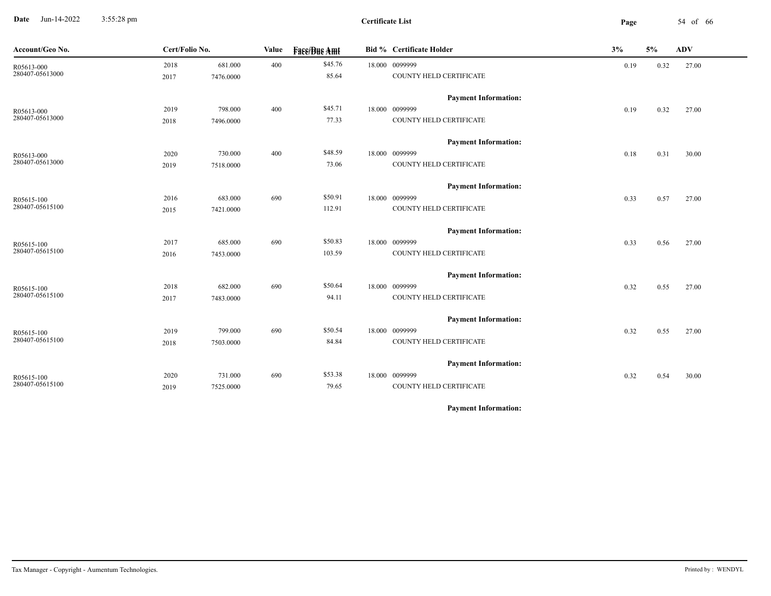# Certificate List

| Account/Geo No. | Cert/Folio No. | | Value | Face/Due Amt | Bid % | Certificate Holder | 3% | 5% | ADV |
|---|---|---|---|---|---|---|---|---|---|
| R05613-000 | 2018 | 681.000 | 400 | $45.76 | 18.000 | 0099999 | 0.19 | 0.32 | 27.00 |
| 280407-05613000 | 2017 | 7476.0000 | | 85.64 | | COUNTY HELD CERTIFICATE | | | |
| | | | | | | **Payment Information:** | | | |
| R05613-000 | 2019 | 798.000 | 400 | $45.71 | 18.000 | 0099999 | 0.19 | 0.32 | 27.00 |
| 280407-05613000 | 2018 | 7496.0000 | | 77.33 | | COUNTY HELD CERTIFICATE | | | |
| | | | | | | **Payment Information:** | | | |
| R05613-000 | 2020 | 730.000 | 400 | $48.59 | 18.000 | 0099999 | 0.18 | 0.31 | 30.00 |
| 280407-05613000 | 2019 | 7518.0000 | | 73.06 | | COUNTY HELD CERTIFICATE | | | |
| | | | | | | **Payment Information:** | | | |
| R05615-100 | 2016 | 683.000 | 690 | $50.91 | 18.000 | 0099999 | 0.33 | 0.57 | 27.00 |
| 280407-05615100 | 2015 | 7421.0000 | | 112.91 | | COUNTY HELD CERTIFICATE | | | |
| | | | | | | **Payment Information:** | | | |
| R05615-100 | 2017 | 685.000 | 690 | $50.83 | 18.000 | 0099999 | 0.33 | 0.56 | 27.00 |
| 280407-05615100 | 2016 | 7453.0000 | | 103.59 | | COUNTY HELD CERTIFICATE | | | |
| | | | | | | **Payment Information:** | | | |
| R05615-100 | 2018 | 682.000 | 690 | $50.64 | 18.000 | 0099999 | 0.32 | 0.55 | 27.00 |
| 280407-05615100 | 2017 | 7483.0000 | | 94.11 | | COUNTY HELD CERTIFICATE | | | |
| | | | | | | **Payment Information:** | | | |
| R05615-100 | 2019 | 799.000 | 690 | $50.54 | 18.000 | 0099999 | 0.32 | 0.55 | 27.00 |
| 280407-05615100 | 2018 | 7503.0000 | | 84.84 | | COUNTY HELD CERTIFICATE | | | |
| | | | | | | **Payment Information:** | | | |
| R05615-100 | 2020 | 731.000 | 690 | $53.38 | 18.000 | 0099999 | 0.32 | 0.54 | 30.00 |
| 280407-05615100 | 2019 | 7525.0000 | | 79.65 | | COUNTY HELD CERTIFICATE | | | |
| | | | | | | **Payment Information:** | | | |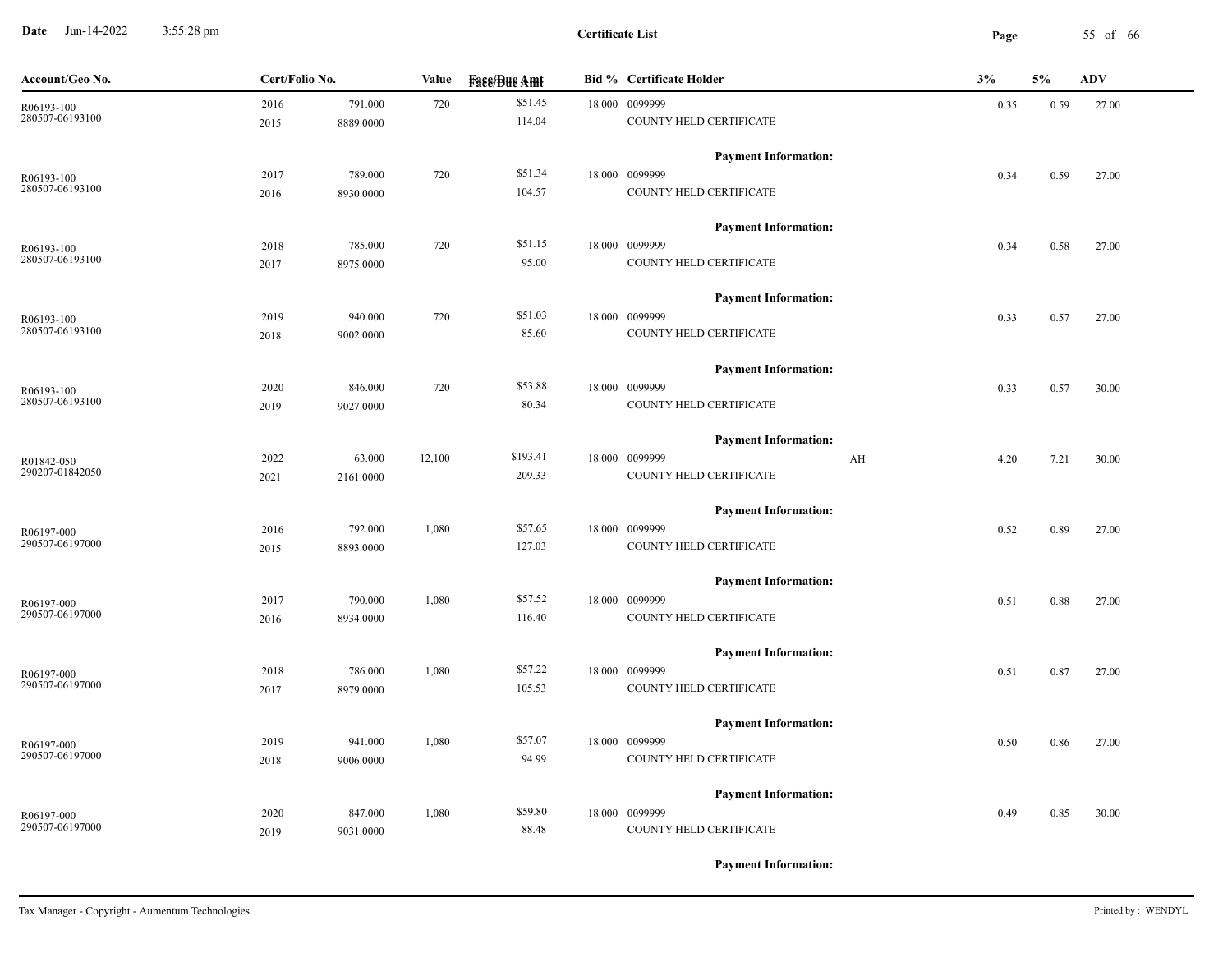| Account/Geo No. | Cert/Folio No. | | Value | Face/Due Amt | Bid % | Certificate Holder | | 3% | 5% | ADV |
|---|---|---|---|---|---|---|---|---|---|---|
| R06193-100 | 2016 | 791.000 | 720 | $51.45 | 18.000 | 0099999 | | 0.35 | 0.59 | 27.00 |
| 280507-06193100 | 2015 | 8889.0000 | | 114.04 | | COUNTY HELD CERTIFICATE | | | | |
| | | | | | | **Payment Information:** | | | | |
| R06193-100 | 2017 | 789.000 | 720 | $51.34 | 18.000 | 0099999 | | 0.34 | 0.59 | 27.00 |
| 280507-06193100 | 2016 | 8930.0000 | | 104.57 | | COUNTY HELD CERTIFICATE | | | | |
| | | | | | | **Payment Information:** | | | | |
| R06193-100 | 2018 | 785.000 | 720 | $51.15 | 18.000 | 0099999 | | 0.34 | 0.58 | 27.00 |
| 280507-06193100 | 2017 | 8975.0000 | | 95.00 | | COUNTY HELD CERTIFICATE | | | | |
| | | | | | | **Payment Information:** | | | | |
| R06193-100 | 2019 | 940.000 | 720 | $51.03 | 18.000 | 0099999 | | 0.33 | 0.57 | 27.00 |
| 280507-06193100 | 2018 | 9002.0000 | | 85.60 | | COUNTY HELD CERTIFICATE | | | | |
| | | | | | | **Payment Information:** | | | | |
| R06193-100 | 2020 | 846.000 | 720 | $53.88 | 18.000 | 0099999 | | 0.33 | 0.57 | 30.00 |
| 280507-06193100 | 2019 | 9027.0000 | | 80.34 | | COUNTY HELD CERTIFICATE | | | | |
| | | | | | | **Payment Information:** | | | | |
| R01842-050 | 2022 | 63.000 | 12,100 | $193.41 | 18.000 | 0099999 | AH | 4.20 | 7.21 | 30.00 |
| 290207-01842050 | 2021 | 2161.0000 | | 209.33 | | COUNTY HELD CERTIFICATE | | | | |
| | | | | | | **Payment Information:** | | | | |
| R06197-000 | 2016 | 792.000 | 1,080 | $57.65 | 18.000 | 0099999 | | 0.52 | 0.89 | 27.00 |
| 290507-06197000 | 2015 | 8893.0000 | | 127.03 | | COUNTY HELD CERTIFICATE | | | | |
| | | | | | | **Payment Information:** | | | | |
| R06197-000 | 2017 | 790.000 | 1,080 | $57.52 | 18.000 | 0099999 | | 0.51 | 0.88 | 27.00 |
| 290507-06197000 | 2016 | 8934.0000 | | 116.40 | | COUNTY HELD CERTIFICATE | | | | |
| | | | | | | **Payment Information:** | | | | |
| R06197-000 | 2018 | 786.000 | 1,080 | $57.22 | 18.000 | 0099999 | | 0.51 | 0.87 | 27.00 |
| 290507-06197000 | 2017 | 8979.0000 | | 105.53 | | COUNTY HELD CERTIFICATE | | | | |
| | | | | | | **Payment Information:** | | | | |
| R06197-000 | 2019 | 941.000 | 1,080 | $57.07 | 18.000 | 0099999 | | 0.50 | 0.86 | 27.00 |
| 290507-06197000 | 2018 | 9006.0000 | | 94.99 | | COUNTY HELD CERTIFICATE | | | | |
| | | | | | | **Payment Information:** | | | | |
| R06197-000 | 2020 | 847.000 | 1,080 | $59.80 | 18.000 | 0099999 | | 0.49 | 0.85 | 30.00 |
| 290507-06197000 | 2019 | 9031.0000 | | 88.48 | | COUNTY HELD CERTIFICATE | | | | |
| | | | | | | **Payment Information:** | | | | |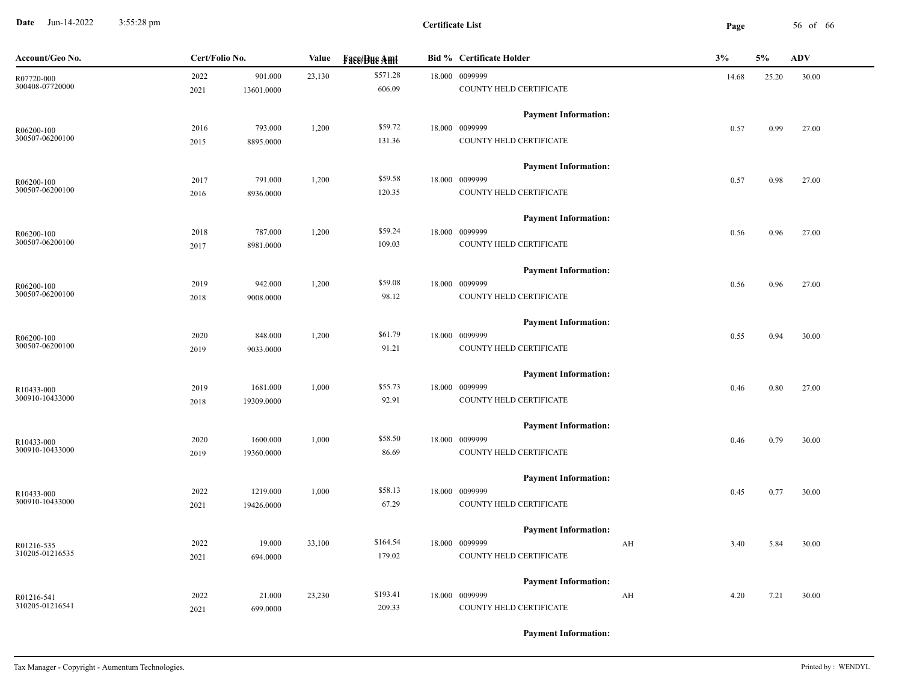**Certificate List**

| Account/Geo No. | Cert/Folio No. | | Value | Face/Due Amt | Bid % | Certificate Holder | | 3% | 5% | ADV |
|---|---|---|---|---|---|---|---|---|---|---|
| R07720-000 | 2022 | 901.000 | 23,130 | $571.28 | 18.000 | 0099999 | | 14.68 | 25.20 | 30.00 |
| 300408-07720000 | 2021 | 13601.0000 | | 606.09 | | COUNTY HELD CERTIFICATE | | | | |
| | | | | | | **Payment Information:** | | | | |
| R06200-100 | 2016 | 793.000 | 1,200 | $59.72 | 18.000 | 0099999 | | 0.57 | 0.99 | 27.00 |
| 300507-06200100 | 2015 | 8895.0000 | | 131.36 | | COUNTY HELD CERTIFICATE | | | | |
| | | | | | | **Payment Information:** | | | | |
| R06200-100 | 2017 | 791.000 | 1,200 | $59.58 | 18.000 | 0099999 | | 0.57 | 0.98 | 27.00 |
| 300507-06200100 | 2016 | 8936.0000 | | 120.35 | | COUNTY HELD CERTIFICATE | | | | |
| | | | | | | **Payment Information:** | | | | |
| R06200-100 | 2018 | 787.000 | 1,200 | $59.24 | 18.000 | 0099999 | | 0.56 | 0.96 | 27.00 |
| 300507-06200100 | 2017 | 8981.0000 | | 109.03 | | COUNTY HELD CERTIFICATE | | | | |
| | | | | | | **Payment Information:** | | | | |
| R06200-100 | 2019 | 942.000 | 1,200 | $59.08 | 18.000 | 0099999 | | 0.56 | 0.96 | 27.00 |
| 300507-06200100 | 2018 | 9008.0000 | | 98.12 | | COUNTY HELD CERTIFICATE | | | | |
| | | | | | | **Payment Information:** | | | | |
| R06200-100 | 2020 | 848.000 | 1,200 | $61.79 | 18.000 | 0099999 | | 0.55 | 0.94 | 30.00 |
| 300507-06200100 | 2019 | 9033.0000 | | 91.21 | | COUNTY HELD CERTIFICATE | | | | |
| | | | | | | **Payment Information:** | | | | |
| R10433-000 | 2019 | 1681.000 | 1,000 | $55.73 | 18.000 | 0099999 | | 0.46 | 0.80 | 27.00 |
| 300910-10433000 | 2018 | 19309.0000 | | 92.91 | | COUNTY HELD CERTIFICATE | | | | |
| | | | | | | **Payment Information:** | | | | |
| R10433-000 | 2020 | 1600.000 | 1,000 | $58.50 | 18.000 | 0099999 | | 0.46 | 0.79 | 30.00 |
| 300910-10433000 | 2019 | 19360.0000 | | 86.69 | | COUNTY HELD CERTIFICATE | | | | |
| | | | | | | **Payment Information:** | | | | |
| R10433-000 | 2022 | 1219.000 | 1,000 | $58.13 | 18.000 | 0099999 | | 0.45 | 0.77 | 30.00 |
| 300910-10433000 | 2021 | 19426.0000 | | 67.29 | | COUNTY HELD CERTIFICATE | | | | |
| | | | | | | **Payment Information:** | | | | |
| R01216-535 | 2022 | 19.000 | 33,100 | $164.54 | 18.000 | 0099999 | AH | 3.40 | 5.84 | 30.00 |
| 310205-01216535 | 2021 | 694.0000 | | 179.02 | | COUNTY HELD CERTIFICATE | | | | |
| | | | | | | **Payment Information:** | | | | |
| R01216-541 | 2022 | 21.000 | 23,230 | $193.41 | 18.000 | 0099999 | AH | 4.20 | 7.21 | 30.00 |
| 310205-01216541 | 2021 | 699.0000 | | 209.33 | | COUNTY HELD CERTIFICATE | | | | |
| | | | | | | **Payment Information:** | | | | |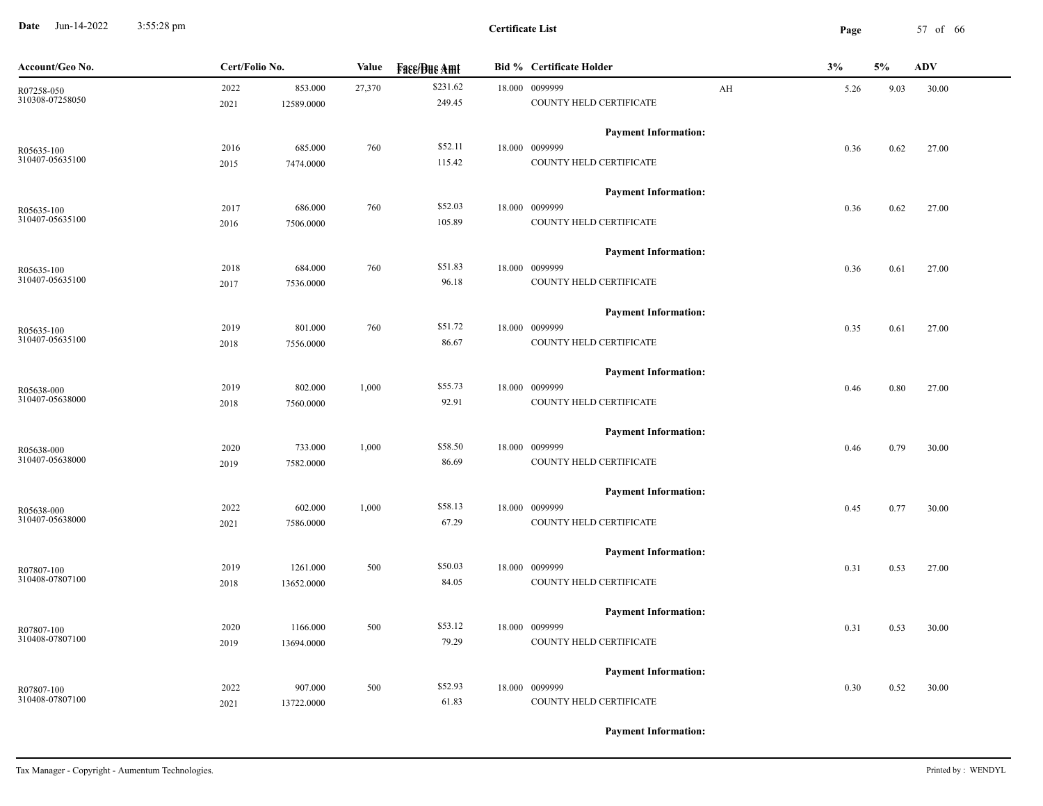**Certificate List**

| Account/Geo No. | Cert/Folio No. | | Value | Face/Due Amt | Bid % | Certificate Holder | | 3% | 5% | ADV |
|---|---|---|---|---|---|---|---|---|---|---|
| R07258-050 | 2022 | 853.000 | 27,370 | $231.62 | 18.000 | 0099999 | AH | 5.26 | 9.03 | 30.00 |
| 310308-07258050 | 2021 | 12589.0000 | | 249.45 | | COUNTY HELD CERTIFICATE | | | | |
| | | | | | | **Payment Information:** | | | | |
| R05635-100 | 2016 | 685.000 | 760 | $52.11 | 18.000 | 0099999 | | 0.36 | 0.62 | 27.00 |
| 310407-05635100 | 2015 | 7474.0000 | | 115.42 | | COUNTY HELD CERTIFICATE | | | | |
| | | | | | | **Payment Information:** | | | | |
| R05635-100 | 2017 | 686.000 | 760 | $52.03 | 18.000 | 0099999 | | 0.36 | 0.62 | 27.00 |
| 310407-05635100 | 2016 | 7506.0000 | | 105.89 | | COUNTY HELD CERTIFICATE | | | | |
| | | | | | | **Payment Information:** | | | | |
| R05635-100 | 2018 | 684.000 | 760 | $51.83 | 18.000 | 0099999 | | 0.36 | 0.61 | 27.00 |
| 310407-05635100 | 2017 | 7536.0000 | | 96.18 | | COUNTY HELD CERTIFICATE | | | | |
| | | | | | | **Payment Information:** | | | | |
| R05635-100 | 2019 | 801.000 | 760 | $51.72 | 18.000 | 0099999 | | 0.35 | 0.61 | 27.00 |
| 310407-05635100 | 2018 | 7556.0000 | | 86.67 | | COUNTY HELD CERTIFICATE | | | | |
| | | | | | | **Payment Information:** | | | | |
| R05638-000 | 2019 | 802.000 | 1,000 | $55.73 | 18.000 | 0099999 | | 0.46 | 0.80 | 27.00 |
| 310407-05638000 | 2018 | 7560.0000 | | 92.91 | | COUNTY HELD CERTIFICATE | | | | |
| | | | | | | **Payment Information:** | | | | |
| R05638-000 | 2020 | 733.000 | 1,000 | $58.50 | 18.000 | 0099999 | | 0.46 | 0.79 | 30.00 |
| 310407-05638000 | 2019 | 7582.0000 | | 86.69 | | COUNTY HELD CERTIFICATE | | | | |
| | | | | | | **Payment Information:** | | | | |
| R05638-000 | 2022 | 602.000 | 1,000 | $58.13 | 18.000 | 0099999 | | 0.45 | 0.77 | 30.00 |
| 310407-05638000 | 2021 | 7586.0000 | | 67.29 | | COUNTY HELD CERTIFICATE | | | | |
| | | | | | | **Payment Information:** | | | | |
| R07807-100 | 2019 | 1261.000 | 500 | $50.03 | 18.000 | 0099999 | | 0.31 | 0.53 | 27.00 |
| 310408-07807100 | 2018 | 13652.0000 | | 84.05 | | COUNTY HELD CERTIFICATE | | | | |
| | | | | | | **Payment Information:** | | | | |
| R07807-100 | 2020 | 1166.000 | 500 | $53.12 | 18.000 | 0099999 | | 0.31 | 0.53 | 30.00 |
| 310408-07807100 | 2019 | 13694.0000 | | 79.29 | | COUNTY HELD CERTIFICATE | | | | |
| | | | | | | **Payment Information:** | | | | |
| R07807-100 | 2022 | 907.000 | 500 | $52.93 | 18.000 | 0099999 | | 0.30 | 0.52 | 30.00 |
| 310408-07807100 | 2021 | 13722.0000 | | 61.83 | | COUNTY HELD CERTIFICATE | | | | |
| | | | | | | **Payment Information:** | | | | |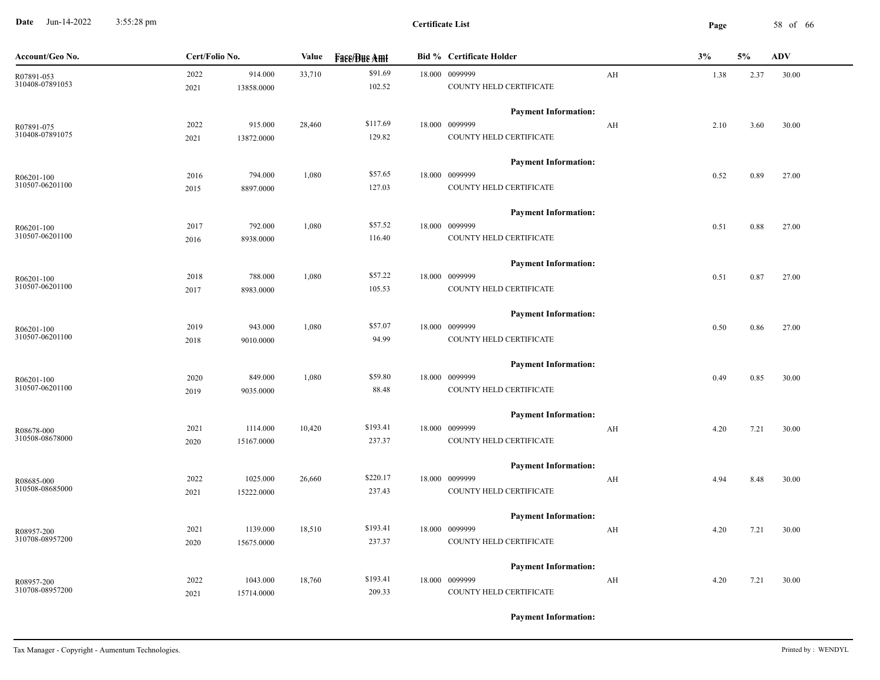# Certificate List

| Account/Geo No. | Cert/Folio No. | | Value | Face/Due Amt | Bid % | Certificate Holder | | 3% | 5% | ADV |
|---|---|---|---|---|---|---|---|---|---|---|
| R07891-053 | 2022 | 914.000 | 33,710 | $91.69 | 18.000 | 0099999 | AH | 1.38 | 2.37 | 30.00 |
| 310408-07891053 | 2021 | 13858.0000 | | 102.52 | | COUNTY HELD CERTIFICATE | | | | |
| | | | | | | **Payment Information:** | | | | |
| R07891-075 | 2022 | 915.000 | 28,460 | $117.69 | 18.000 | 0099999 | AH | 2.10 | 3.60 | 30.00 |
| 310408-07891075 | 2021 | 13872.0000 | | 129.82 | | COUNTY HELD CERTIFICATE | | | | |
| | | | | | | **Payment Information:** | | | | |
| R06201-100 | 2016 | 794.000 | 1,080 | $57.65 | 18.000 | 0099999 | | 0.52 | 0.89 | 27.00 |
| 310507-06201100 | 2015 | 8897.0000 | | 127.03 | | COUNTY HELD CERTIFICATE | | | | |
| | | | | | | **Payment Information:** | | | | |
| R06201-100 | 2017 | 792.000 | 1,080 | $57.52 | 18.000 | 0099999 | | 0.51 | 0.88 | 27.00 |
| 310507-06201100 | 2016 | 8938.0000 | | 116.40 | | COUNTY HELD CERTIFICATE | | | | |
| | | | | | | **Payment Information:** | | | | |
| R06201-100 | 2018 | 788.000 | 1,080 | $57.22 | 18.000 | 0099999 | | 0.51 | 0.87 | 27.00 |
| 310507-06201100 | 2017 | 8983.0000 | | 105.53 | | COUNTY HELD CERTIFICATE | | | | |
| | | | | | | **Payment Information:** | | | | |
| R06201-100 | 2019 | 943.000 | 1,080 | $57.07 | 18.000 | 0099999 | | 0.50 | 0.86 | 27.00 |
| 310507-06201100 | 2018 | 9010.0000 | | 94.99 | | COUNTY HELD CERTIFICATE | | | | |
| | | | | | | **Payment Information:** | | | | |
| R06201-100 | 2020 | 849.000 | 1,080 | $59.80 | 18.000 | 0099999 | | 0.49 | 0.85 | 30.00 |
| 310507-06201100 | 2019 | 9035.0000 | | 88.48 | | COUNTY HELD CERTIFICATE | | | | |
| | | | | | | **Payment Information:** | | | | |
| R08678-000 | 2021 | 1114.000 | 10,420 | $193.41 | 18.000 | 0099999 | AH | 4.20 | 7.21 | 30.00 |
| 310508-08678000 | 2020 | 15167.0000 | | 237.37 | | COUNTY HELD CERTIFICATE | | | | |
| | | | | | | **Payment Information:** | | | | |
| R08685-000 | 2022 | 1025.000 | 26,660 | $220.17 | 18.000 | 0099999 | AH | 4.94 | 8.48 | 30.00 |
| 310508-08685000 | 2021 | 15222.0000 | | 237.43 | | COUNTY HELD CERTIFICATE | | | | |
| | | | | | | **Payment Information:** | | | | |
| R08957-200 | 2021 | 1139.000 | 18,510 | $193.41 | 18.000 | 0099999 | AH | 4.20 | 7.21 | 30.00 |
| 310708-08957200 | 2020 | 15675.0000 | | 237.37 | | COUNTY HELD CERTIFICATE | | | | |
| | | | | | | **Payment Information:** | | | | |
| R08957-200 | 2022 | 1043.000 | 18,760 | $193.41 | 18.000 | 0099999 | AH | 4.20 | 7.21 | 30.00 |
| 310708-08957200 | 2021 | 15714.0000 | | 209.33 | | COUNTY HELD CERTIFICATE | | | | |
| | | | | | | **Payment Information:** | | | | |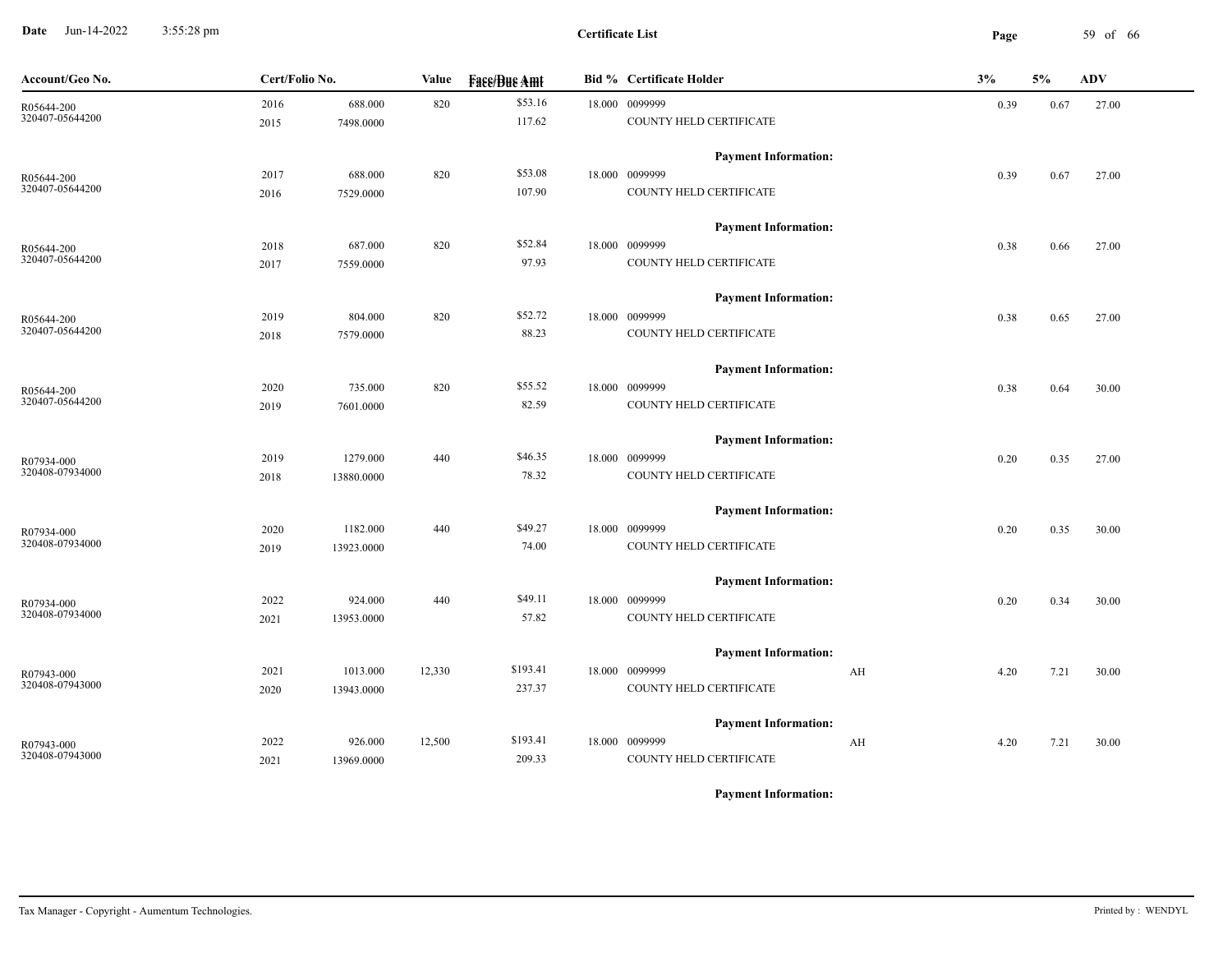**Certificate List**

| Account/Geo No. | Cert/Folio No. | | Value | Face/Due Amt | Bid % | Certificate Holder | | 3% | 5% | ADV |
|---|---|---|---|---|---|---|---|---|---|---|
| R05644-200 | 2016 | 688.000 | 820 | $53.16 | 18.000 | 0099999 | | 0.39 | 0.67 | 27.00 |
| 320407-05644200 | 2015 | 7498.0000 | | 117.62 | | COUNTY HELD CERTIFICATE | | | | |
| | | | | | | **Payment Information:** | | | | |
| R05644-200 | 2017 | 688.000 | 820 | $53.08 | 18.000 | 0099999 | | 0.39 | 0.67 | 27.00 |
| 320407-05644200 | 2016 | 7529.0000 | | 107.90 | | COUNTY HELD CERTIFICATE | | | | |
| | | | | | | **Payment Information:** | | | | |
| R05644-200 | 2018 | 687.000 | 820 | $52.84 | 18.000 | 0099999 | | 0.38 | 0.66 | 27.00 |
| 320407-05644200 | 2017 | 7559.0000 | | 97.93 | | COUNTY HELD CERTIFICATE | | | | |
| | | | | | | **Payment Information:** | | | | |
| R05644-200 | 2019 | 804.000 | 820 | $52.72 | 18.000 | 0099999 | | 0.38 | 0.65 | 27.00 |
| 320407-05644200 | 2018 | 7579.0000 | | 88.23 | | COUNTY HELD CERTIFICATE | | | | |
| | | | | | | **Payment Information:** | | | | |
| R05644-200 | 2020 | 735.000 | 820 | $55.52 | 18.000 | 0099999 | | 0.38 | 0.64 | 30.00 |
| 320407-05644200 | 2019 | 7601.0000 | | 82.59 | | COUNTY HELD CERTIFICATE | | | | |
| | | | | | | **Payment Information:** | | | | |
| R07934-000 | 2019 | 1279.000 | 440 | $46.35 | 18.000 | 0099999 | | 0.20 | 0.35 | 27.00 |
| 320408-07934000 | 2018 | 13880.0000 | | 78.32 | | COUNTY HELD CERTIFICATE | | | | |
| | | | | | | **Payment Information:** | | | | |
| R07934-000 | 2020 | 1182.000 | 440 | $49.27 | 18.000 | 0099999 | | 0.20 | 0.35 | 30.00 |
| 320408-07934000 | 2019 | 13923.0000 | | 74.00 | | COUNTY HELD CERTIFICATE | | | | |
| | | | | | | **Payment Information:** | | | | |
| R07934-000 | 2022 | 924.000 | 440 | $49.11 | 18.000 | 0099999 | | 0.20 | 0.34 | 30.00 |
| 320408-07934000 | 2021 | 13953.0000 | | 57.82 | | COUNTY HELD CERTIFICATE | | | | |
| | | | | | | **Payment Information:** | | | | |
| R07943-000 | 2021 | 1013.000 | 12,330 | $193.41 | 18.000 | 0099999 | AH | 4.20 | 7.21 | 30.00 |
| 320408-07943000 | 2020 | 13943.0000 | | 237.37 | | COUNTY HELD CERTIFICATE | | | | |
| | | | | | | **Payment Information:** | | | | |
| R07943-000 | 2022 | 926.000 | 12,500 | $193.41 | 18.000 | 0099999 | AH | 4.20 | 7.21 | 30.00 |
| 320408-07943000 | 2021 | 13969.0000 | | 209.33 | | COUNTY HELD CERTIFICATE | | | | |
| | | | | | | **Payment Information:** | | | | |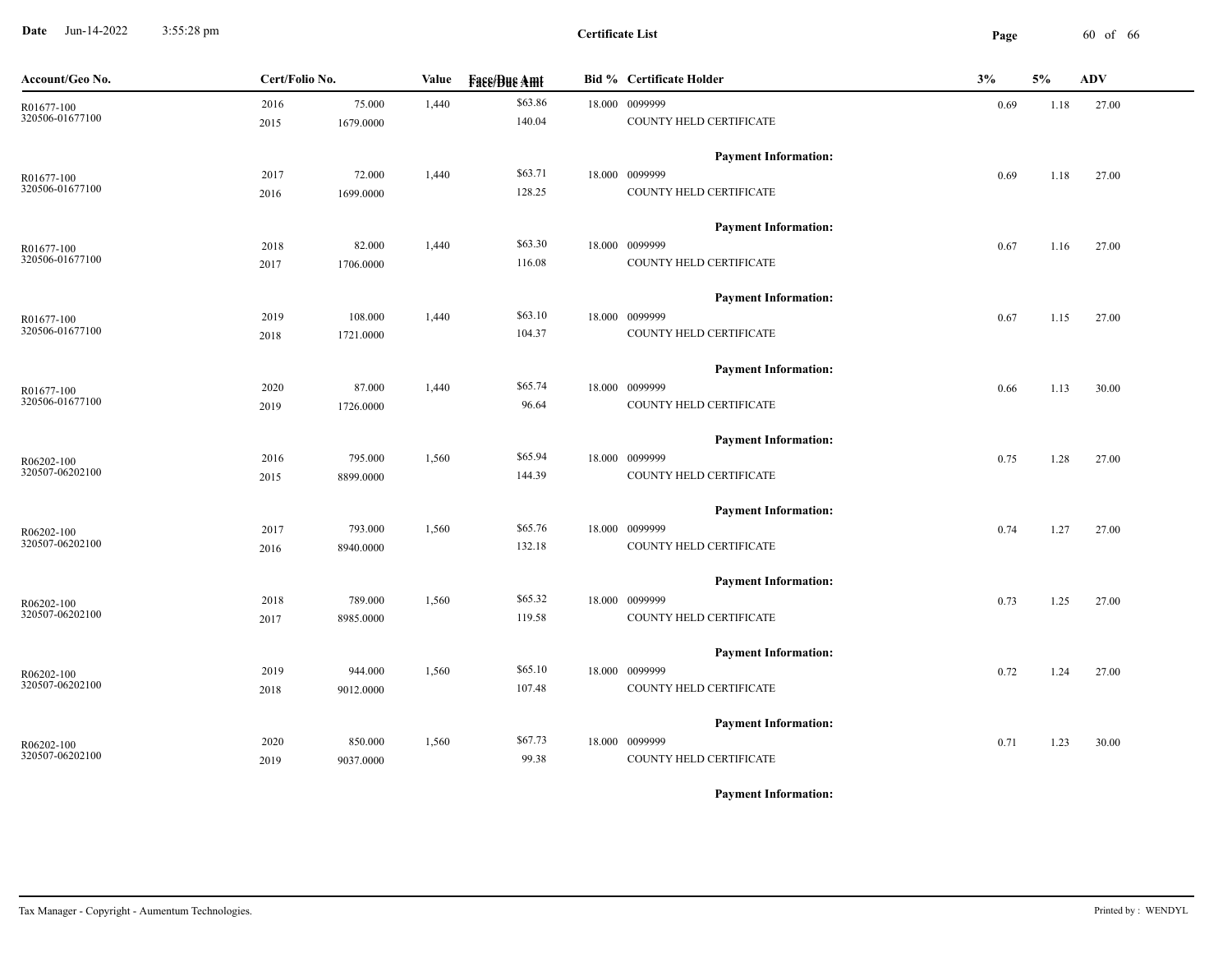**Certificate List**

| Account/Geo No. | Cert/Folio No. | | Value | Face/Due Amt | Bid % | Certificate Holder | 3% | 5% | ADV |
|---|---|---|---|---|---|---|---|---|---|
| R01677-100 | 2016 | 75.000 | 1,440 | $63.86 | 18.000 | 0099999 | 0.69 | 1.18 | 27.00 |
| 320506-01677100 | 2015 | 1679.0000 | | 140.04 | | COUNTY HELD CERTIFICATE | | | |
| | | | | | | **Payment Information:** | | | |
| R01677-100 | 2017 | 72.000 | 1,440 | $63.71 | 18.000 | 0099999 | 0.69 | 1.18 | 27.00 |
| 320506-01677100 | 2016 | 1699.0000 | | 128.25 | | COUNTY HELD CERTIFICATE | | | |
| | | | | | | **Payment Information:** | | | |
| R01677-100 | 2018 | 82.000 | 1,440 | $63.30 | 18.000 | 0099999 | 0.67 | 1.16 | 27.00 |
| 320506-01677100 | 2017 | 1706.0000 | | 116.08 | | COUNTY HELD CERTIFICATE | | | |
| | | | | | | **Payment Information:** | | | |
| R01677-100 | 2019 | 108.000 | 1,440 | $63.10 | 18.000 | 0099999 | 0.67 | 1.15 | 27.00 |
| 320506-01677100 | 2018 | 1721.0000 | | 104.37 | | COUNTY HELD CERTIFICATE | | | |
| | | | | | | **Payment Information:** | | | |
| R01677-100 | 2020 | 87.000 | 1,440 | $65.74 | 18.000 | 0099999 | 0.66 | 1.13 | 30.00 |
| 320506-01677100 | 2019 | 1726.0000 | | 96.64 | | COUNTY HELD CERTIFICATE | | | |
| | | | | | | **Payment Information:** | | | |
| R06202-100 | 2016 | 795.000 | 1,560 | $65.94 | 18.000 | 0099999 | 0.75 | 1.28 | 27.00 |
| 320507-06202100 | 2015 | 8899.0000 | | 144.39 | | COUNTY HELD CERTIFICATE | | | |
| | | | | | | **Payment Information:** | | | |
| R06202-100 | 2017 | 793.000 | 1,560 | $65.76 | 18.000 | 0099999 | 0.74 | 1.27 | 27.00 |
| 320507-06202100 | 2016 | 8940.0000 | | 132.18 | | COUNTY HELD CERTIFICATE | | | |
| | | | | | | **Payment Information:** | | | |
| R06202-100 | 2018 | 789.000 | 1,560 | $65.32 | 18.000 | 0099999 | 0.73 | 1.25 | 27.00 |
| 320507-06202100 | 2017 | 8985.0000 | | 119.58 | | COUNTY HELD CERTIFICATE | | | |
| | | | | | | **Payment Information:** | | | |
| R06202-100 | 2019 | 944.000 | 1,560 | $65.10 | 18.000 | 0099999 | 0.72 | 1.24 | 27.00 |
| 320507-06202100 | 2018 | 9012.0000 | | 107.48 | | COUNTY HELD CERTIFICATE | | | |
| | | | | | | **Payment Information:** | | | |
| R06202-100 | 2020 | 850.000 | 1,560 | $67.73 | 18.000 | 0099999 | 0.71 | 1.23 | 30.00 |
| 320507-06202100 | 2019 | 9037.0000 | | 99.38 | | COUNTY HELD CERTIFICATE | | | |
| | | | | | | **Payment Information:** | | | |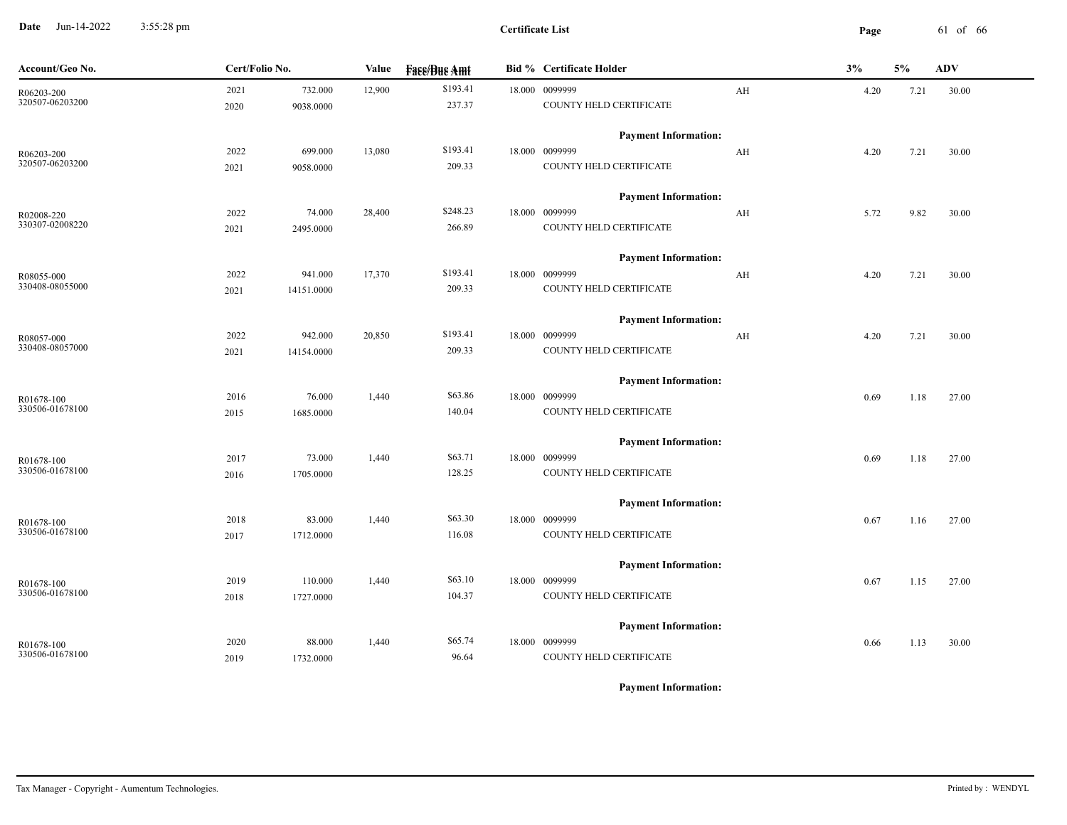**Certificate List**

| Account/Geo No. | Cert/Folio No. | | Value | Face/Due Amt | Bid % | Certificate Holder | | 3% | 5% | ADV |
|---|---|---|---|---|---|---|---|---|---|---|
| R06203-200 | 2021 | 732.000 | 12,900 | $193.41 | 18.000 | 0099999 | AH | 4.20 | 7.21 | 30.00 |
| 320507-06203200 | 2020 | 9038.0000 | | 237.37 | | COUNTY HELD CERTIFICATE | | | | |
| | | | | | | **Payment Information:** | | | | |
| R06203-200 | 2022 | 699.000 | 13,080 | $193.41 | 18.000 | 0099999 | AH | 4.20 | 7.21 | 30.00 |
| 320507-06203200 | 2021 | 9058.0000 | | 209.33 | | COUNTY HELD CERTIFICATE | | | | |
| | | | | | | **Payment Information:** | | | | |
| R02008-220 | 2022 | 74.000 | 28,400 | $248.23 | 18.000 | 0099999 | AH | 5.72 | 9.82 | 30.00 |
| 330307-02008220 | 2021 | 2495.0000 | | 266.89 | | COUNTY HELD CERTIFICATE | | | | |
| | | | | | | **Payment Information:** | | | | |
| R08055-000 | 2022 | 941.000 | 17,370 | $193.41 | 18.000 | 0099999 | AH | 4.20 | 7.21 | 30.00 |
| 330408-08055000 | 2021 | 14151.0000 | | 209.33 | | COUNTY HELD CERTIFICATE | | | | |
| | | | | | | **Payment Information:** | | | | |
| R08057-000 | 2022 | 942.000 | 20,850 | $193.41 | 18.000 | 0099999 | AH | 4.20 | 7.21 | 30.00 |
| 330408-08057000 | 2021 | 14154.0000 | | 209.33 | | COUNTY HELD CERTIFICATE | | | | |
| | | | | | | **Payment Information:** | | | | |
| R01678-100 | 2016 | 76.000 | 1,440 | $63.86 | 18.000 | 0099999 | | 0.69 | 1.18 | 27.00 |
| 330506-01678100 | 2015 | 1685.0000 | | 140.04 | | COUNTY HELD CERTIFICATE | | | | |
| | | | | | | **Payment Information:** | | | | |
| R01678-100 | 2017 | 73.000 | 1,440 | $63.71 | 18.000 | 0099999 | | 0.69 | 1.18 | 27.00 |
| 330506-01678100 | 2016 | 1705.0000 | | 128.25 | | COUNTY HELD CERTIFICATE | | | | |
| | | | | | | **Payment Information:** | | | | |
| R01678-100 | 2018 | 83.000 | 1,440 | $63.30 | 18.000 | 0099999 | | 0.67 | 1.16 | 27.00 |
| 330506-01678100 | 2017 | 1712.0000 | | 116.08 | | COUNTY HELD CERTIFICATE | | | | |
| | | | | | | **Payment Information:** | | | | |
| R01678-100 | 2019 | 110.000 | 1,440 | $63.10 | 18.000 | 0099999 | | 0.67 | 1.15 | 27.00 |
| 330506-01678100 | 2018 | 1727.0000 | | 104.37 | | COUNTY HELD CERTIFICATE | | | | |
| | | | | | | **Payment Information:** | | | | |
| R01678-100 | 2020 | 88.000 | 1,440 | $65.74 | 18.000 | 0099999 | | 0.66 | 1.13 | 30.00 |
| 330506-01678100 | 2019 | 1732.0000 | | 96.64 | | COUNTY HELD CERTIFICATE | | | | |
| | | | | | | **Payment Information:** | | | | |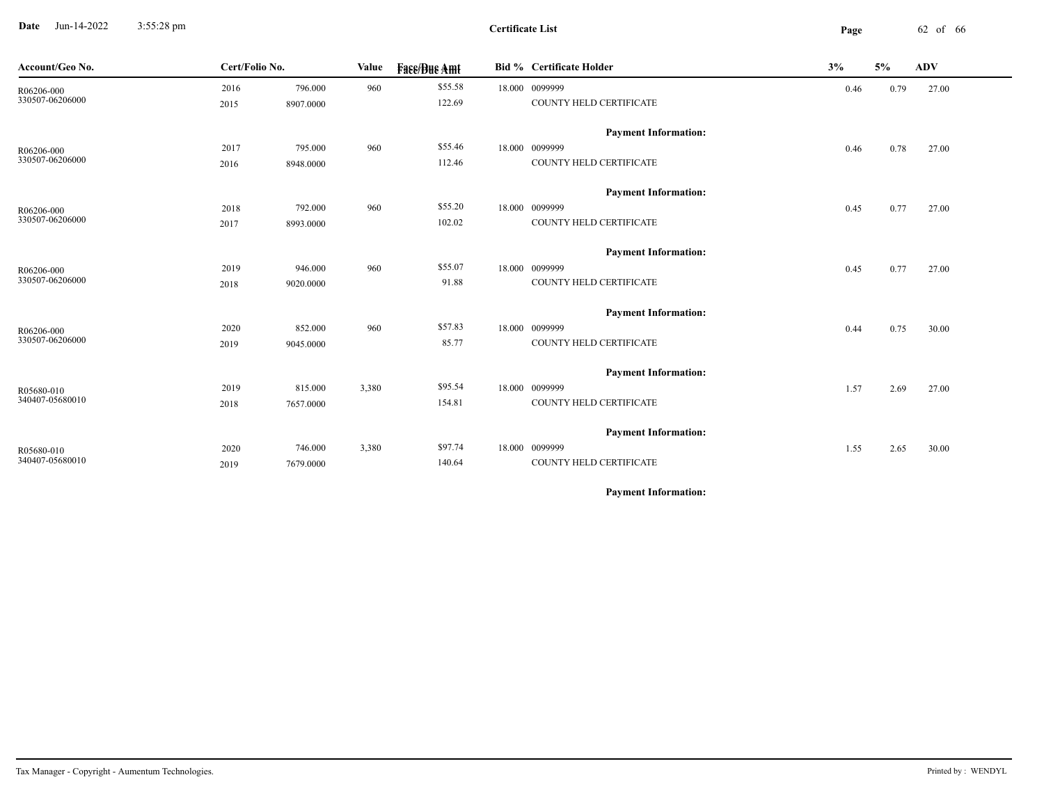**Certificate List**

| Account/Geo No. | Cert/Folio No. | | Value | Face/Due Amt | Bid % | Certificate Holder | 3% | 5% | ADV |
|---|---|---|---|---|---|---|---|---|---|
| R06206-000 | 2016 | 796.000 | 960 | $55.58 | 18.000 | 0099999 | 0.46 | 0.79 | 27.00 |
| 330507-06206000 | 2015 | 8907.0000 | | 122.69 | | COUNTY HELD CERTIFICATE | | | |
| | | | | | | **Payment Information:** | | | |
| R06206-000 | 2017 | 795.000 | 960 | $55.46 | 18.000 | 0099999 | 0.46 | 0.78 | 27.00 |
| 330507-06206000 | 2016 | 8948.0000 | | 112.46 | | COUNTY HELD CERTIFICATE | | | |
| | | | | | | **Payment Information:** | | | |
| R06206-000 | 2018 | 792.000 | 960 | $55.20 | 18.000 | 0099999 | 0.45 | 0.77 | 27.00 |
| 330507-06206000 | 2017 | 8993.0000 | | 102.02 | | COUNTY HELD CERTIFICATE | | | |
| | | | | | | **Payment Information:** | | | |
| R06206-000 | 2019 | 946.000 | 960 | $55.07 | 18.000 | 0099999 | 0.45 | 0.77 | 27.00 |
| 330507-06206000 | 2018 | 9020.0000 | | 91.88 | | COUNTY HELD CERTIFICATE | | | |
| | | | | | | **Payment Information:** | | | |
| R06206-000 | 2020 | 852.000 | 960 | $57.83 | 18.000 | 0099999 | 0.44 | 0.75 | 30.00 |
| 330507-06206000 | 2019 | 9045.0000 | | 85.77 | | COUNTY HELD CERTIFICATE | | | |
| | | | | | | **Payment Information:** | | | |
| R05680-010 | 2019 | 815.000 | 3,380 | $95.54 | 18.000 | 0099999 | 1.57 | 2.69 | 27.00 |
| 340407-05680010 | 2018 | 7657.0000 | | 154.81 | | COUNTY HELD CERTIFICATE | | | |
| | | | | | | **Payment Information:** | | | |
| R05680-010 | 2020 | 746.000 | 3,380 | $97.74 | 18.000 | 0099999 | 1.55 | 2.65 | 30.00 |
| 340407-05680010 | 2019 | 7679.0000 | | 140.64 | | COUNTY HELD CERTIFICATE | | | |
| | | | | | | **Payment Information:** | | | |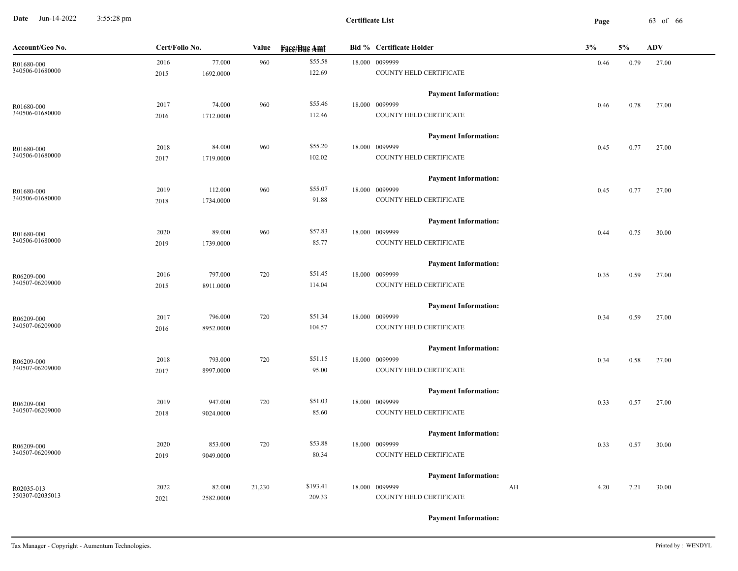**Certificate List**

| Account/Geo No. | Cert/Folio No. | | Value | Face/Due Amt | Bid % | Certificate Holder | | 3% | 5% | ADV |
|---|---|---|---|---|---|---|---|---|---|---|
| R01680-000 | 2016 | 77.000 | 960 | $55.58 | 18.000 | 0099999 | | 0.46 | 0.79 | 27.00 |
| 340506-01680000 | 2015 | 1692.0000 | | 122.69 | | COUNTY HELD CERTIFICATE | | | | |
| | | | | | | **Payment Information:** | | | | |
| R01680-000 | 2017 | 74.000 | 960 | $55.46 | 18.000 | 0099999 | | 0.46 | 0.78 | 27.00 |
| 340506-01680000 | 2016 | 1712.0000 | | 112.46 | | COUNTY HELD CERTIFICATE | | | | |
| | | | | | | **Payment Information:** | | | | |
| R01680-000 | 2018 | 84.000 | 960 | $55.20 | 18.000 | 0099999 | | 0.45 | 0.77 | 27.00 |
| 340506-01680000 | 2017 | 1719.0000 | | 102.02 | | COUNTY HELD CERTIFICATE | | | | |
| | | | | | | **Payment Information:** | | | | |
| R01680-000 | 2019 | 112.000 | 960 | $55.07 | 18.000 | 0099999 | | 0.45 | 0.77 | 27.00 |
| 340506-01680000 | 2018 | 1734.0000 | | 91.88 | | COUNTY HELD CERTIFICATE | | | | |
| | | | | | | **Payment Information:** | | | | |
| R01680-000 | 2020 | 89.000 | 960 | $57.83 | 18.000 | 0099999 | | 0.44 | 0.75 | 30.00 |
| 340506-01680000 | 2019 | 1739.0000 | | 85.77 | | COUNTY HELD CERTIFICATE | | | | |
| | | | | | | **Payment Information:** | | | | |
| R06209-000 | 2016 | 797.000 | 720 | $51.45 | 18.000 | 0099999 | | 0.35 | 0.59 | 27.00 |
| 340507-06209000 | 2015 | 8911.0000 | | 114.04 | | COUNTY HELD CERTIFICATE | | | | |
| | | | | | | **Payment Information:** | | | | |
| R06209-000 | 2017 | 796.000 | 720 | $51.34 | 18.000 | 0099999 | | 0.34 | 0.59 | 27.00 |
| 340507-06209000 | 2016 | 8952.0000 | | 104.57 | | COUNTY HELD CERTIFICATE | | | | |
| | | | | | | **Payment Information:** | | | | |
| R06209-000 | 2018 | 793.000 | 720 | $51.15 | 18.000 | 0099999 | | 0.34 | 0.58 | 27.00 |
| 340507-06209000 | 2017 | 8997.0000 | | 95.00 | | COUNTY HELD CERTIFICATE | | | | |
| | | | | | | **Payment Information:** | | | | |
| R06209-000 | 2019 | 947.000 | 720 | $51.03 | 18.000 | 0099999 | | 0.33 | 0.57 | 27.00 |
| 340507-06209000 | 2018 | 9024.0000 | | 85.60 | | COUNTY HELD CERTIFICATE | | | | |
| | | | | | | **Payment Information:** | | | | |
| R06209-000 | 2020 | 853.000 | 720 | $53.88 | 18.000 | 0099999 | | 0.33 | 0.57 | 30.00 |
| 340507-06209000 | 2019 | 9049.0000 | | 80.34 | | COUNTY HELD CERTIFICATE | | | | |
| | | | | | | **Payment Information:** | | | | |
| R02035-013 | 2022 | 82.000 | 21,230 | $193.41 | 18.000 | 0099999 | AH | 4.20 | 7.21 | 30.00 |
| 350307-02035013 | 2021 | 2582.0000 | | 209.33 | | COUNTY HELD CERTIFICATE | | | | |
| | | | | | | **Payment Information:** | | | | |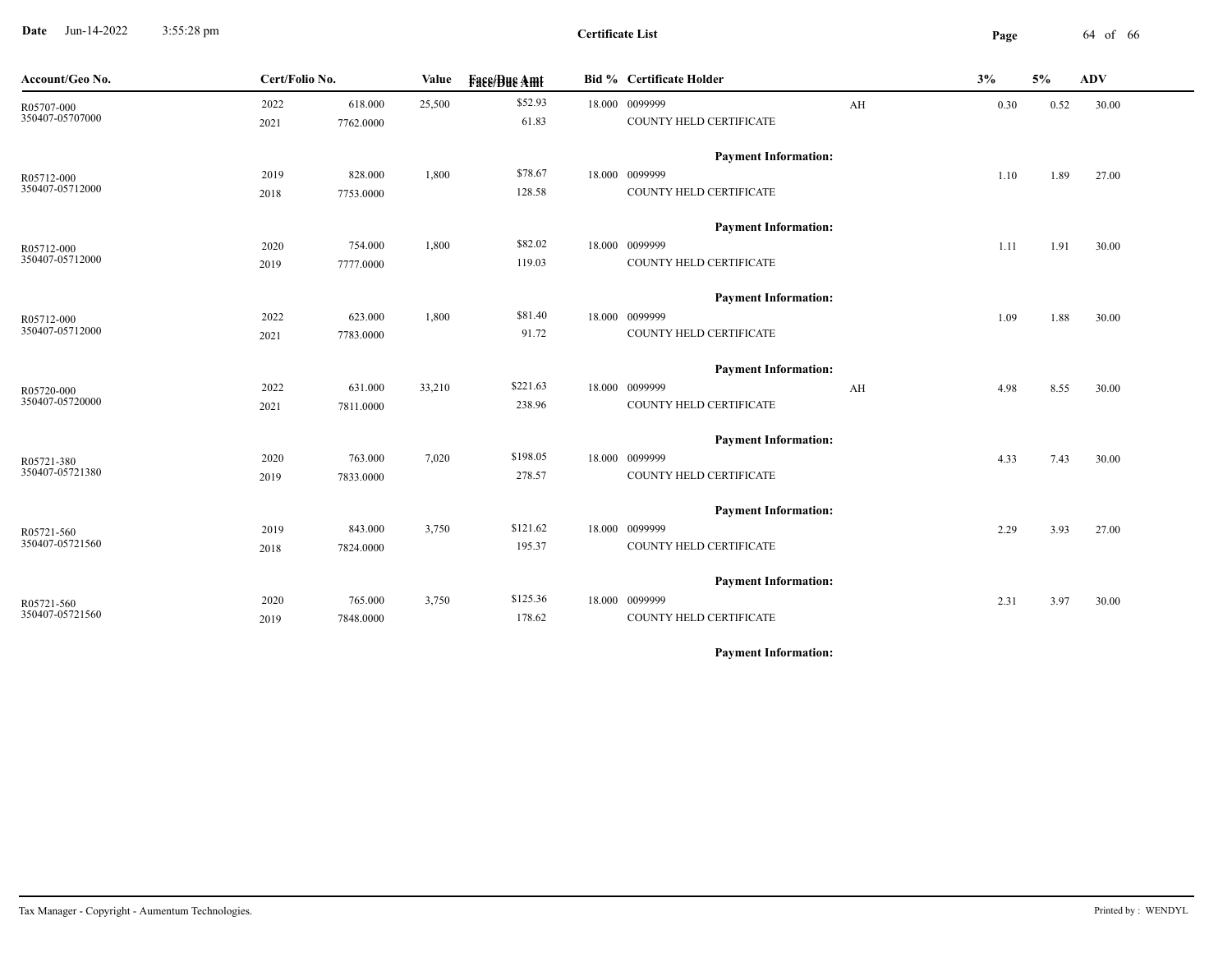**Certificate List**

| Account/Geo No. | Cert/Folio No. | | Value | Face/Due Amt | Bid % | Certificate Holder | | 3% | 5% | ADV |
|---|---|---|---|---|---|---|---|---|---|---|
| R05707-000 | 2022 | 618.000 | 25,500 | $52.93 | 18.000 | 0099999 | AH | 0.30 | 0.52 | 30.00 |
| 350407-05707000 | 2021 | 7762.0000 | | 61.83 | | COUNTY HELD CERTIFICATE | | | | |
| | | | | | | **Payment Information:** | | | | |
| R05712-000 | 2019 | 828.000 | 1,800 | $78.67 | 18.000 | 0099999 | | 1.10 | 1.89 | 27.00 |
| 350407-05712000 | 2018 | 7753.0000 | | 128.58 | | COUNTY HELD CERTIFICATE | | | | |
| | | | | | | **Payment Information:** | | | | |
| R05712-000 | 2020 | 754.000 | 1,800 | $82.02 | 18.000 | 0099999 | | 1.11 | 1.91 | 30.00 |
| 350407-05712000 | 2019 | 7777.0000 | | 119.03 | | COUNTY HELD CERTIFICATE | | | | |
| | | | | | | **Payment Information:** | | | | |
| R05712-000 | 2022 | 623.000 | 1,800 | $81.40 | 18.000 | 0099999 | | 1.09 | 1.88 | 30.00 |
| 350407-05712000 | 2021 | 7783.0000 | | 91.72 | | COUNTY HELD CERTIFICATE | | | | |
| | | | | | | **Payment Information:** | | | | |
| R05720-000 | 2022 | 631.000 | 33,210 | $221.63 | 18.000 | 0099999 | AH | 4.98 | 8.55 | 30.00 |
| 350407-05720000 | 2021 | 7811.0000 | | 238.96 | | COUNTY HELD CERTIFICATE | | | | |
| | | | | | | **Payment Information:** | | | | |
| R05721-380 | 2020 | 763.000 | 7,020 | $198.05 | 18.000 | 0099999 | | 4.33 | 7.43 | 30.00 |
| 350407-05721380 | 2019 | 7833.0000 | | 278.57 | | COUNTY HELD CERTIFICATE | | | | |
| | | | | | | **Payment Information:** | | | | |
| R05721-560 | 2019 | 843.000 | 3,750 | $121.62 | 18.000 | 0099999 | | 2.29 | 3.93 | 27.00 |
| 350407-05721560 | 2018 | 7824.0000 | | 195.37 | | COUNTY HELD CERTIFICATE | | | | |
| | | | | | | **Payment Information:** | | | | |
| R05721-560 | 2020 | 765.000 | 3,750 | $125.36 | 18.000 | 0099999 | | 2.31 | 3.97 | 30.00 |
| 350407-05721560 | 2019 | 7848.0000 | | 178.62 | | COUNTY HELD CERTIFICATE | | | | |
| | | | | | | **Payment Information:** | | | | |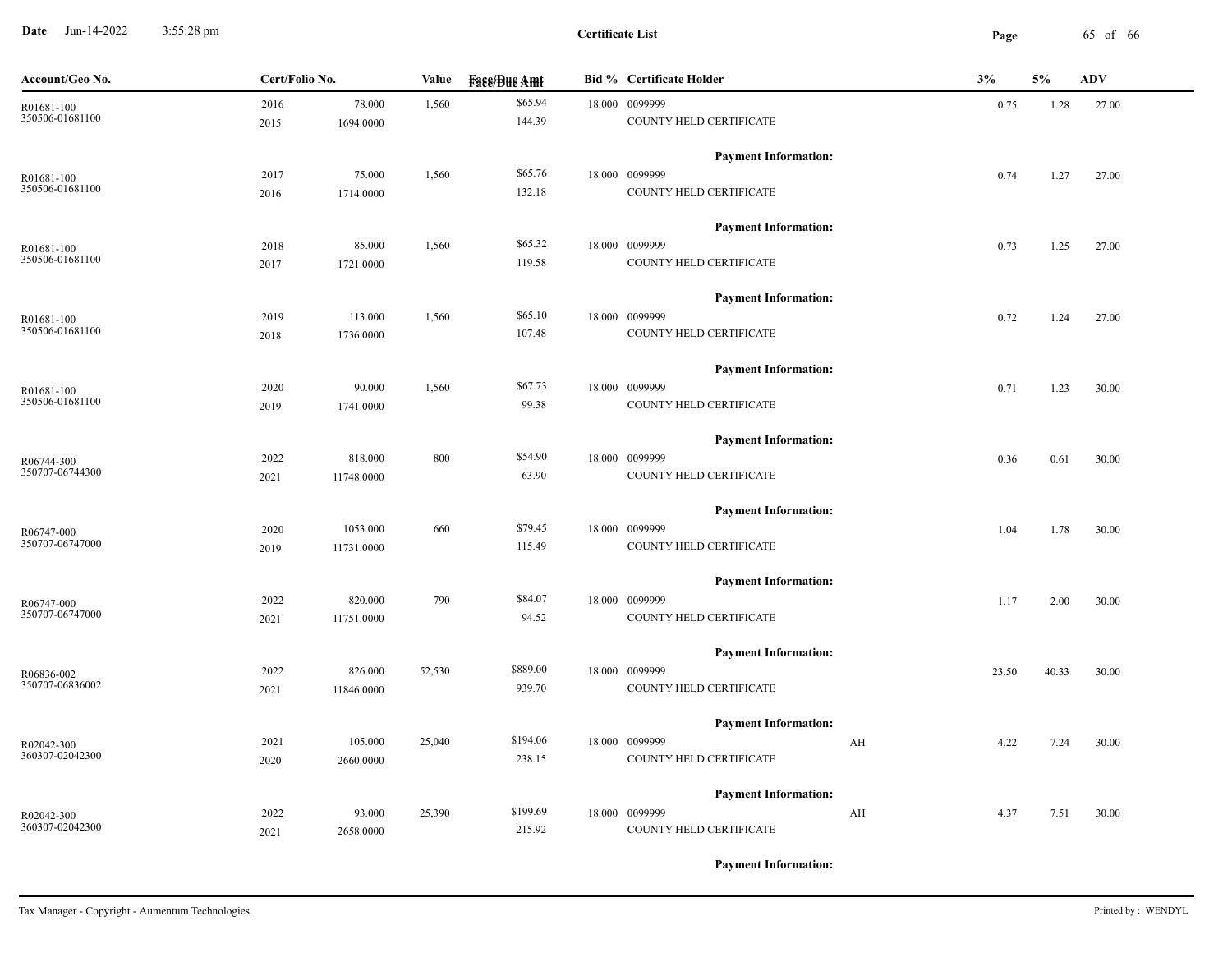**Certificate List**

| Account/Geo No. | Cert/Folio No. | | Value | Face/Due Amt | Bid % | Certificate Holder | | 3% | 5% | ADV |
|---|---|---|---|---|---|---|---|---|---|---|
| R01681-100 | 2016 | 78.000 | 1,560 | $65.94 | 18.000 | 0099999 | | 0.75 | 1.28 | 27.00 |
| 350506-01681100 | 2015 | 1694.0000 | | 144.39 | | COUNTY HELD CERTIFICATE | | | | |
| | | | | | | **Payment Information:** | | | | |
| R01681-100 | 2017 | 75.000 | 1,560 | $65.76 | 18.000 | 0099999 | | 0.74 | 1.27 | 27.00 |
| 350506-01681100 | 2016 | 1714.0000 | | 132.18 | | COUNTY HELD CERTIFICATE | | | | |
| | | | | | | **Payment Information:** | | | | |
| R01681-100 | 2018 | 85.000 | 1,560 | $65.32 | 18.000 | 0099999 | | 0.73 | 1.25 | 27.00 |
| 350506-01681100 | 2017 | 1721.0000 | | 119.58 | | COUNTY HELD CERTIFICATE | | | | |
| | | | | | | **Payment Information:** | | | | |
| R01681-100 | 2019 | 113.000 | 1,560 | $65.10 | 18.000 | 0099999 | | 0.72 | 1.24 | 27.00 |
| 350506-01681100 | 2018 | 1736.0000 | | 107.48 | | COUNTY HELD CERTIFICATE | | | | |
| | | | | | | **Payment Information:** | | | | |
| R01681-100 | 2020 | 90.000 | 1,560 | $67.73 | 18.000 | 0099999 | | 0.71 | 1.23 | 30.00 |
| 350506-01681100 | 2019 | 1741.0000 | | 99.38 | | COUNTY HELD CERTIFICATE | | | | |
| | | | | | | **Payment Information:** | | | | |
| R06744-300 | 2022 | 818.000 | 800 | $54.90 | 18.000 | 0099999 | | 0.36 | 0.61 | 30.00 |
| 350707-06744300 | 2021 | 11748.0000 | | 63.90 | | COUNTY HELD CERTIFICATE | | | | |
| | | | | | | **Payment Information:** | | | | |
| R06747-000 | 2020 | 1053.000 | 660 | $79.45 | 18.000 | 0099999 | | 1.04 | 1.78 | 30.00 |
| 350707-06747000 | 2019 | 11731.0000 | | 115.49 | | COUNTY HELD CERTIFICATE | | | | |
| | | | | | | **Payment Information:** | | | | |
| R06747-000 | 2022 | 820.000 | 790 | $84.07 | 18.000 | 0099999 | | 1.17 | 2.00 | 30.00 |
| 350707-06747000 | 2021 | 11751.0000 | | 94.52 | | COUNTY HELD CERTIFICATE | | | | |
| | | | | | | **Payment Information:** | | | | |
| R06836-002 | 2022 | 826.000 | 52,530 | $889.00 | 18.000 | 0099999 | | 23.50 | 40.33 | 30.00 |
| 350707-06836002 | 2021 | 11846.0000 | | 939.70 | | COUNTY HELD CERTIFICATE | | | | |
| | | | | | | **Payment Information:** | | | | |
| R02042-300 | 2021 | 105.000 | 25,040 | $194.06 | 18.000 | 0099999 | AH | 4.22 | 7.24 | 30.00 |
| 360307-02042300 | 2020 | 2660.0000 | | 238.15 | | COUNTY HELD CERTIFICATE | | | | |
| | | | | | | **Payment Information:** | | | | |
| R02042-300 | 2022 | 93.000 | 25,390 | $199.69 | 18.000 | 0099999 | AH | 4.37 | 7.51 | 30.00 |
| 360307-02042300 | 2021 | 2658.0000 | | 215.92 | | COUNTY HELD CERTIFICATE | | | | |
| | | | | | | **Payment Information:** | | | | |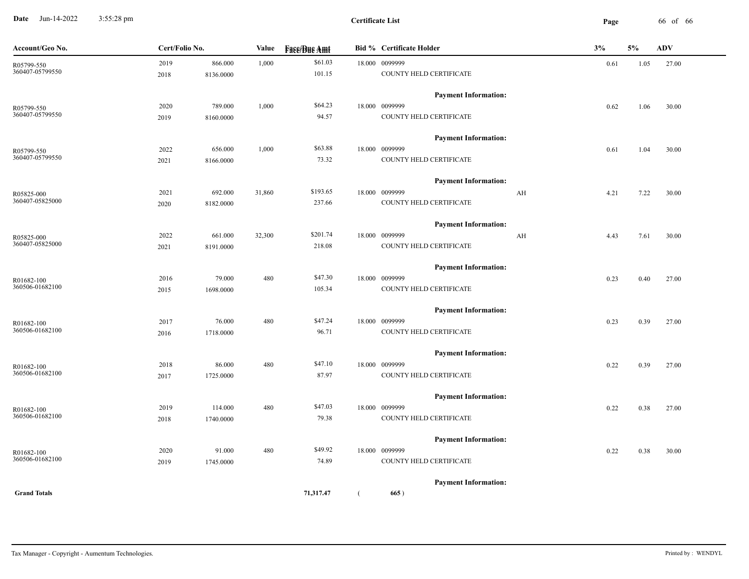**Certificate List**

| Account/Geo No. | Cert/Folio No. | | Value | Face/Due Amt | Bid % | Certificate Holder | | 3% | 5% | ADV |
|---|---|---|---|---|---|---|---|---|---|---|
| R05799-550 | 2019 | 866.000 | 1,000 | $61.03 | 18.000 | 0099999 | | 0.61 | 1.05 | 27.00 |
| 360407-05799550 | 2018 | 8136.0000 | | 101.15 | | COUNTY HELD CERTIFICATE | | | | |
| | | | | | | **Payment Information:** | | | | |
| R05799-550 | 2020 | 789.000 | 1,000 | $64.23 | 18.000 | 0099999 | | 0.62 | 1.06 | 30.00 |
| 360407-05799550 | 2019 | 8160.0000 | | 94.57 | | COUNTY HELD CERTIFICATE | | | | |
| | | | | | | **Payment Information:** | | | | |
| R05799-550 | 2022 | 656.000 | 1,000 | $63.88 | 18.000 | 0099999 | | 0.61 | 1.04 | 30.00 |
| 360407-05799550 | 2021 | 8166.0000 | | 73.32 | | COUNTY HELD CERTIFICATE | | | | |
| | | | | | | **Payment Information:** | | | | |
| R05825-000 | 2021 | 692.000 | 31,860 | $193.65 | 18.000 | 0099999 | AH | 4.21 | 7.22 | 30.00 |
| 360407-05825000 | 2020 | 8182.0000 | | 237.66 | | COUNTY HELD CERTIFICATE | | | | |
| | | | | | | **Payment Information:** | | | | |
| R05825-000 | 2022 | 661.000 | 32,300 | $201.74 | 18.000 | 0099999 | AH | 4.43 | 7.61 | 30.00 |
| 360407-05825000 | 2021 | 8191.0000 | | 218.08 | | COUNTY HELD CERTIFICATE | | | | |
| | | | | | | **Payment Information:** | | | | |
| R01682-100 | 2016 | 79.000 | 480 | $47.30 | 18.000 | 0099999 | | 0.23 | 0.40 | 27.00 |
| 360506-01682100 | 2015 | 1698.0000 | | 105.34 | | COUNTY HELD CERTIFICATE | | | | |
| | | | | | | **Payment Information:** | | | | |
| R01682-100 | 2017 | 76.000 | 480 | $47.24 | 18.000 | 0099999 | | 0.23 | 0.39 | 27.00 |
| 360506-01682100 | 2016 | 1718.0000 | | 96.71 | | COUNTY HELD CERTIFICATE | | | | |
| | | | | | | **Payment Information:** | | | | |
| R01682-100 | 2018 | 86.000 | 480 | $47.10 | 18.000 | 0099999 | | 0.22 | 0.39 | 27.00 |
| 360506-01682100 | 2017 | 1725.0000 | | 87.97 | | COUNTY HELD CERTIFICATE | | | | |
| | | | | | | **Payment Information:** | | | | |
| R01682-100 | 2019 | 114.000 | 480 | $47.03 | 18.000 | 0099999 | | 0.22 | 0.38 | 27.00 |
| 360506-01682100 | 2018 | 1740.0000 | | 79.38 | | COUNTY HELD CERTIFICATE | | | | |
| | | | | | | **Payment Information:** | | | | |
| R01682-100 | 2020 | 91.000 | 480 | $49.92 | 18.000 | 0099999 | | 0.22 | 0.38 | 30.00 |
| 360506-01682100 | 2019 | 1745.0000 | | 74.89 | | COUNTY HELD CERTIFICATE | | | | |
| | | | | | | **Payment Information:** | | | | |
| **Grand Totals** | | | | **71,317.47** | ( | **665** ) | | | | |